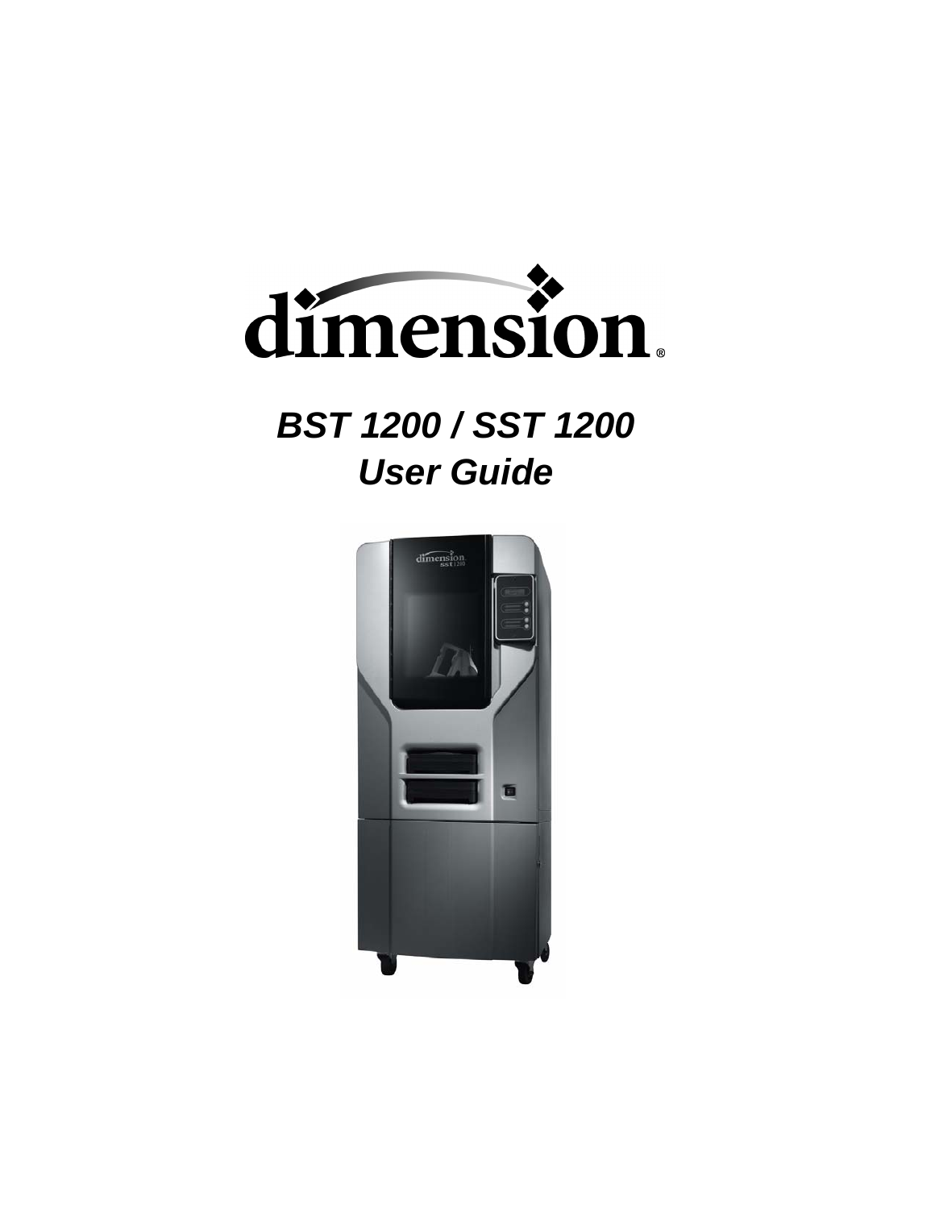# dimension®

## *BST 1200 / SST 1200*
## *User Guide*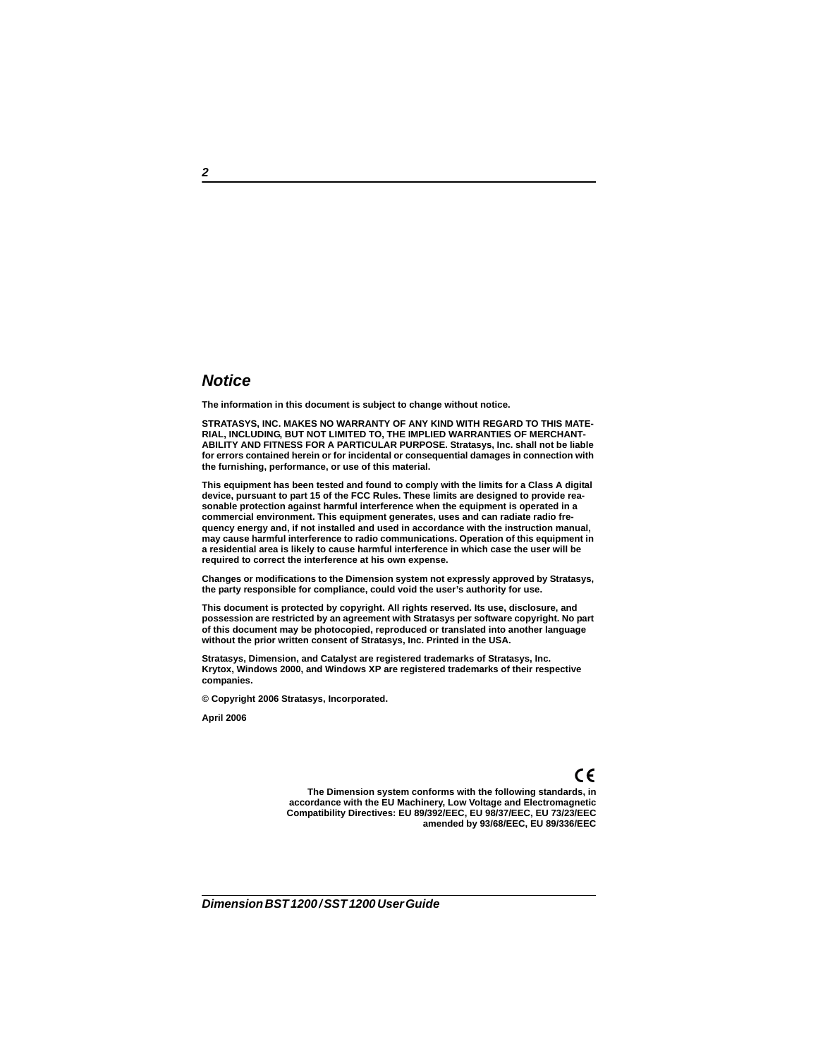## Notice

**The information in this document is subject to change without notice.**

**STRATASYS, INC. MAKES NO WARRANTY OF ANY KIND WITH REGARD TO THIS MATERIAL, INCLUDING, BUT NOT LIMITED TO, THE IMPLIED WARRANTIES OF MERCHANTABILITY AND FITNESS FOR A PARTICULAR PURPOSE. Stratasys, Inc. shall not be liable for errors contained herein or for incidental or consequential damages in connection with the furnishing, performance, or use of this material.**

**This equipment has been tested and found to comply with the limits for a Class A digital device, pursuant to part 15 of the FCC Rules. These limits are designed to provide reasonable protection against harmful interference when the equipment is operated in a commercial environment. This equipment generates, uses and can radiate radio frequency energy and, if not installed and used in accordance with the instruction manual, may cause harmful interference to radio communications. Operation of this equipment in a residential area is likely to cause harmful interference in which case the user will be required to correct the interference at his own expense.**

**Changes or modifications to the Dimension system not expressly approved by Stratasys, the party responsible for compliance, could void the user's authority for use.**

**This document is protected by copyright. All rights reserved. Its use, disclosure, and possession are restricted by an agreement with Stratasys per software copyright. No part of this document may be photocopied, reproduced or translated into another language without the prior written consent of Stratasys, Inc. Printed in the USA.**

**Stratasys, Dimension, and Catalyst are registered trademarks of Stratasys, Inc.**
**Krytox, Windows 2000, and Windows XP are registered trademarks of their respective companies.**

**© Copyright 2006 Stratasys, Incorporated.**

**April 2006**

CE

**The Dimension system conforms with the following standards, in accordance with the EU Machinery, Low Voltage and Electromagnetic Compatibility Directives: EU 89/392/EEC, EU 98/37/EEC, EU 73/23/EEC amended by 93/68/EEC, EU 89/336/EEC**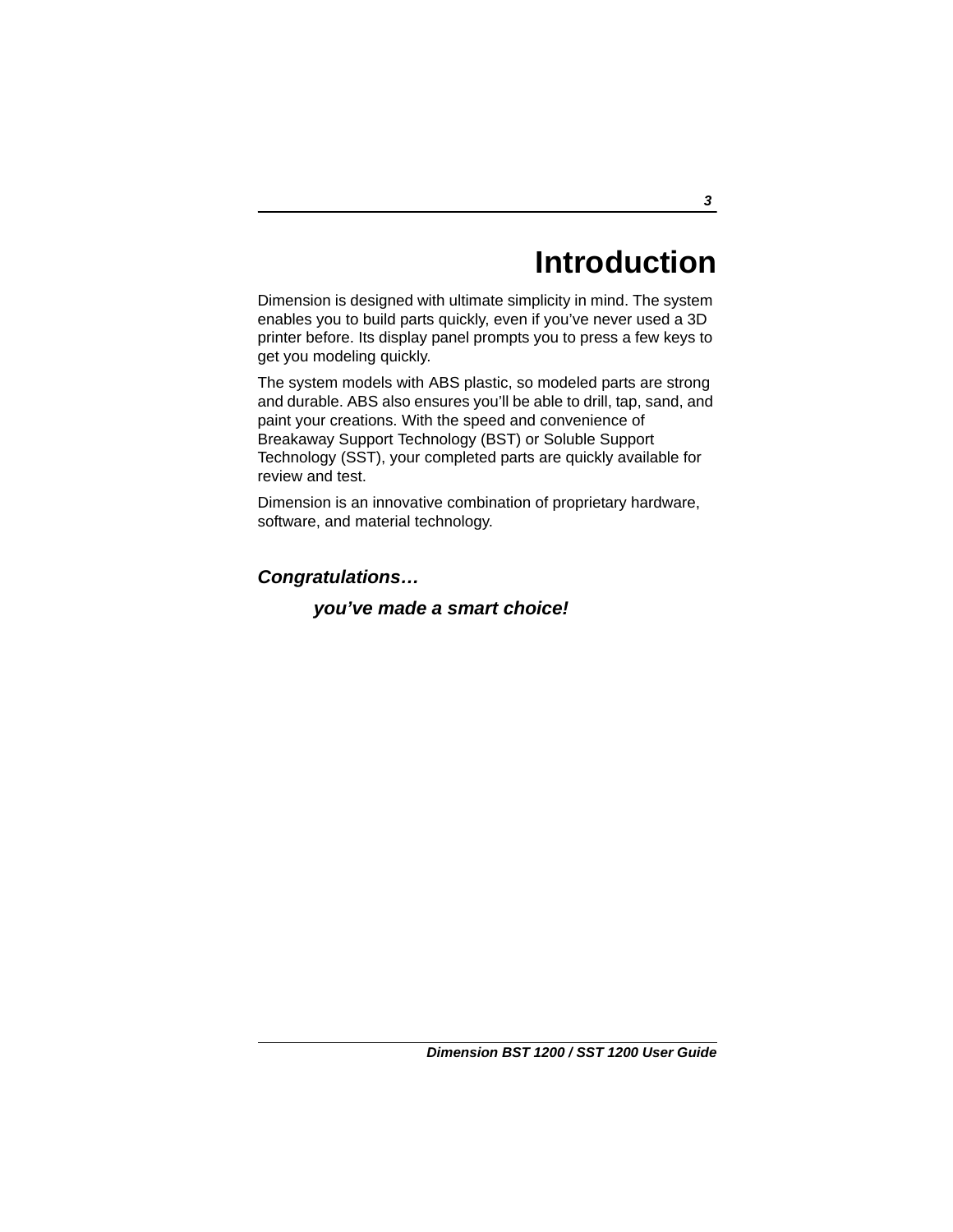# Introduction

Dimension is designed with ultimate simplicity in mind. The system enables you to build parts quickly, even if you've never used a 3D printer before. Its display panel prompts you to press a few keys to get you modeling quickly.

The system models with ABS plastic, so modeled parts are strong and durable. ABS also ensures you'll be able to drill, tap, sand, and paint your creations. With the speed and convenience of Breakaway Support Technology (BST) or Soluble Support Technology (SST), your completed parts are quickly available for review and test.

Dimension is an innovative combination of proprietary hardware, software, and material technology.

***Congratulations…***

***you've made a smart choice!***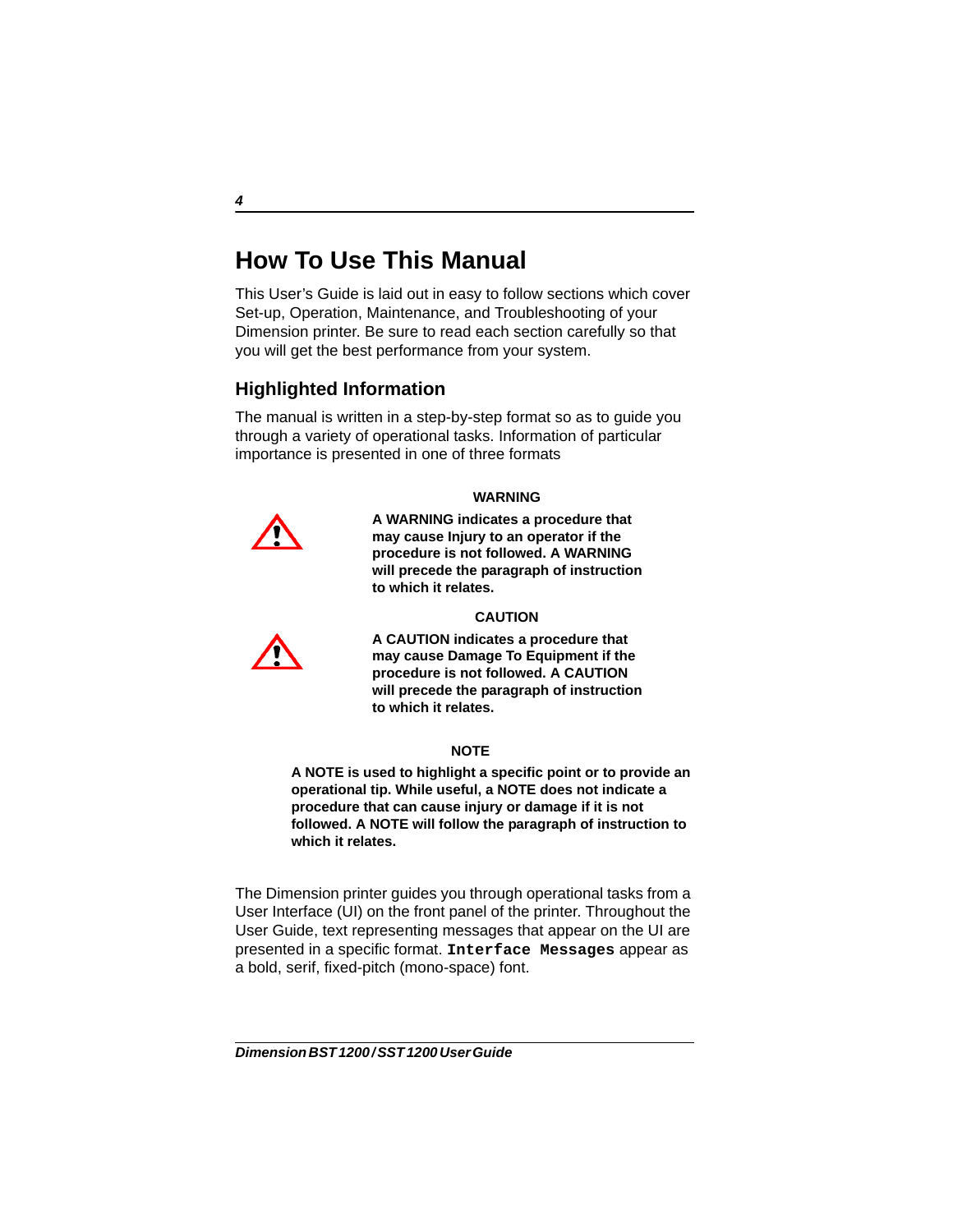# How To Use This Manual

This User's Guide is laid out in easy to follow sections which cover Set-up, Operation, Maintenance, and Troubleshooting of your Dimension printer. Be sure to read each section carefully so that you will get the best performance from your system.

## Highlighted Information

The manual is written in a step-by-step format so as to guide you through a variety of operational tasks. Information of particular importance is presented in one of three formats

**WARNING**

**A WARNING indicates a procedure that may cause Injury to an operator if the procedure is not followed. A WARNING will precede the paragraph of instruction to which it relates.**

**CAUTION**

**A CAUTION indicates a procedure that may cause Damage To Equipment if the procedure is not followed. A CAUTION will precede the paragraph of instruction to which it relates.**

**NOTE**

**A NOTE is used to highlight a specific point or to provide an operational tip. While useful, a NOTE does not indicate a procedure that can cause injury or damage if it is not followed. A NOTE will follow the paragraph of instruction to which it relates.**

The Dimension printer guides you through operational tasks from a User Interface (UI) on the front panel of the printer. Throughout the User Guide, text representing messages that appear on the UI are presented in a specific format. **`Interface Messages`** appear as a bold, serif, fixed-pitch (mono-space) font.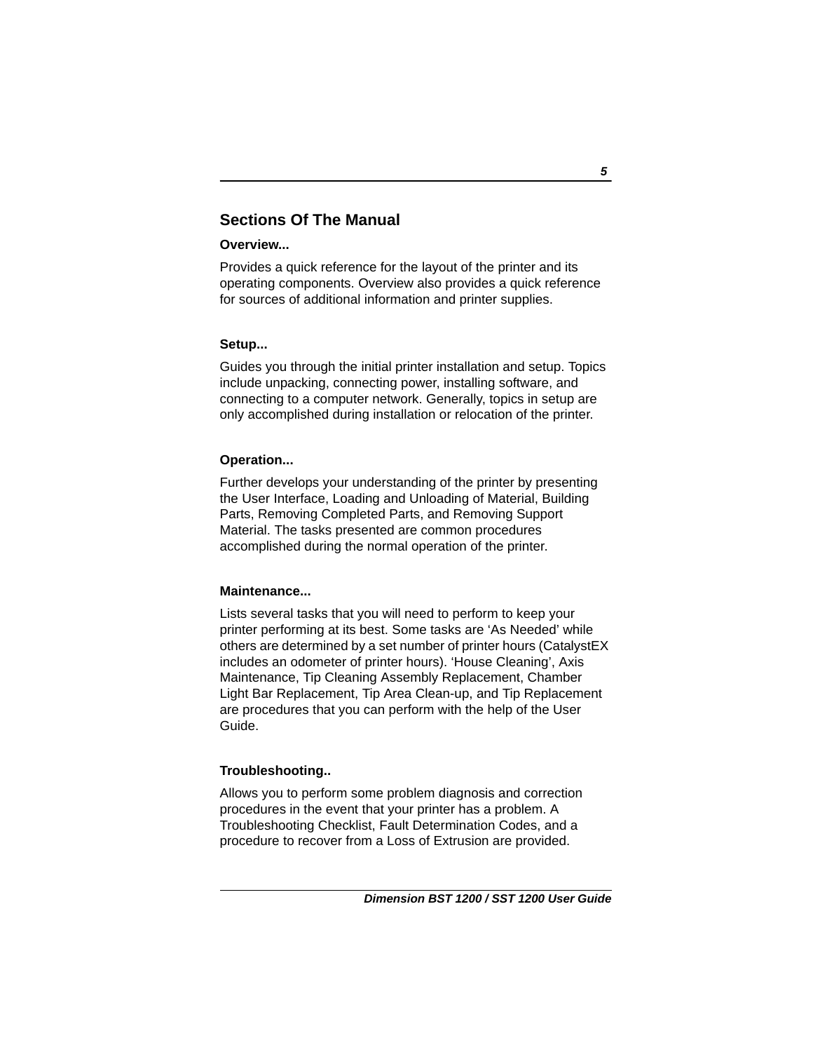## Sections Of The Manual

### Overview...

Provides a quick reference for the layout of the printer and its operating components. Overview also provides a quick reference for sources of additional information and printer supplies.

### Setup...

Guides you through the initial printer installation and setup. Topics include unpacking, connecting power, installing software, and connecting to a computer network. Generally, topics in setup are only accomplished during installation or relocation of the printer.

### Operation...

Further develops your understanding of the printer by presenting the User Interface, Loading and Unloading of Material, Building Parts, Removing Completed Parts, and Removing Support Material. The tasks presented are common procedures accomplished during the normal operation of the printer.

### Maintenance...

Lists several tasks that you will need to perform to keep your printer performing at its best. Some tasks are 'As Needed' while others are determined by a set number of printer hours (CatalystEX includes an odometer of printer hours). 'House Cleaning', Axis Maintenance, Tip Cleaning Assembly Replacement, Chamber Light Bar Replacement, Tip Area Clean-up, and Tip Replacement are procedures that you can perform with the help of the User Guide.

### Troubleshooting..

Allows you to perform some problem diagnosis and correction procedures in the event that your printer has a problem. A Troubleshooting Checklist, Fault Determination Codes, and a procedure to recover from a Loss of Extrusion are provided.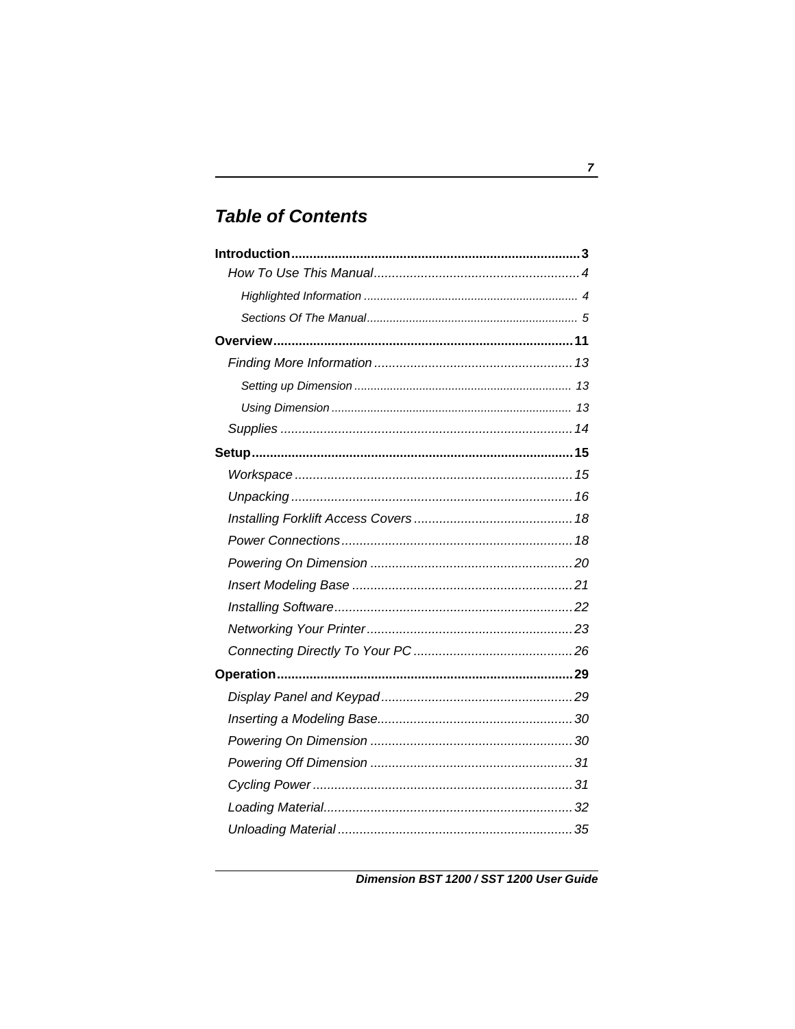## Table of Contents

**Introduction................................................................................3**

*How To Use This Manual.........................................................4*

*Highlighted Information ................................................................. 4*

*Sections Of The Manual................................................................ 5*

**Overview...................................................................................11**

*Finding More Information .......................................................13*

*Setting up Dimension .................................................................. 13*

*Using Dimension ......................................................................... 13*

*Supplies .................................................................................14*

**Setup........................................................................................15**

*Workspace .............................................................................15*

*Unpacking .............................................................................16*

*Installing Forklift Access Covers ............................................18*

*Power Connections................................................................18*

*Powering On Dimension ........................................................20*

*Insert Modeling Base .............................................................21*

*Installing Software..................................................................22*

*Networking Your Printer.........................................................23*

*Connecting Directly To Your PC ............................................26*

**Operation.................................................................................29**

*Display Panel and Keypad.....................................................29*

*Inserting a Modeling Base......................................................30*

*Powering On Dimension ........................................................30*

*Powering Off Dimension ........................................................31*

*Cycling Power ........................................................................31*

*Loading Material.....................................................................32*

*Unloading Material .................................................................35*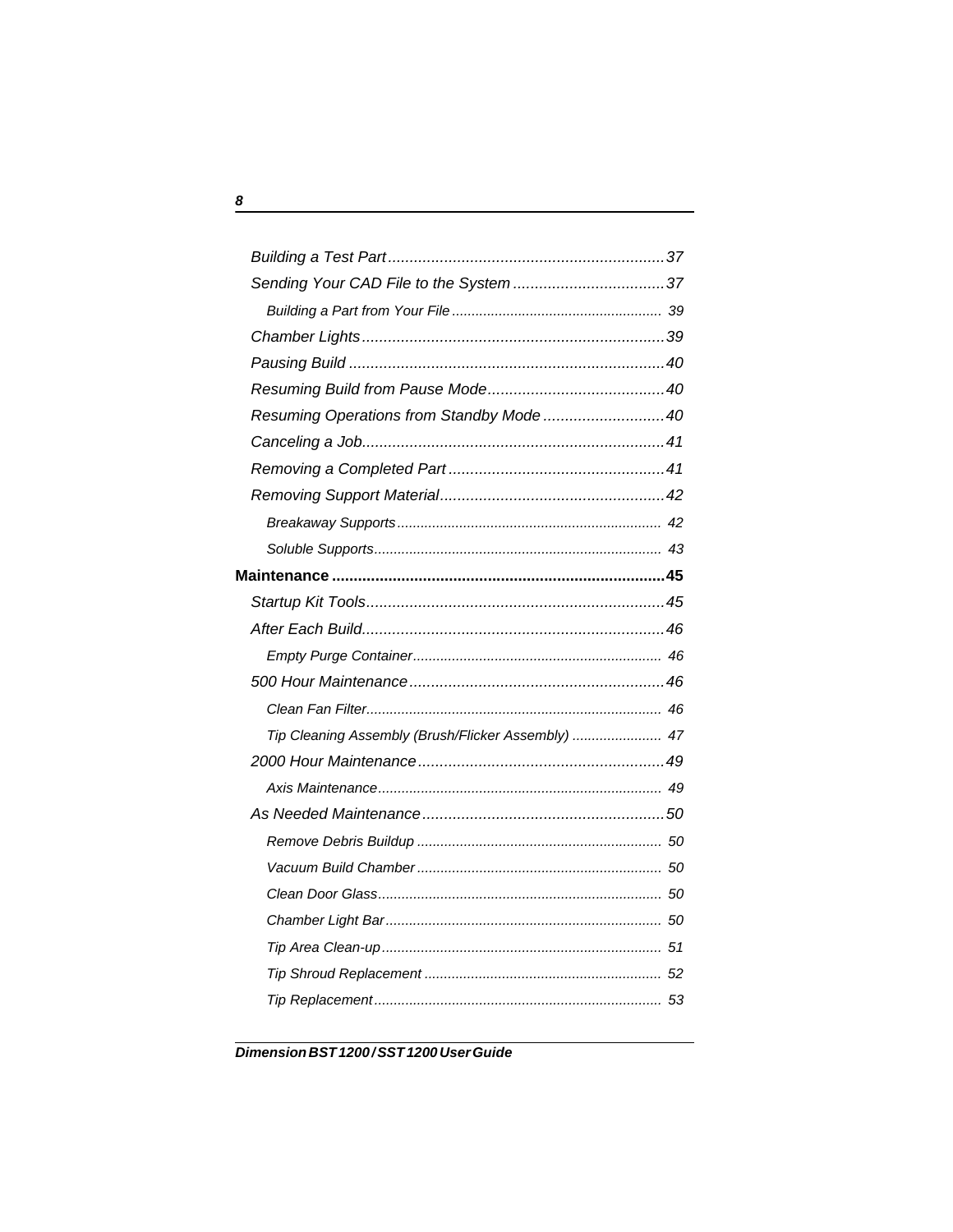*Building a Test Part* ................................................................37

*Sending Your CAD File to the System* ..................................37

*Building a Part from Your File* ..................................................... 39

*Chamber Lights* ......................................................................39

*Pausing Build* .........................................................................40

*Resuming Build from Pause Mode* .........................................40

*Resuming Operations from Standby Mode* ............................40

*Canceling a Job* .......................................................................41

*Removing a Completed Part* ..................................................41

*Removing Support Material* ....................................................42

*Breakaway Supports* .................................................................... 42

*Soluble Supports* ......................................................................... 43

**Maintenance** ............................................................................**45**

*Startup Kit Tools* .....................................................................45

*After Each Build* ......................................................................46

*Empty Purge Container* ............................................................... 46

*500 Hour Maintenance* ...........................................................46

*Clean Fan Filter* ........................................................................... 46

*Tip Cleaning Assembly (Brush/Flicker Assembly)* ....................... 47

*2000 Hour Maintenance* .........................................................49

*Axis Maintenance* ......................................................................... 49

*As Needed Maintenance* ........................................................50

*Remove Debris Buildup* ............................................................... 50

*Vacuum Build Chamber* ............................................................... 50

*Clean Door Glass* ......................................................................... 50

*Chamber Light Bar* ....................................................................... 50

*Tip Area Clean-up* ........................................................................ 51

*Tip Shroud Replacement* ............................................................. 52

*Tip Replacement* .......................................................................... 53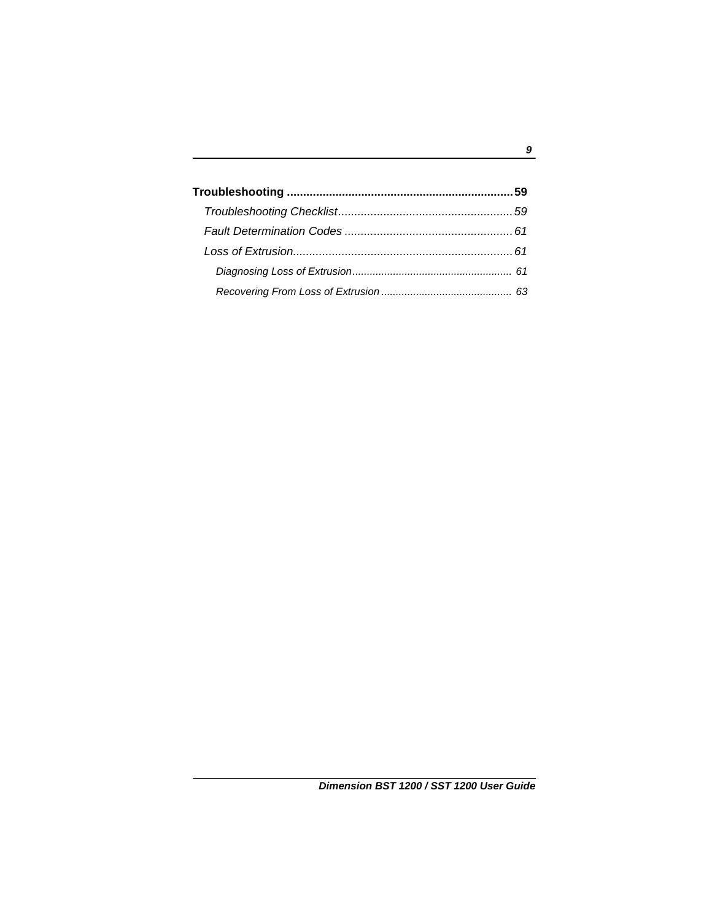**Troubleshooting** ........................................................................ **59**

*Troubleshooting Checklist* ........................................................ *59*

*Fault Determination Codes* ...................................................... *61*

*Loss of Extrusion* ....................................................................... *61*

*Diagnosing Loss of Extrusion* ........................................................ *61*

*Recovering From Loss of Extrusion* ............................................. *63*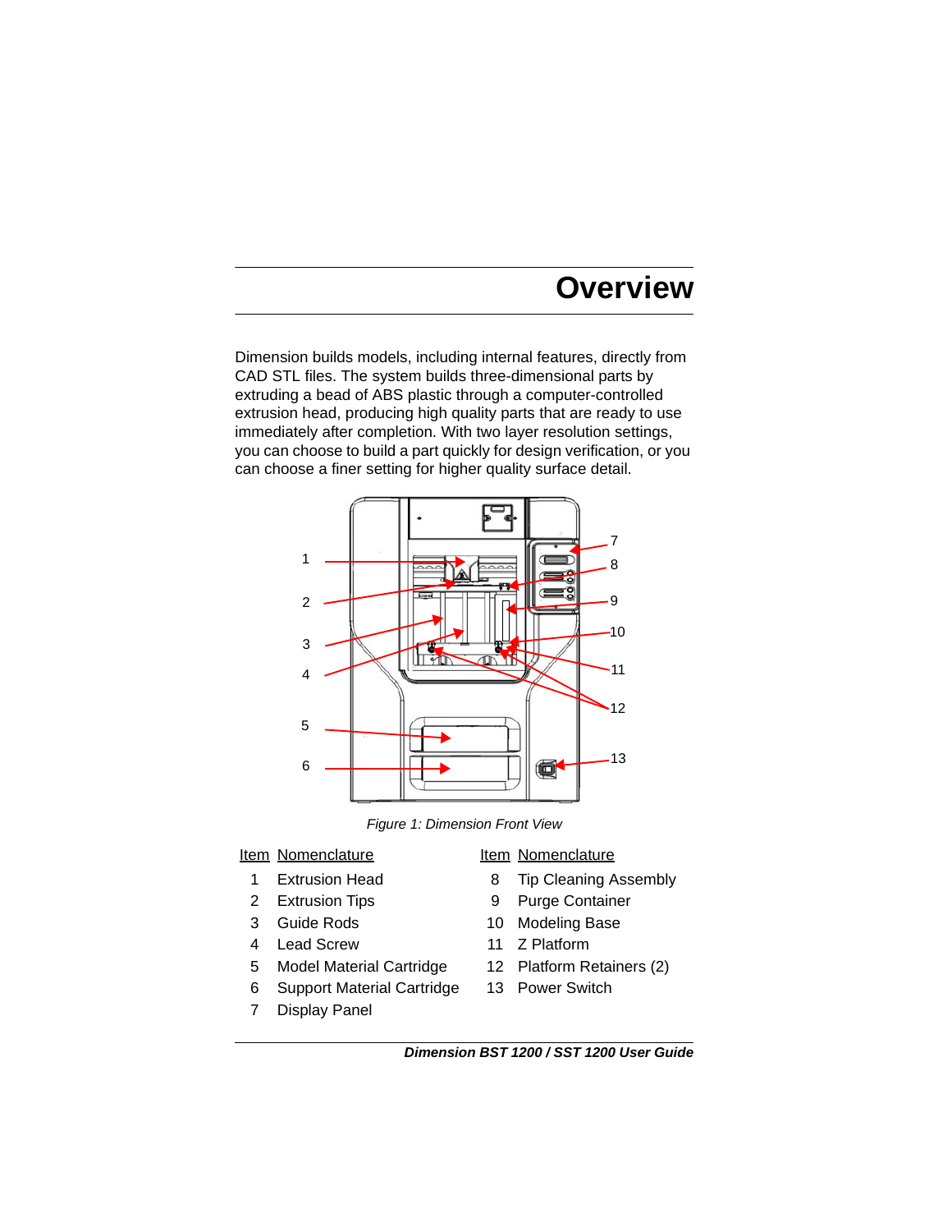# Overview

Dimension builds models, including internal features, directly from CAD STL files. The system builds three-dimensional parts by extruding a bead of ABS plastic through a computer-controlled extrusion head, producing high quality parts that are ready to use immediately after completion. With two layer resolution settings, you can choose to build a part quickly for design verification, or you can choose a finer setting for higher quality surface detail.

*Figure 1: Dimension Front View*

| Item | Nomenclature | Item | Nomenclature |
|---|---|---|---|
| 1 | Extrusion Head | 8 | Tip Cleaning Assembly |
| 2 | Extrusion Tips | 9 | Purge Container |
| 3 | Guide Rods | 10 | Modeling Base |
| 4 | Lead Screw | 11 | Z Platform |
| 5 | Model Material Cartridge | 12 | Platform Retainers (2) |
| 6 | Support Material Cartridge | 13 | Power Switch |
| 7 | Display Panel | | |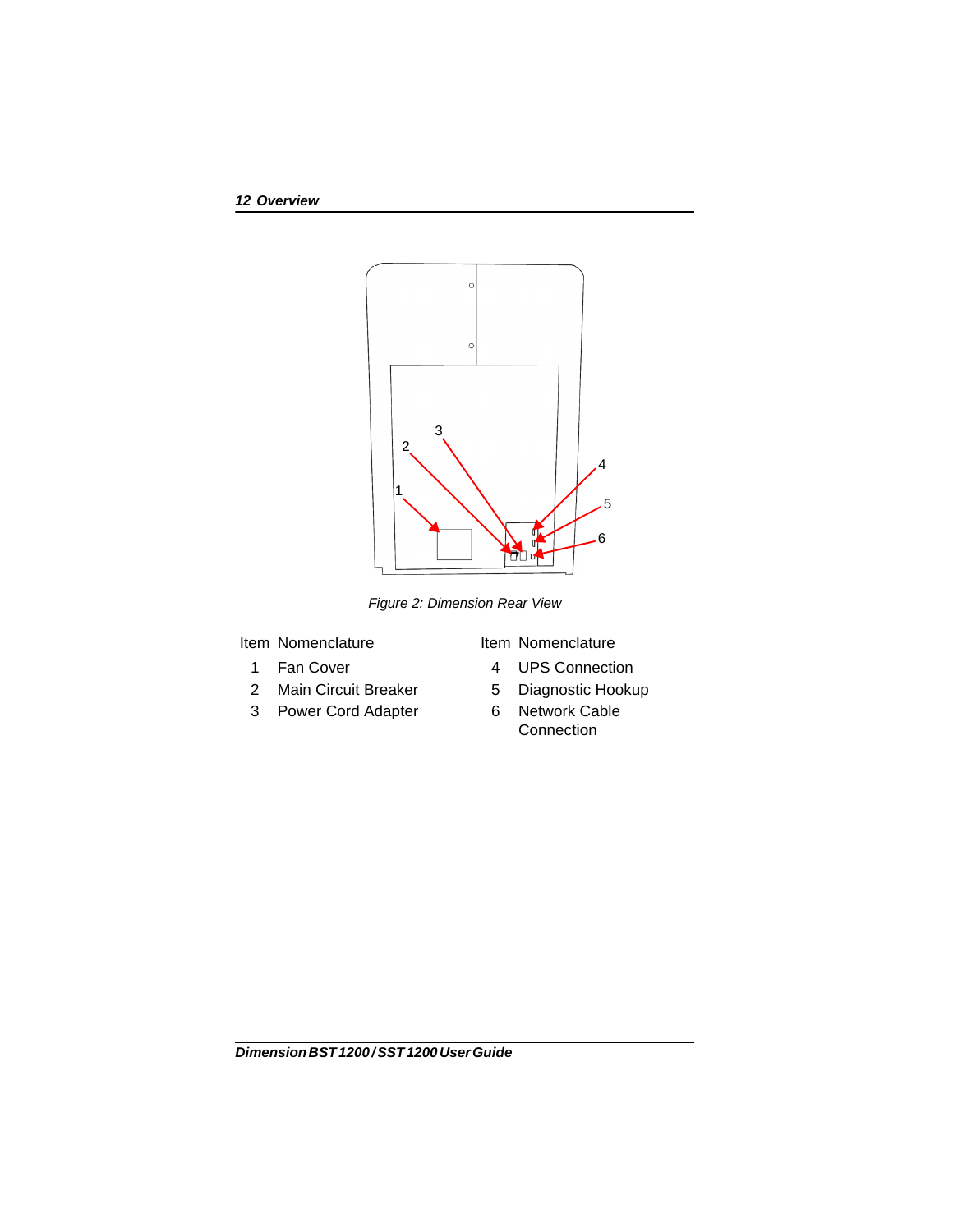Figure 2: Dimension Rear View

| Item | Nomenclature | Item | Nomenclature |
| --- | --- | --- | --- |
| 1 | Fan Cover | 4 | UPS Connection |
| 2 | Main Circuit Breaker | 5 | Diagnostic Hookup |
| 3 | Power Cord Adapter | 6 | Network Cable Connection |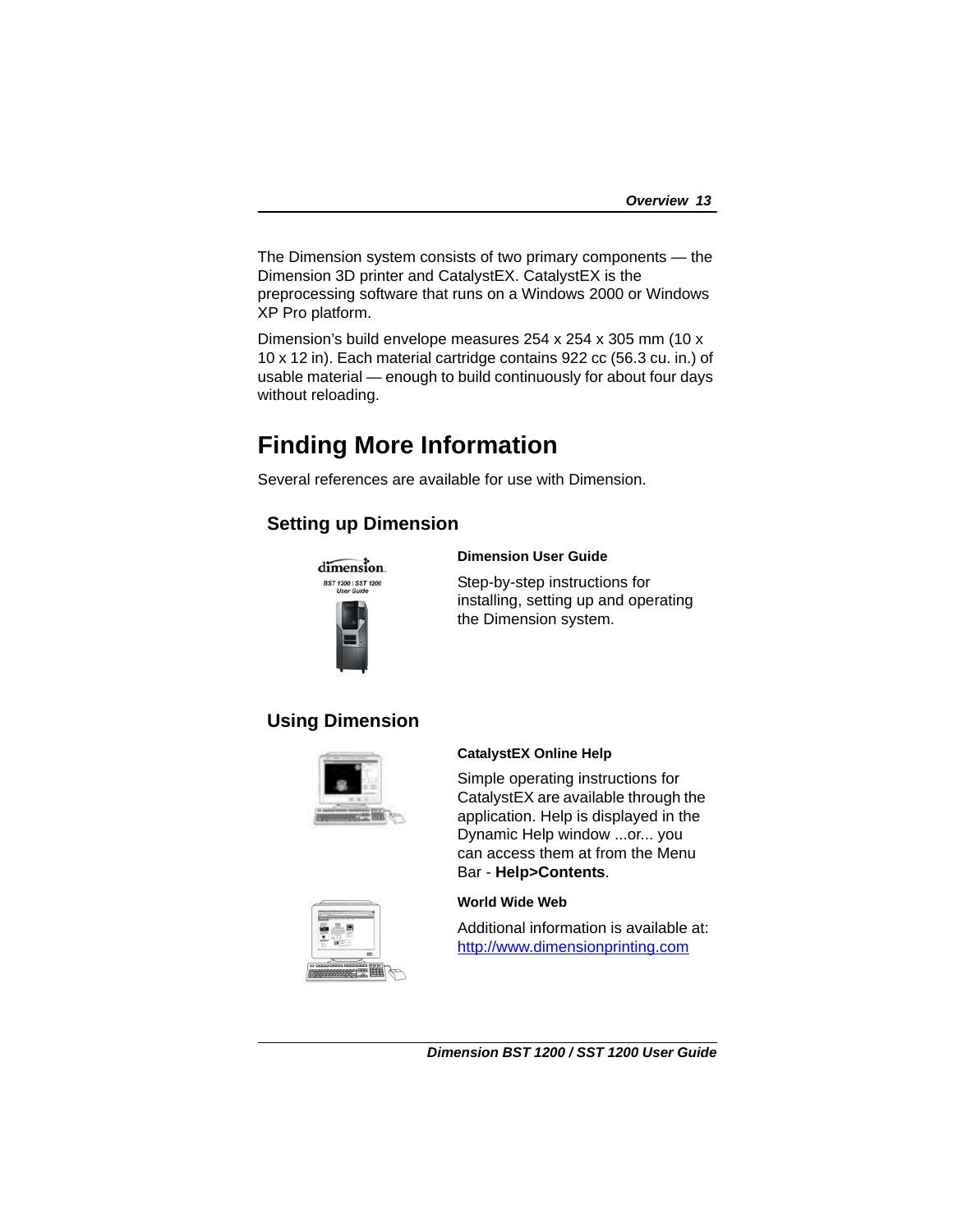The Dimension system consists of two primary components — the Dimension 3D printer and CatalystEX. CatalystEX is the preprocessing software that runs on a Windows 2000 or Windows XP Pro platform.

Dimension's build envelope measures 254 x 254 x 305 mm (10 x 10 x 12 in). Each material cartridge contains 922 cc (56.3 cu. in.) of usable material — enough to build continuously for about four days without reloading.

# Finding More Information

Several references are available for use with Dimension.

## Setting up Dimension

**Dimension User Guide**

Step-by-step instructions for installing, setting up and operating the Dimension system.

## Using Dimension

**CatalystEX Online Help**

Simple operating instructions for CatalystEX are available through the application. Help is displayed in the Dynamic Help window ...or... you can access them at from the Menu Bar - **Help>Contents**.

**World Wide Web**

Additional information is available at: http://www.dimensionprinting.com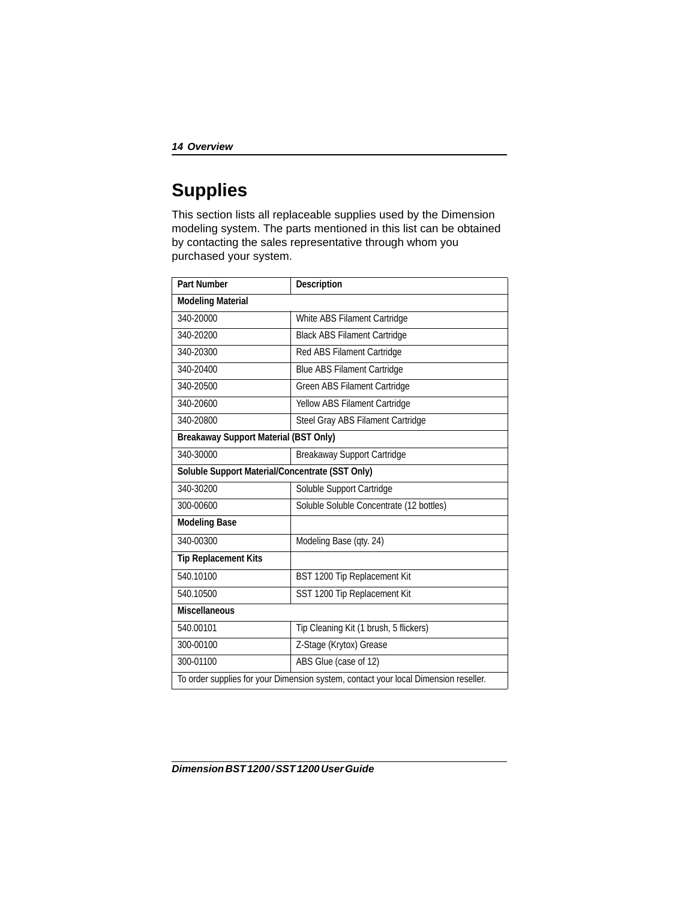# Supplies

This section lists all replaceable supplies used by the Dimension modeling system. The parts mentioned in this list can be obtained by contacting the sales representative through whom you purchased your system.

| Part Number | Description |
|---|---|
| **Modeling Material** | |
| 340-20000 | White ABS Filament Cartridge |
| 340-20200 | Black ABS Filament Cartridge |
| 340-20300 | Red ABS Filament Cartridge |
| 340-20400 | Blue ABS Filament Cartridge |
| 340-20500 | Green ABS Filament Cartridge |
| 340-20600 | Yellow ABS Filament Cartridge |
| 340-20800 | Steel Gray ABS Filament Cartridge |
| **Breakaway Support Material (BST Only)** | |
| 340-30000 | Breakaway Support Cartridge |
| **Soluble Support Material/Concentrate (SST Only)** | |
| 340-30200 | Soluble Support Cartridge |
| 300-00600 | Soluble Soluble Concentrate (12 bottles) |
| **Modeling Base** | |
| 340-00300 | Modeling Base (qty. 24) |
| **Tip Replacement Kits** | |
| 540.10100 | BST 1200 Tip Replacement Kit |
| 540.10500 | SST 1200 Tip Replacement Kit |
| **Miscellaneous** | |
| 540.00101 | Tip Cleaning Kit (1 brush, 5 flickers) |
| 300-00100 | Z-Stage (Krytox) Grease |
| 300-01100 | ABS Glue (case of 12) |
| To order supplies for your Dimension system, contact your local Dimension reseller. | |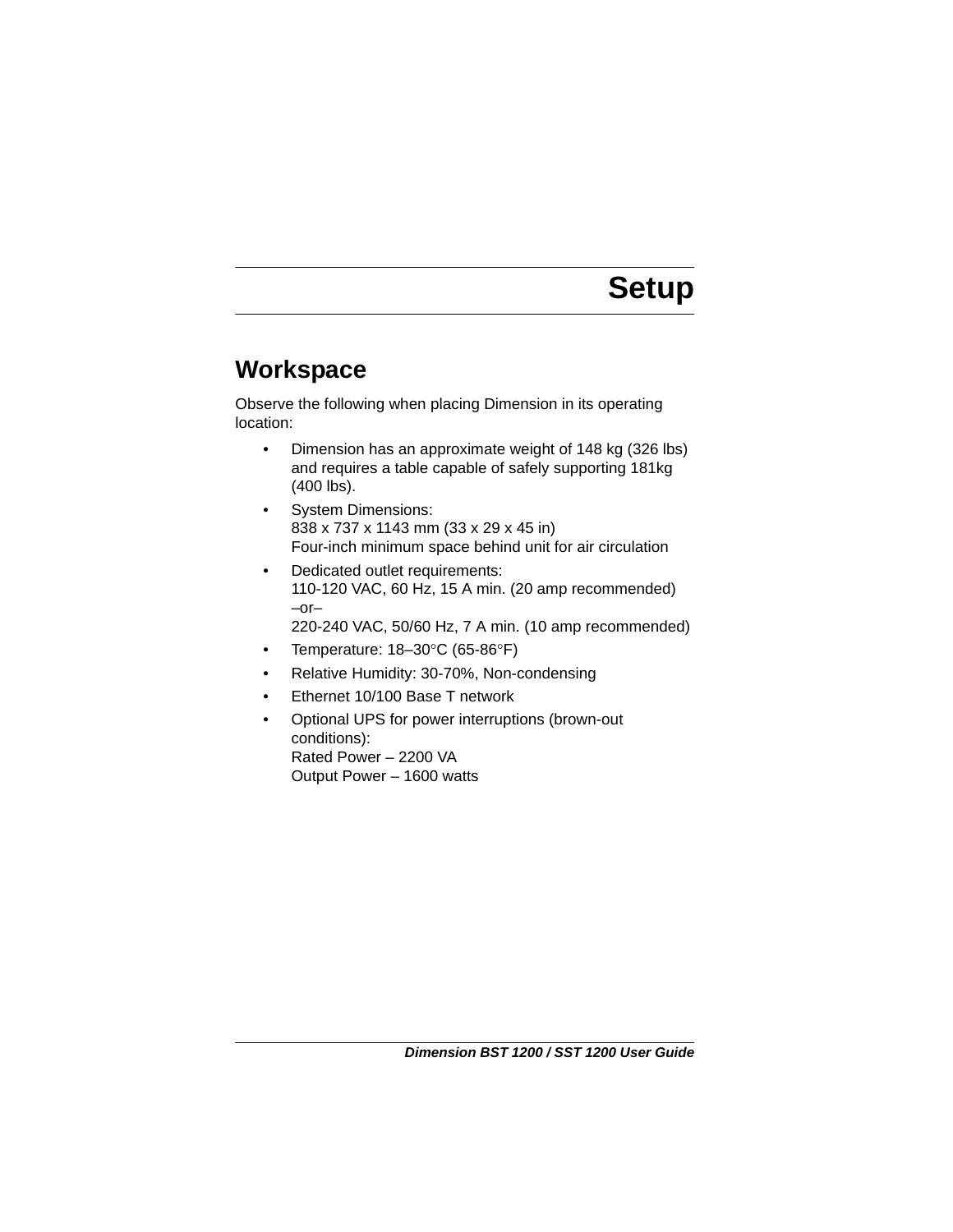# Setup

## Workspace

Observe the following when placing Dimension in its operating location:

- Dimension has an approximate weight of 148 kg (326 lbs) and requires a table capable of safely supporting 181kg (400 lbs).
- System Dimensions:
  838 x 737 x 1143 mm (33 x 29 x 45 in)
  Four-inch minimum space behind unit for air circulation
- Dedicated outlet requirements:
  110-120 VAC, 60 Hz, 15 A min. (20 amp recommended)
  –or–
  220-240 VAC, 50/60 Hz, 7 A min. (10 amp recommended)
- Temperature: 18–30°C (65-86°F)
- Relative Humidity: 30-70%, Non-condensing
- Ethernet 10/100 Base T network
- Optional UPS for power interruptions (brown-out conditions):
  Rated Power – 2200 VA
  Output Power – 1600 watts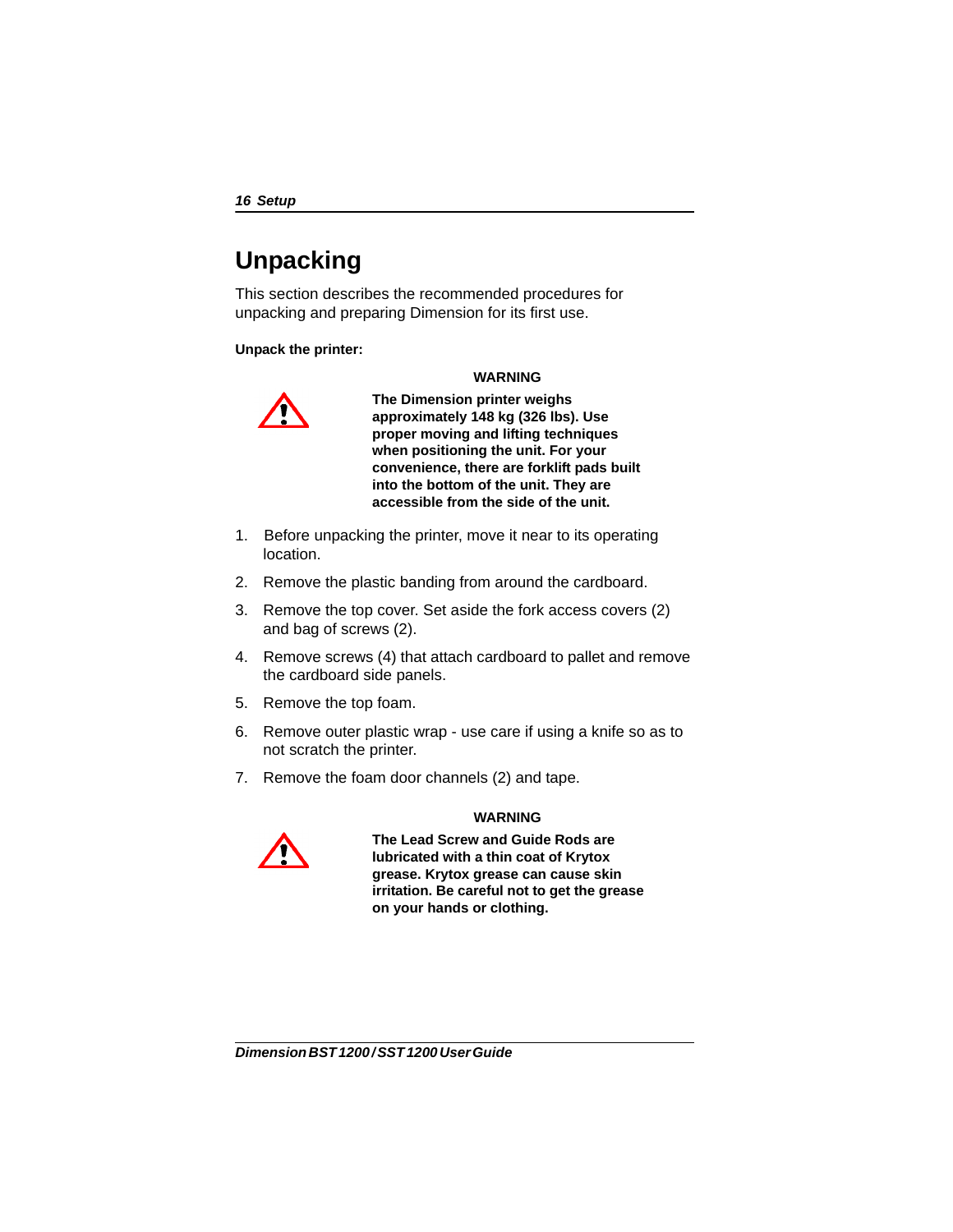# Unpacking

This section describes the recommended procedures for unpacking and preparing Dimension for its first use.

**Unpack the printer:**

**WARNING**

**The Dimension printer weighs approximately 148 kg (326 lbs). Use proper moving and lifting techniques when positioning the unit. For your convenience, there are forklift pads built into the bottom of the unit. They are accessible from the side of the unit.**

1. Before unpacking the printer, move it near to its operating location.
2. Remove the plastic banding from around the cardboard.
3. Remove the top cover. Set aside the fork access covers (2) and bag of screws (2).
4. Remove screws (4) that attach cardboard to pallet and remove the cardboard side panels.
5. Remove the top foam.
6. Remove outer plastic wrap - use care if using a knife so as to not scratch the printer.
7. Remove the foam door channels (2) and tape.

**WARNING**

**The Lead Screw and Guide Rods are lubricated with a thin coat of Krytox grease. Krytox grease can cause skin irritation. Be careful not to get the grease on your hands or clothing.**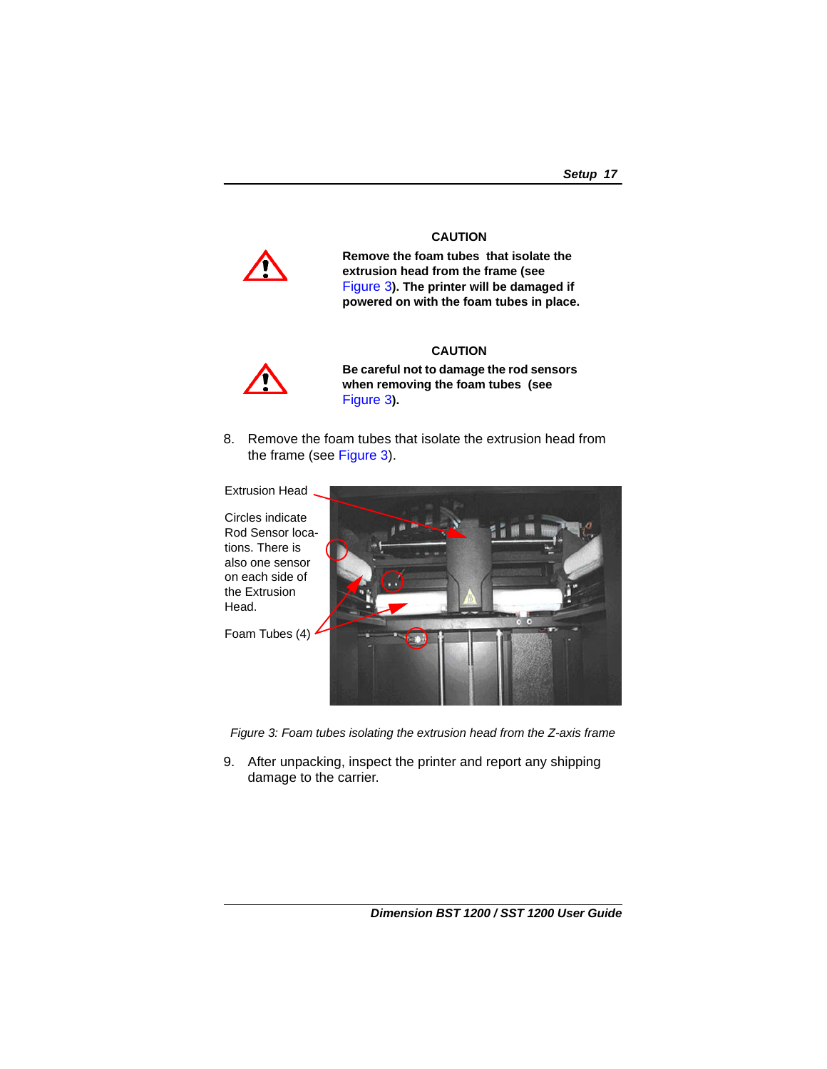**CAUTION**

**Remove the foam tubes that isolate the extrusion head from the frame (see Figure 3). The printer will be damaged if powered on with the foam tubes in place.**

**CAUTION**

**Be careful not to damage the rod sensors when removing the foam tubes (see Figure 3).**

8. Remove the foam tubes that isolate the extrusion head from the frame (see Figure 3).

Extrusion Head

Circles indicate Rod Sensor locations. There is also one sensor on each side of the Extrusion Head.

Foam Tubes (4)

*Figure 3: Foam tubes isolating the extrusion head from the Z-axis frame*

9. After unpacking, inspect the printer and report any shipping damage to the carrier.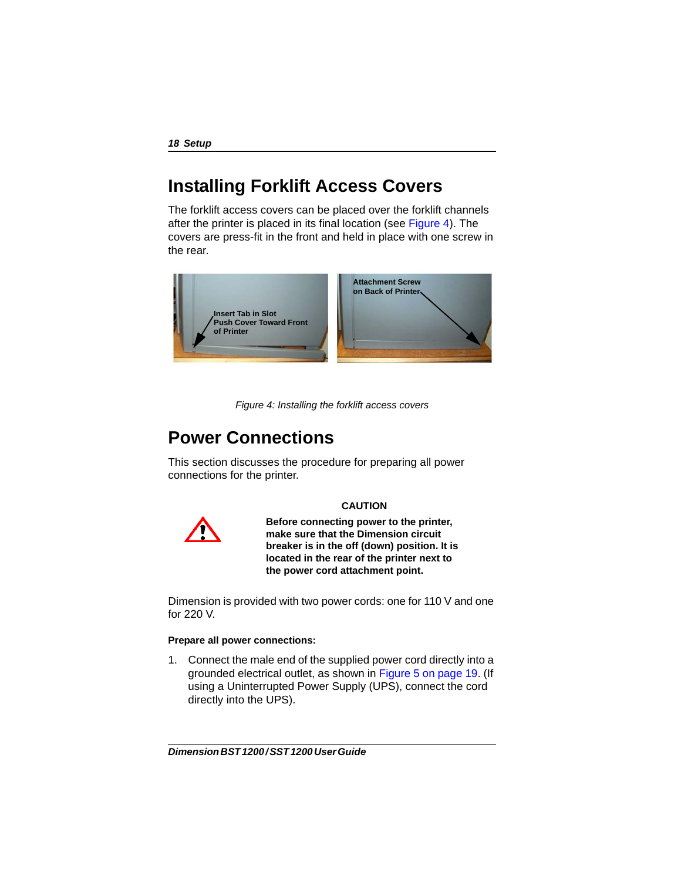# Installing Forklift Access Covers

The forklift access covers can be placed over the forklift channels after the printer is placed in its final location (see Figure 4). The covers are press-fit in the front and held in place with one screw in the rear.

*Figure 4: Installing the forklift access covers*

# Power Connections

This section discusses the procedure for preparing all power connections for the printer.

**CAUTION**

**Before connecting power to the printer, make sure that the Dimension circuit breaker is in the off (down) position. It is located in the rear of the printer next to the power cord attachment point.**

Dimension is provided with two power cords: one for 110 V and one for 220 V.

**Prepare all power connections:**

1. Connect the male end of the supplied power cord directly into a grounded electrical outlet, as shown in Figure 5 on page 19. (If using a Uninterrupted Power Supply (UPS), connect the cord directly into the UPS).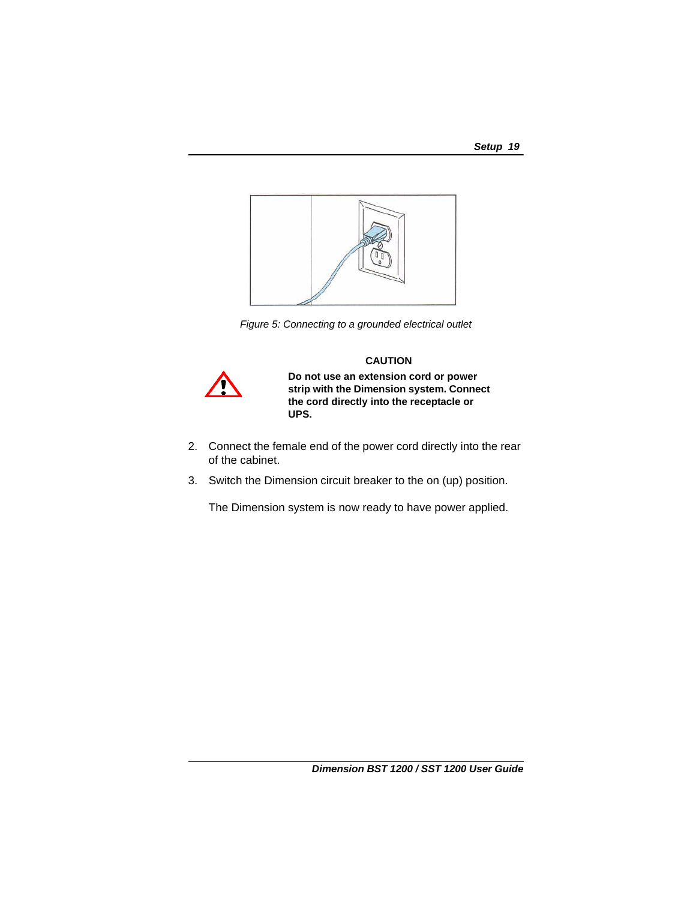*Figure 5: Connecting to a grounded electrical outlet*

**CAUTION**

**Do not use an extension cord or power strip with the Dimension system. Connect the cord directly into the receptacle or UPS.**

2. Connect the female end of the power cord directly into the rear of the cabinet.

3. Switch the Dimension circuit breaker to the on (up) position.

   The Dimension system is now ready to have power applied.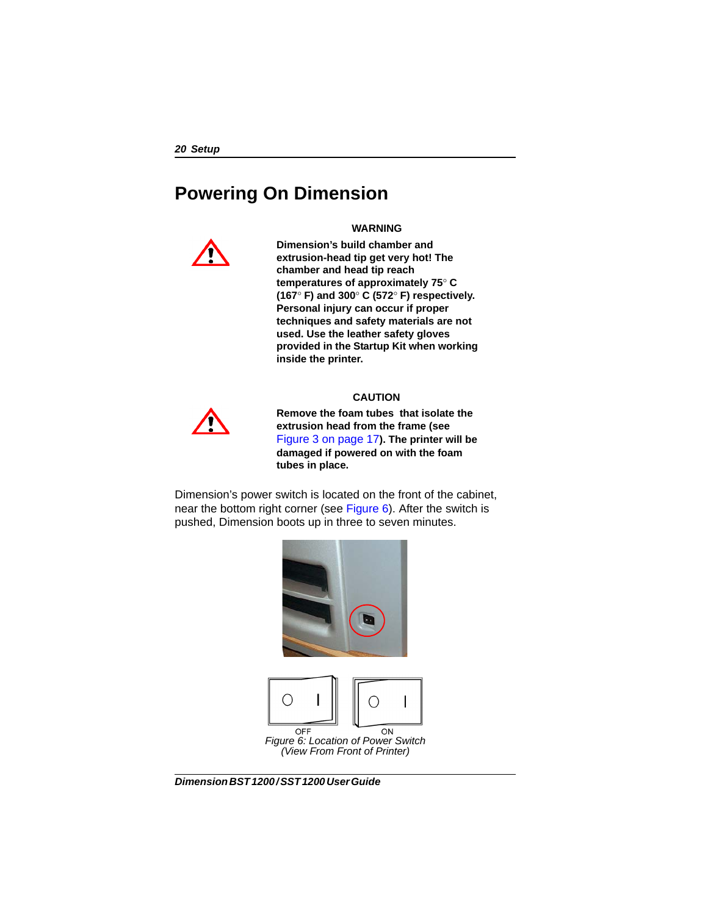# Powering On Dimension

**WARNING**

**Dimension's build chamber and extrusion-head tip get very hot! The chamber and head tip reach temperatures of approximately 75° C (167° F) and 300° C (572° F) respectively. Personal injury can occur if proper techniques and safety materials are not used. Use the leather safety gloves provided in the Startup Kit when working inside the printer.**

**CAUTION**

**Remove the foam tubes that isolate the extrusion head from the frame (see Figure 3 on page 17). The printer will be damaged if powered on with the foam tubes in place.**

Dimension's power switch is located on the front of the cabinet, near the bottom right corner (see Figure 6). After the switch is pushed, Dimension boots up in three to seven minutes.

OFF ON

*Figure 6: Location of Power Switch (View From Front of Printer)*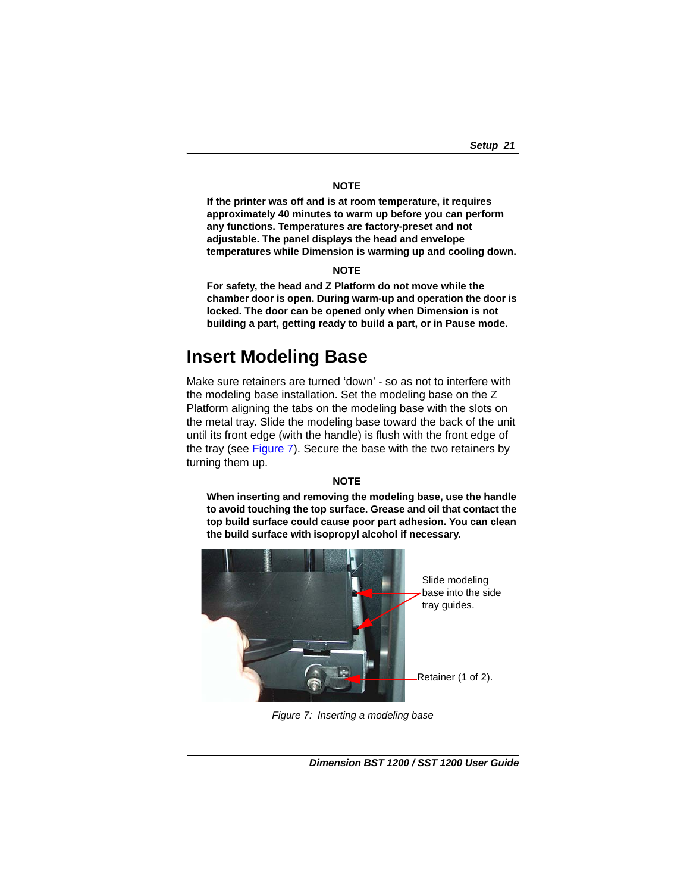**NOTE**

**If the printer was off and is at room temperature, it requires approximately 40 minutes to warm up before you can perform any functions. Temperatures are factory-preset and not adjustable. The panel displays the head and envelope temperatures while Dimension is warming up and cooling down.**

**NOTE**

**For safety, the head and Z Platform do not move while the chamber door is open. During warm-up and operation the door is locked. The door can be opened only when Dimension is not building a part, getting ready to build a part, or in Pause mode.**

## Insert Modeling Base

Make sure retainers are turned ‘down’ - so as not to interfere with the modeling base installation. Set the modeling base on the Z Platform aligning the tabs on the modeling base with the slots on the metal tray. Slide the modeling base toward the back of the unit until its front edge (with the handle) is flush with the front edge of the tray (see Figure 7). Secure the base with the two retainers by turning them up.

**NOTE**

**When inserting and removing the modeling base, use the handle to avoid touching the top surface. Grease and oil that contact the top build surface could cause poor part adhesion. You can clean the build surface with isopropyl alcohol if necessary.**

Slide modeling base into the side tray guides.

Retainer (1 of 2).

*Figure 7: Inserting a modeling base*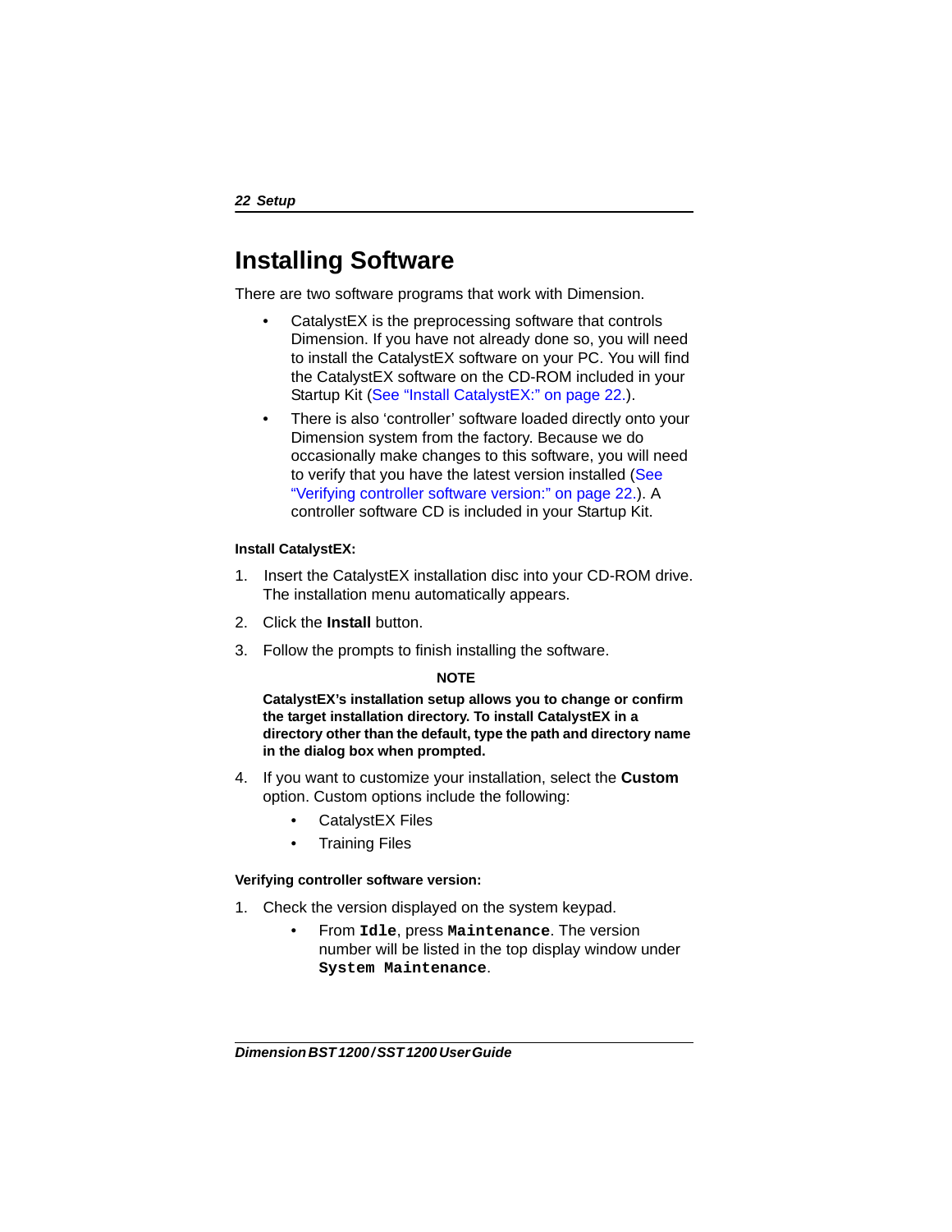# Installing Software

There are two software programs that work with Dimension.

- CatalystEX is the preprocessing software that controls Dimension. If you have not already done so, you will need to install the CatalystEX software on your PC. You will find the CatalystEX software on the CD-ROM included in your Startup Kit (See “Install CatalystEX:” on page 22.).
- There is also ‘controller’ software loaded directly onto your Dimension system from the factory. Because we do occasionally make changes to this software, you will need to verify that you have the latest version installed (See “Verifying controller software version:” on page 22.). A controller software CD is included in your Startup Kit.

#### Install CatalystEX:

1. Insert the CatalystEX installation disc into your CD-ROM drive. The installation menu automatically appears.
2. Click the **Install** button.
3. Follow the prompts to finish installing the software.

**NOTE**

**CatalystEX’s installation setup allows you to change or confirm the target installation directory. To install CatalystEX in a directory other than the default, type the path and directory name in the dialog box when prompted.**

4. If you want to customize your installation, select the **Custom** option. Custom options include the following:
   - CatalystEX Files
   - Training Files

#### Verifying controller software version:

1. Check the version displayed on the system keypad.
   - From **`Idle`**, press **`Maintenance`**. The version number will be listed in the top display window under **`System Maintenance`**.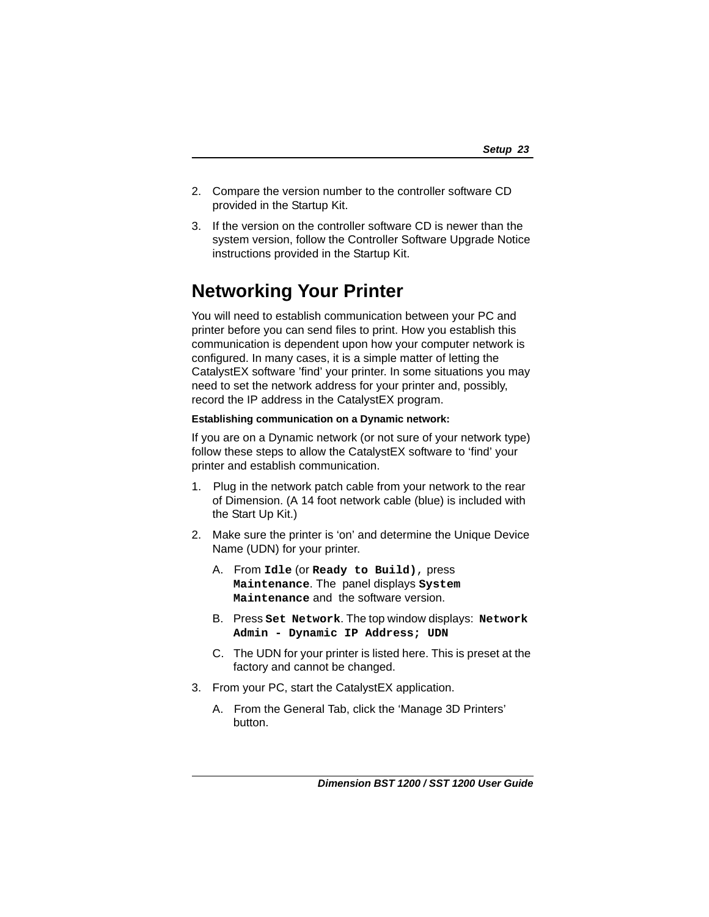2. Compare the version number to the controller software CD provided in the Startup Kit.
3. If the version on the controller software CD is newer than the system version, follow the Controller Software Upgrade Notice instructions provided in the Startup Kit.

## Networking Your Printer

You will need to establish communication between your PC and printer before you can send files to print. How you establish this communication is dependent upon how your computer network is configured. In many cases, it is a simple matter of letting the CatalystEX software 'find' your printer. In some situations you may need to set the network address for your printer and, possibly, record the IP address in the CatalystEX program.

**Establishing communication on a Dynamic network:**

If you are on a Dynamic network (or not sure of your network type) follow these steps to allow the CatalystEX software to 'find' your printer and establish communication.

1. Plug in the network patch cable from your network to the rear of Dimension. (A 14 foot network cable (blue) is included with the Start Up Kit.)
2. Make sure the printer is 'on' and determine the Unique Device Name (UDN) for your printer.
   - A. From **`Idle`** (or **`Ready to Build),`** press **`Maintenance`**. The panel displays **`System Maintenance`** and the software version.
   - B. Press **`Set Network`**. The top window displays: **`Network Admin - Dynamic IP Address; UDN`**
   - C. The UDN for your printer is listed here. This is preset at the factory and cannot be changed.
3. From your PC, start the CatalystEX application.
   - A. From the General Tab, click the 'Manage 3D Printers' button.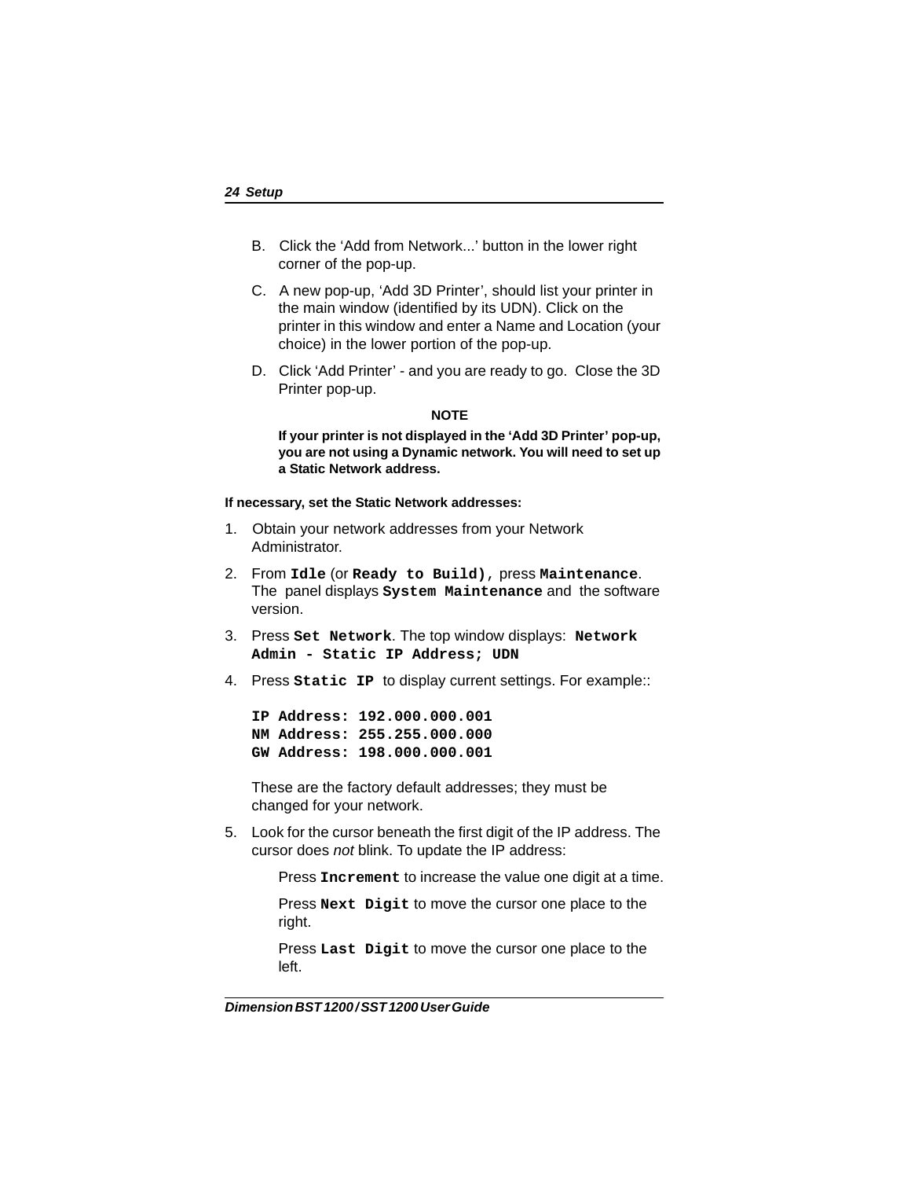B. Click the ‘Add from Network...’ button in the lower right corner of the pop-up.

C. A new pop-up, ‘Add 3D Printer’, should list your printer in the main window (identified by its UDN). Click on the printer in this window and enter a Name and Location (your choice) in the lower portion of the pop-up.

D. Click ‘Add Printer’ - and you are ready to go. Close the 3D Printer pop-up.

**NOTE**

**If your printer is not displayed in the ‘Add 3D Printer’ pop-up, you are not using a Dynamic network. You will need to set up a Static Network address.**

**If necessary, set the Static Network addresses:**

1. Obtain your network addresses from your Network Administrator.
2. From `Idle` (or `Ready to Build)`, press `Maintenance`. The panel displays `System Maintenance` and the software version.
3. Press `Set Network`. The top window displays: `Network Admin - Static IP Address; UDN`
4. Press `Static IP` to display current settings. For example::

   ```
   IP Address: 192.000.000.001
   NM Address: 255.255.000.000
   GW Address: 198.000.000.001
   ```

   These are the factory default addresses; they must be changed for your network.

5. Look for the cursor beneath the first digit of the IP address. The cursor does *not* blink. To update the IP address:

   Press `Increment` to increase the value one digit at a time.

   Press `Next Digit` to move the cursor one place to the right.

   Press `Last Digit` to move the cursor one place to the left.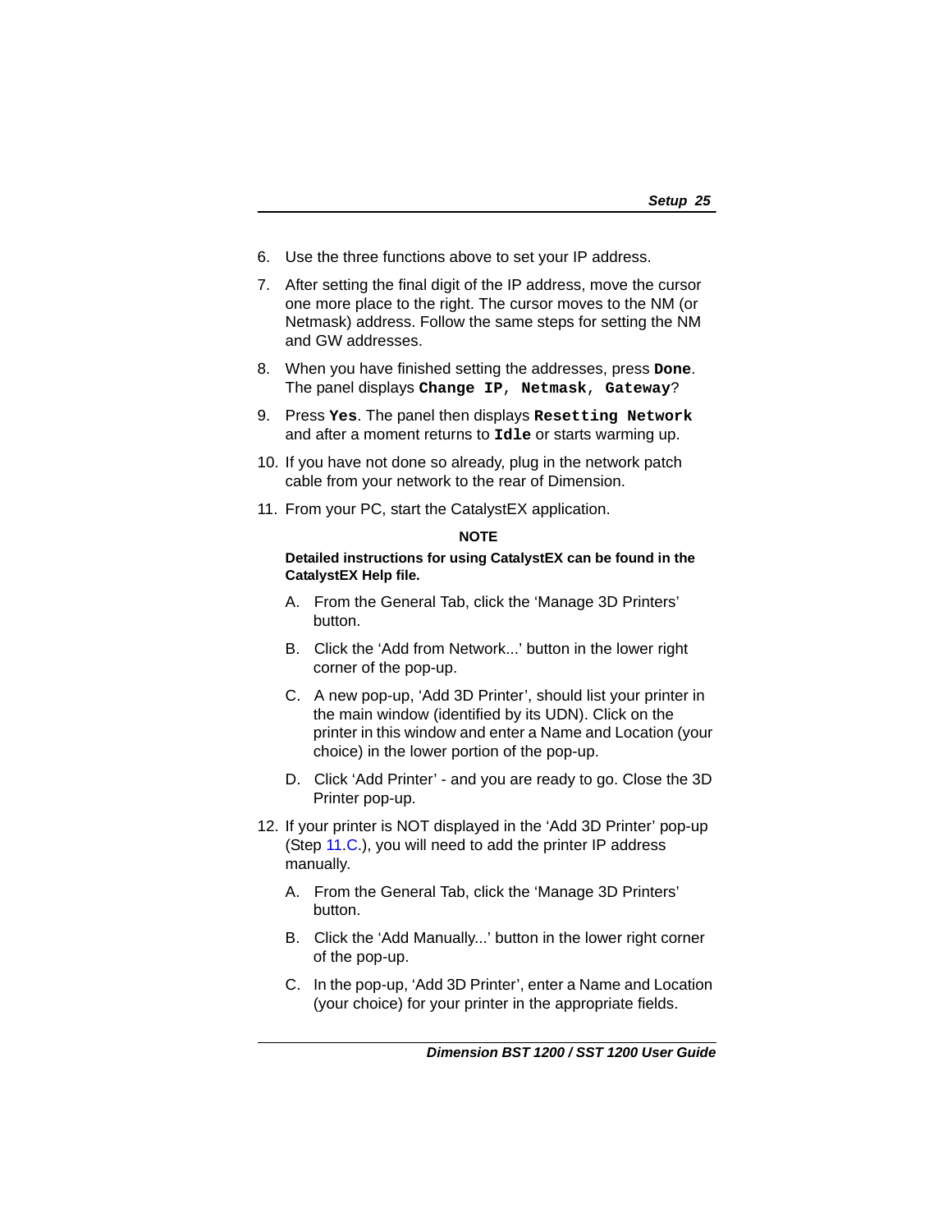6. Use the three functions above to set your IP address.

7. After setting the final digit of the IP address, move the cursor one more place to the right. The cursor moves to the NM (or Netmask) address. Follow the same steps for setting the NM and GW addresses.

8. When you have finished setting the addresses, press **`Done`**. The panel displays **`Change IP, Netmask, Gateway`**?

9. Press **`Yes`**. The panel then displays **`Resetting Network`** and after a moment returns to **`Idle`** or starts warming up.

10. If you have not done so already, plug in the network patch cable from your network to the rear of Dimension.

11. From your PC, start the CatalystEX application.

    **NOTE**

    **Detailed instructions for using CatalystEX can be found in the CatalystEX Help file.**

    A. From the General Tab, click the 'Manage 3D Printers' button.

    B. Click the 'Add from Network...' button in the lower right corner of the pop-up.

    C. A new pop-up, 'Add 3D Printer', should list your printer in the main window (identified by its UDN). Click on the printer in this window and enter a Name and Location (your choice) in the lower portion of the pop-up.

    D. Click 'Add Printer' - and you are ready to go. Close the 3D Printer pop-up.

12. If your printer is NOT displayed in the 'Add 3D Printer' pop-up (Step 11.C.), you will need to add the printer IP address manually.

    A. From the General Tab, click the 'Manage 3D Printers' button.

    B. Click the 'Add Manually...' button in the lower right corner of the pop-up.

    C. In the pop-up, 'Add 3D Printer', enter a Name and Location (your choice) for your printer in the appropriate fields.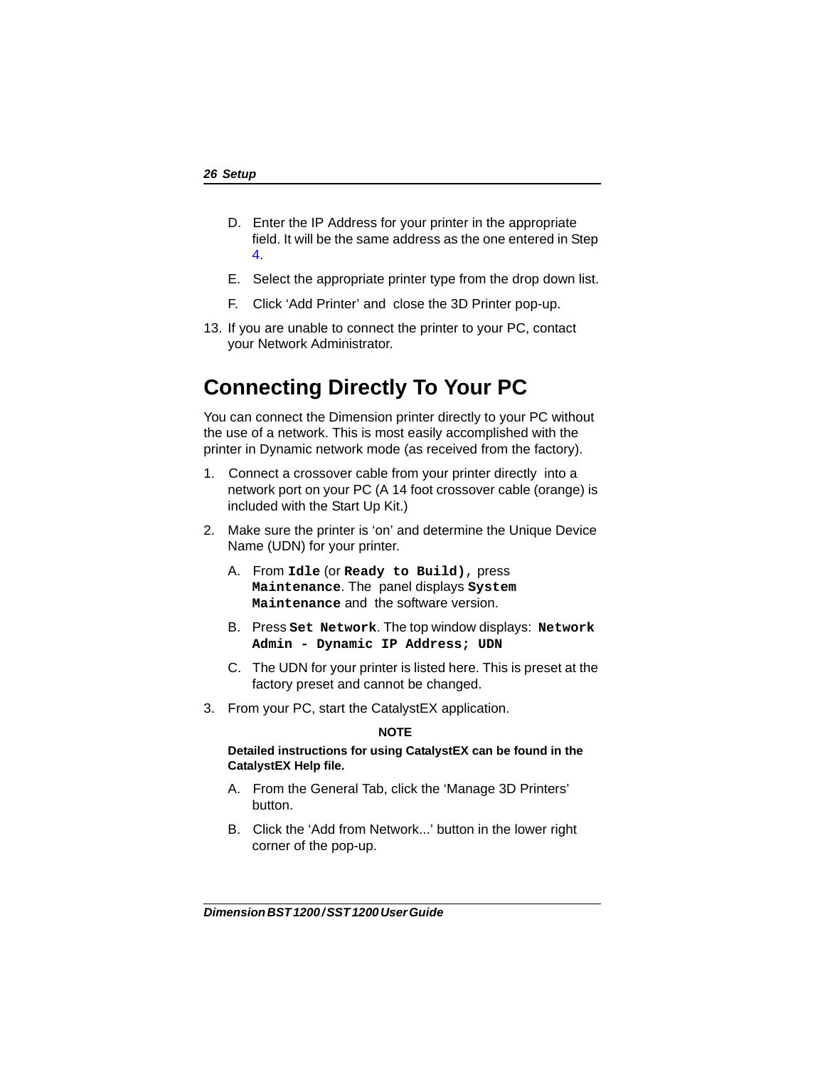D. Enter the IP Address for your printer in the appropriate field. It will be the same address as the one entered in Step 4.

E. Select the appropriate printer type from the drop down list.

F. Click ‘Add Printer’ and close the 3D Printer pop-up.

13. If you are unable to connect the printer to your PC, contact your Network Administrator.

## Connecting Directly To Your PC

You can connect the Dimension printer directly to your PC without the use of a network. This is most easily accomplished with the printer in Dynamic network mode (as received from the factory).

1. Connect a crossover cable from your printer directly into a network port on your PC (A 14 foot crossover cable (orange) is included with the Start Up Kit.)

2. Make sure the printer is ‘on’ and determine the Unique Device Name (UDN) for your printer.

   A. From **`Idle`** (or **`Ready to Build)`**, press **`Maintenance`**. The panel displays **`System Maintenance`** and the software version.

   B. Press **`Set Network`**. The top window displays: **`Network Admin - Dynamic IP Address; UDN`**

   C. The UDN for your printer is listed here. This is preset at the factory preset and cannot be changed.

3. From your PC, start the CatalystEX application.

   **NOTE**

   **Detailed instructions for using CatalystEX can be found in the CatalystEX Help file.**

   A. From the General Tab, click the ‘Manage 3D Printers’ button.

   B. Click the ‘Add from Network...’ button in the lower right corner of the pop-up.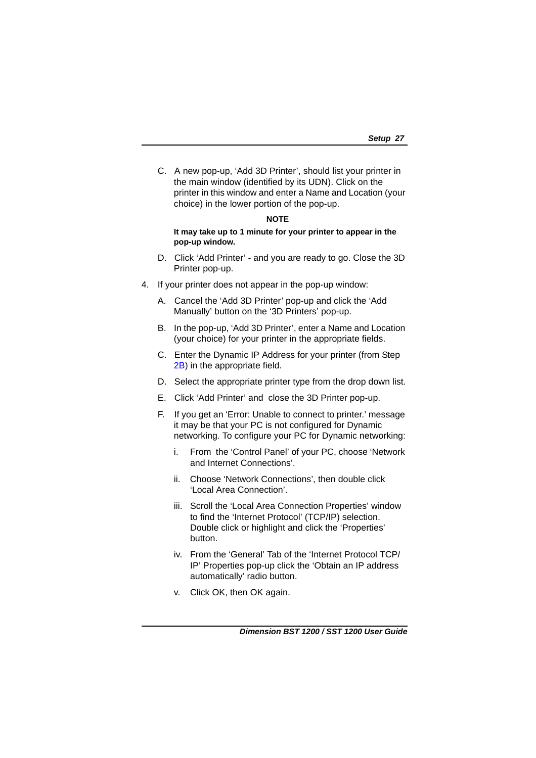C. A new pop-up, 'Add 3D Printer', should list your printer in the main window (identified by its UDN). Click on the printer in this window and enter a Name and Location (your choice) in the lower portion of the pop-up.

**NOTE**

**It may take up to 1 minute for your printer to appear in the pop-up window.**

D. Click 'Add Printer' - and you are ready to go. Close the 3D Printer pop-up.

4. If your printer does not appear in the pop-up window:

   A. Cancel the 'Add 3D Printer' pop-up and click the 'Add Manually' button on the '3D Printers' pop-up.

   B. In the pop-up, 'Add 3D Printer', enter a Name and Location (your choice) for your printer in the appropriate fields.

   C. Enter the Dynamic IP Address for your printer (from Step 2B) in the appropriate field.

   D. Select the appropriate printer type from the drop down list.

   E. Click 'Add Printer' and close the 3D Printer pop-up.

   F. If you get an 'Error: Unable to connect to printer.' message it may be that your PC is not configured for Dynamic networking. To configure your PC for Dynamic networking:

      i. From the 'Control Panel' of your PC, choose 'Network and Internet Connections'.

      ii. Choose 'Network Connections', then double click 'Local Area Connection'.

      iii. Scroll the 'Local Area Connection Properties' window to find the 'Internet Protocol' (TCP/IP) selection. Double click or highlight and click the 'Properties' button.

      iv. From the 'General' Tab of the 'Internet Protocol TCP/IP' Properties pop-up click the 'Obtain an IP address automatically' radio button.

      v. Click OK, then OK again.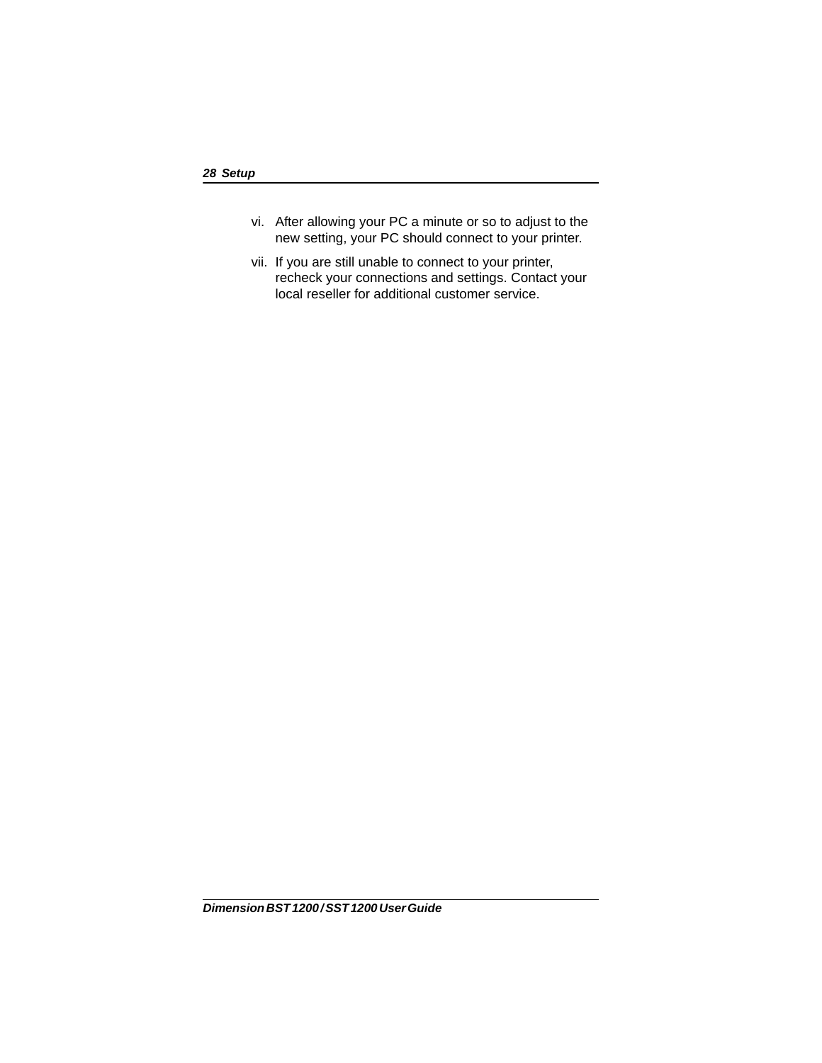vi. After allowing your PC a minute or so to adjust to the new setting, your PC should connect to your printer.

vii. If you are still unable to connect to your printer, recheck your connections and settings. Contact your local reseller for additional customer service.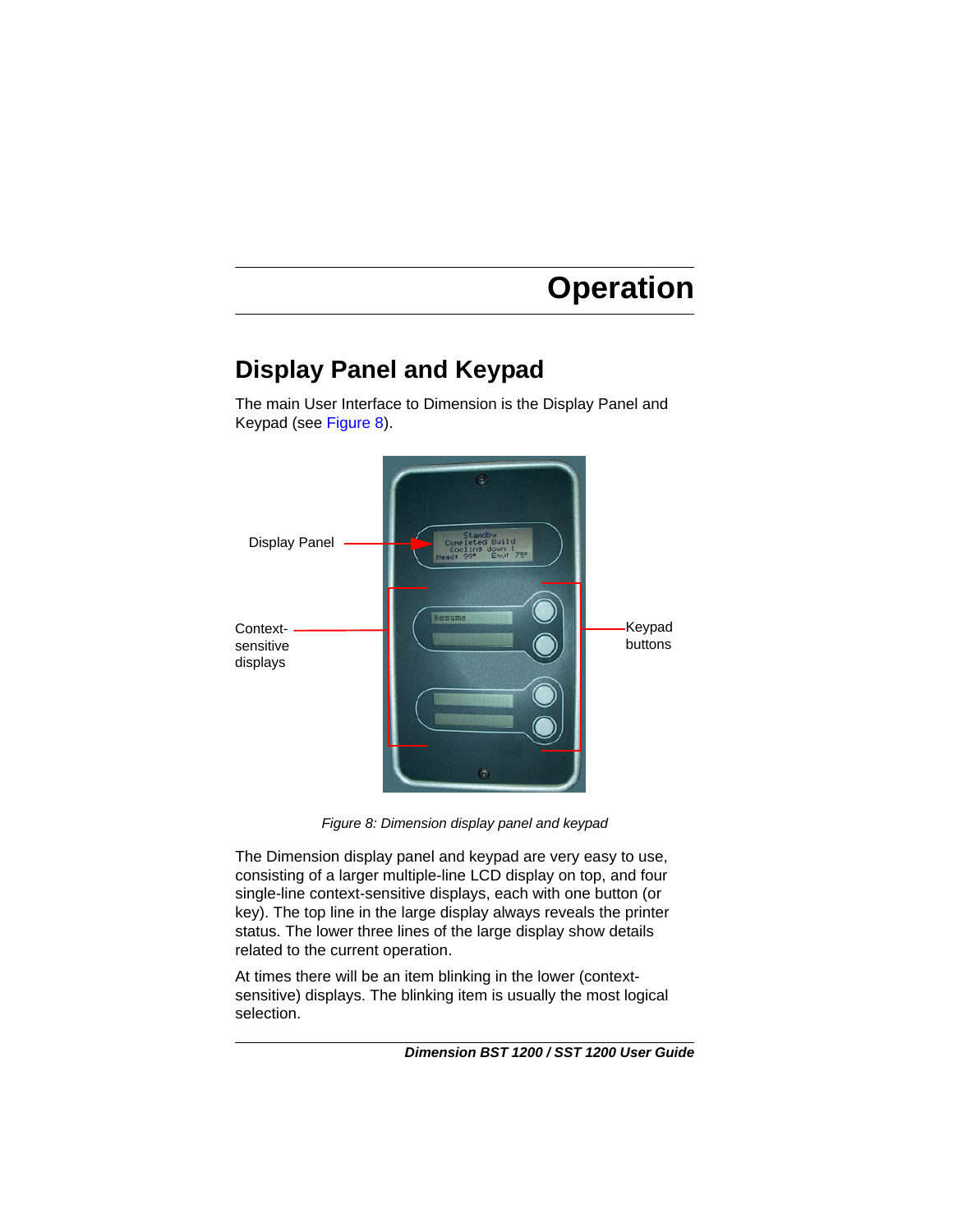# Operation

## Display Panel and Keypad

The main User Interface to Dimension is the Display Panel and Keypad (see Figure 8).

Display Panel

Context-sensitive displays

Keypad buttons

*Figure 8: Dimension display panel and keypad*

The Dimension display panel and keypad are very easy to use, consisting of a larger multiple-line LCD display on top, and four single-line context-sensitive displays, each with one button (or key). The top line in the large display always reveals the printer status. The lower three lines of the large display show details related to the current operation.

At times there will be an item blinking in the lower (context-sensitive) displays. The blinking item is usually the most logical selection.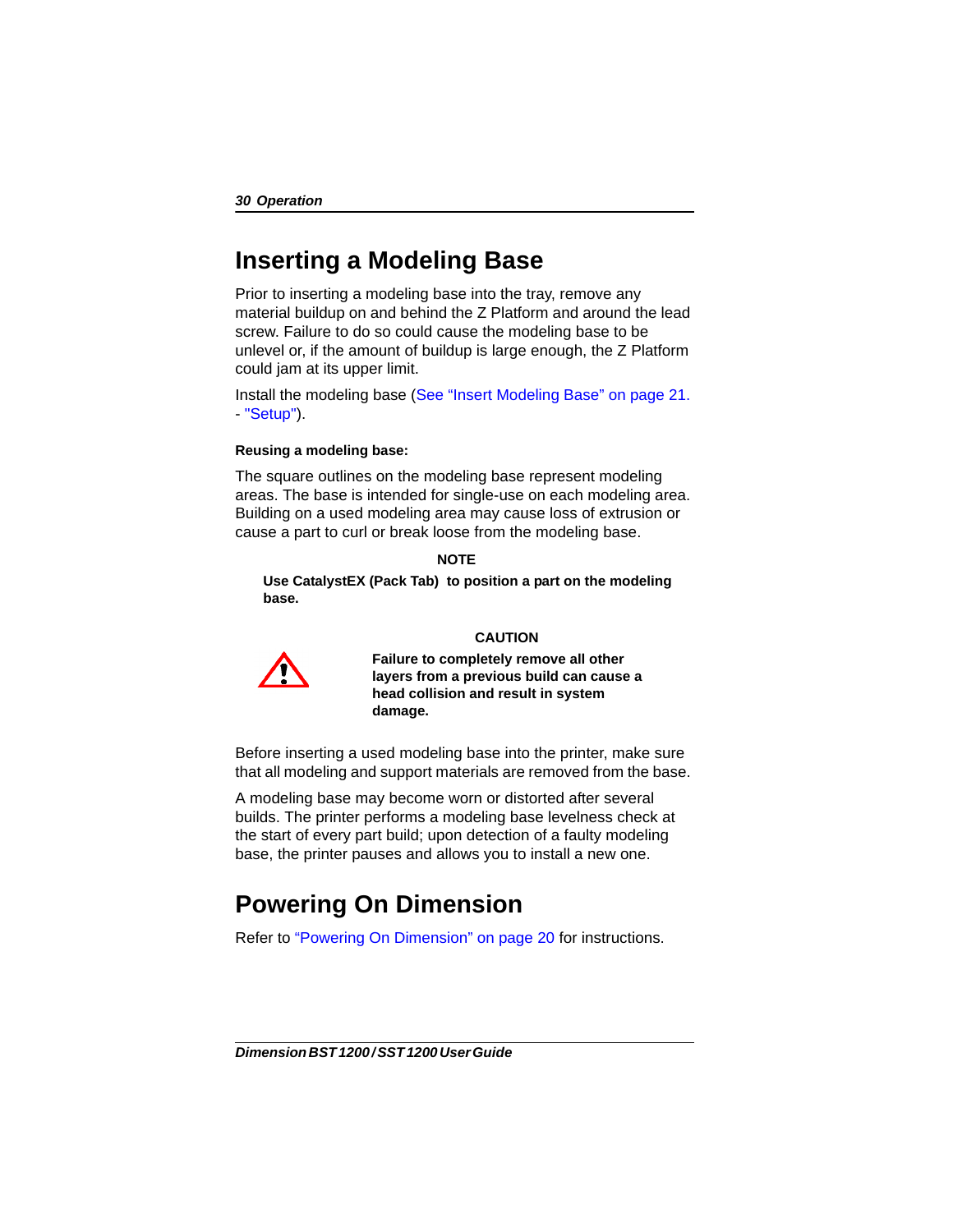# Inserting a Modeling Base

Prior to inserting a modeling base into the tray, remove any material buildup on and behind the Z Platform and around the lead screw. Failure to do so could cause the modeling base to be unlevel or, if the amount of buildup is large enough, the Z Platform could jam at its upper limit.

Install the modeling base (See "Insert Modeling Base" on page 21. - "Setup").

**Reusing a modeling base:**

The square outlines on the modeling base represent modeling areas. The base is intended for single-use on each modeling area. Building on a used modeling area may cause loss of extrusion or cause a part to curl or break loose from the modeling base.

**NOTE**

**Use CatalystEX (Pack Tab) to position a part on the modeling base.**

**CAUTION**

**Failure to completely remove all other layers from a previous build can cause a head collision and result in system damage.**

Before inserting a used modeling base into the printer, make sure that all modeling and support materials are removed from the base.

A modeling base may become worn or distorted after several builds. The printer performs a modeling base levelness check at the start of every part build; upon detection of a faulty modeling base, the printer pauses and allows you to install a new one.

# Powering On Dimension

Refer to "Powering On Dimension" on page 20 for instructions.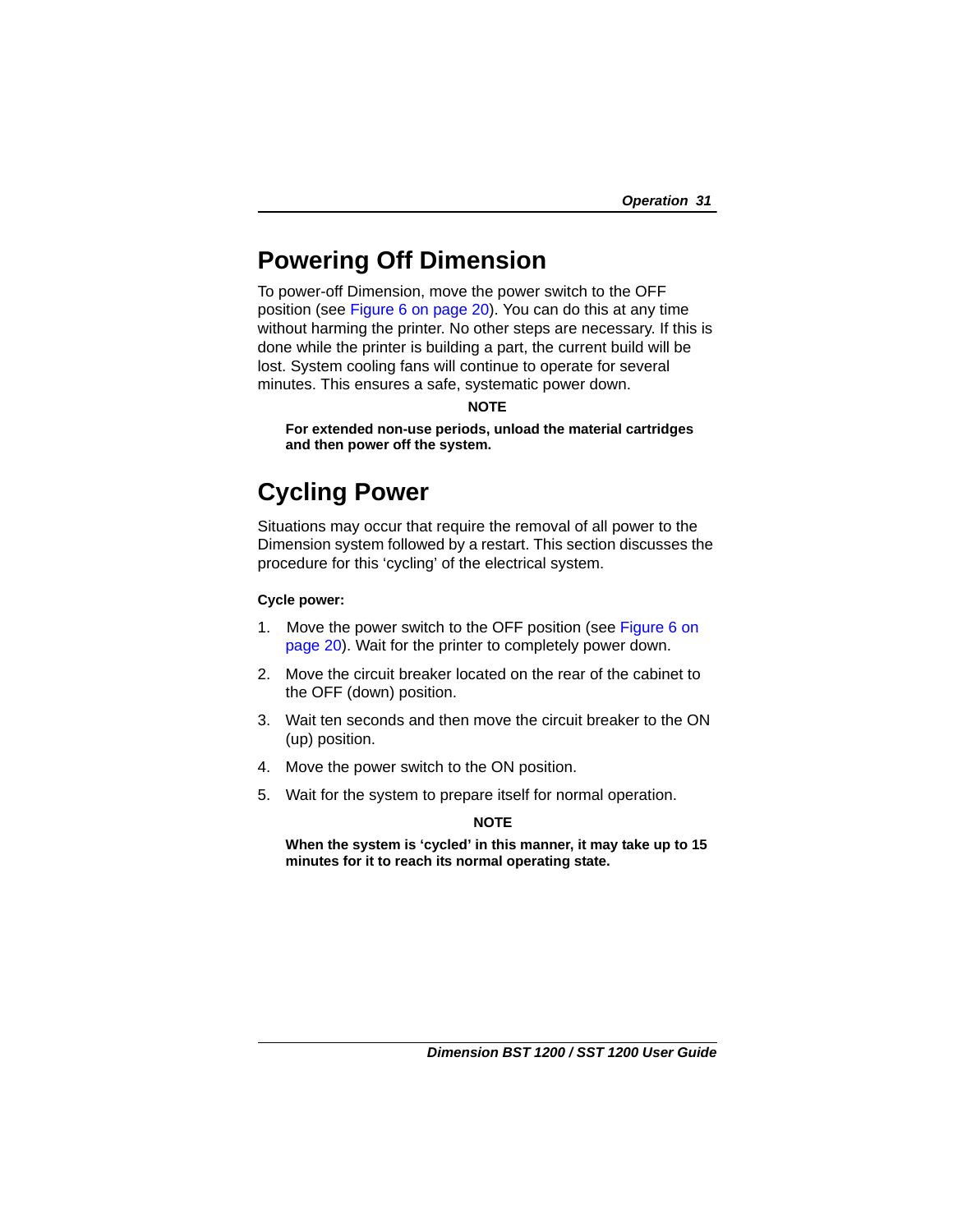# Powering Off Dimension

To power-off Dimension, move the power switch to the OFF position (see Figure 6 on page 20). You can do this at any time without harming the printer. No other steps are necessary. If this is done while the printer is building a part, the current build will be lost. System cooling fans will continue to operate for several minutes. This ensures a safe, systematic power down.

**NOTE**

**For extended non-use periods, unload the material cartridges and then power off the system.**

# Cycling Power

Situations may occur that require the removal of all power to the Dimension system followed by a restart. This section discusses the procedure for this 'cycling' of the electrical system.

**Cycle power:**

1. Move the power switch to the OFF position (see Figure 6 on page 20). Wait for the printer to completely power down.
2. Move the circuit breaker located on the rear of the cabinet to the OFF (down) position.
3. Wait ten seconds and then move the circuit breaker to the ON (up) position.
4. Move the power switch to the ON position.
5. Wait for the system to prepare itself for normal operation.

**NOTE**

**When the system is 'cycled' in this manner, it may take up to 15 minutes for it to reach its normal operating state.**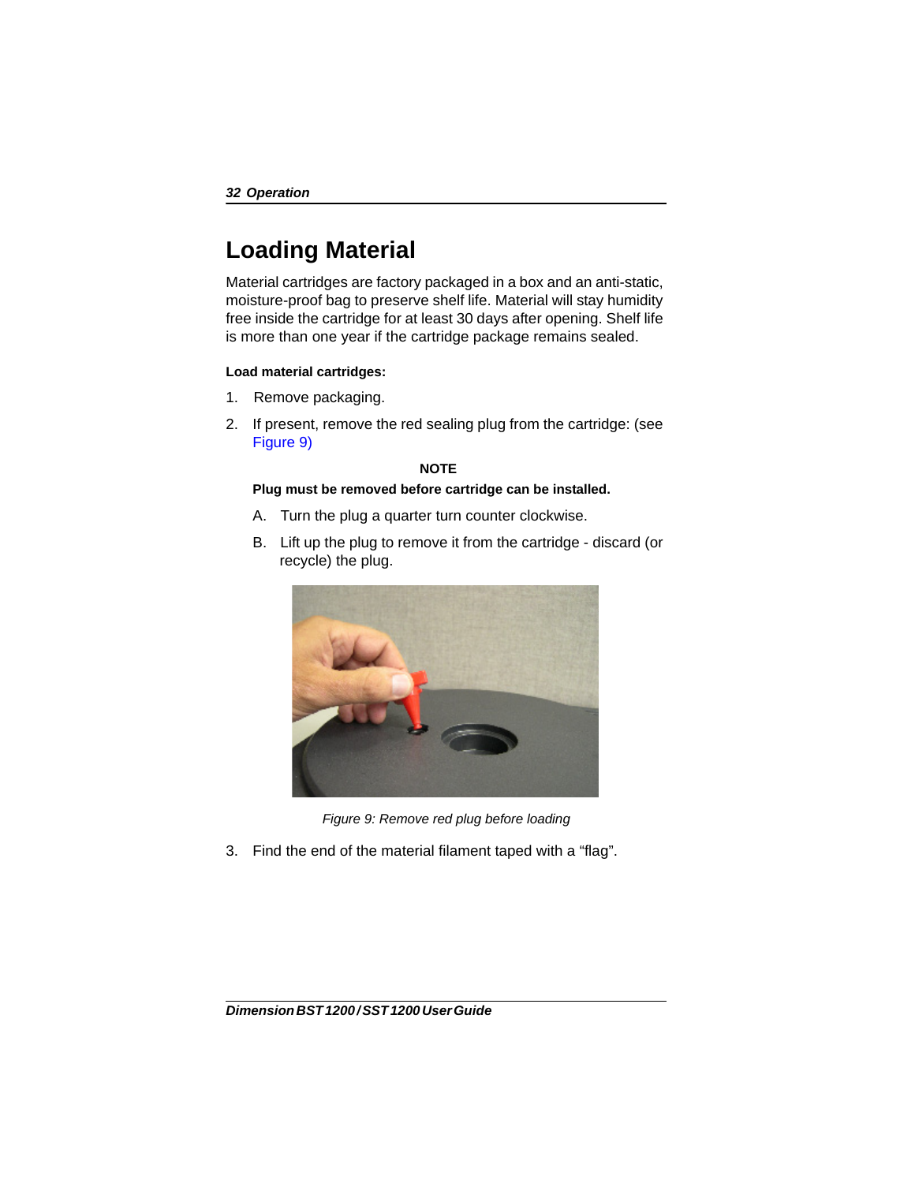# Loading Material

Material cartridges are factory packaged in a box and an anti-static, moisture-proof bag to preserve shelf life. Material will stay humidity free inside the cartridge for at least 30 days after opening. Shelf life is more than one year if the cartridge package remains sealed.

**Load material cartridges:**

1. Remove packaging.
2. If present, remove the red sealing plug from the cartridge: (see Figure 9)

   **NOTE**

   **Plug must be removed before cartridge can be installed.**

   A. Turn the plug a quarter turn counter clockwise.

   B. Lift up the plug to remove it from the cartridge - discard (or recycle) the plug.

*Figure 9: Remove red plug before loading*

3. Find the end of the material filament taped with a “flag”.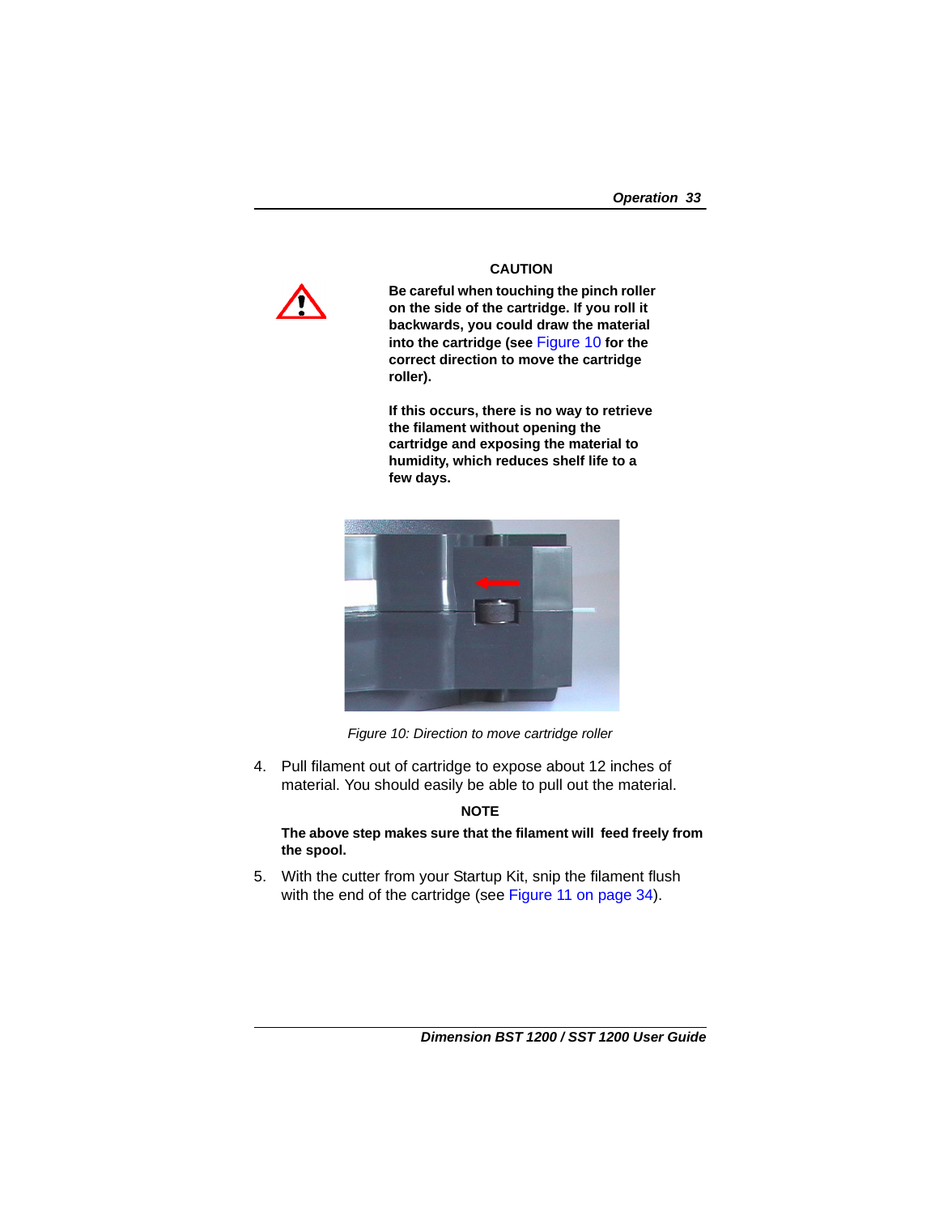**CAUTION**

**Be careful when touching the pinch roller on the side of the cartridge. If you roll it backwards, you could draw the material into the cartridge (see Figure 10 for the correct direction to move the cartridge roller).**

**If this occurs, there is no way to retrieve the filament without opening the cartridge and exposing the material to humidity, which reduces shelf life to a few days.**

*Figure 10: Direction to move cartridge roller*

4. Pull filament out of cartridge to expose about 12 inches of material. You should easily be able to pull out the material.

**NOTE**

**The above step makes sure that the filament will feed freely from the spool.**

5. With the cutter from your Startup Kit, snip the filament flush with the end of the cartridge (see Figure 11 on page 34).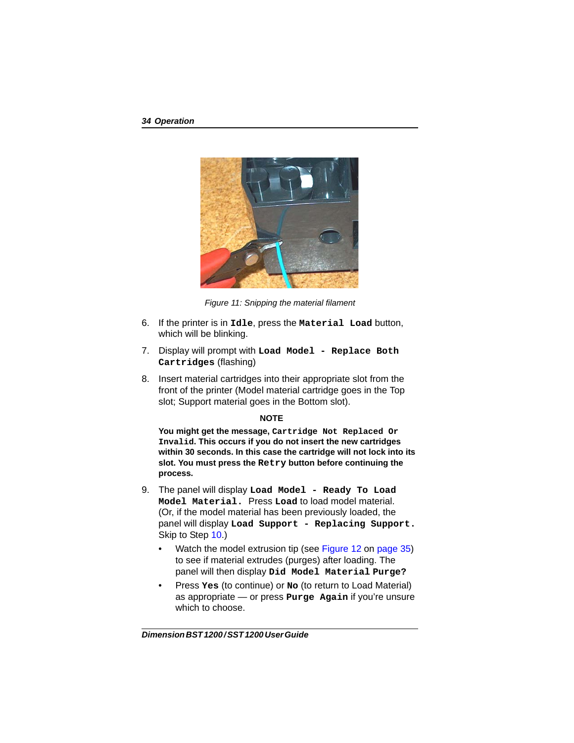*Figure 11: Snipping the material filament*

6. If the printer is in **`Idle`**, press the **`Material Load`** button, which will be blinking.
7. Display will prompt with **`Load Model - Replace Both Cartridges`** (flashing)
8. Insert material cartridges into their appropriate slot from the front of the printer (Model material cartridge goes in the Top slot; Support material goes in the Bottom slot).

**NOTE**

**You might get the message, `Cartridge Not Replaced Or Invalid`. This occurs if you do not insert the new cartridges within 30 seconds. In this case the cartridge will not lock into its slot. You must press the `Retry` button before continuing the process.**

9. The panel will display **`Load Model - Ready To Load Model Material.`** Press **`Load`** to load model material. (Or, if the model material has been previously loaded, the panel will display **`Load Support - Replacing Support.`** Skip to Step 10.)
   - Watch the model extrusion tip (see Figure 12 on page 35) to see if material extrudes (purges) after loading. The panel will then display **`Did Model Material Purge?`**
   - Press **`Yes`** (to continue) or **`No`** (to return to Load Material) as appropriate — or press **`Purge Again`** if you're unsure which to choose.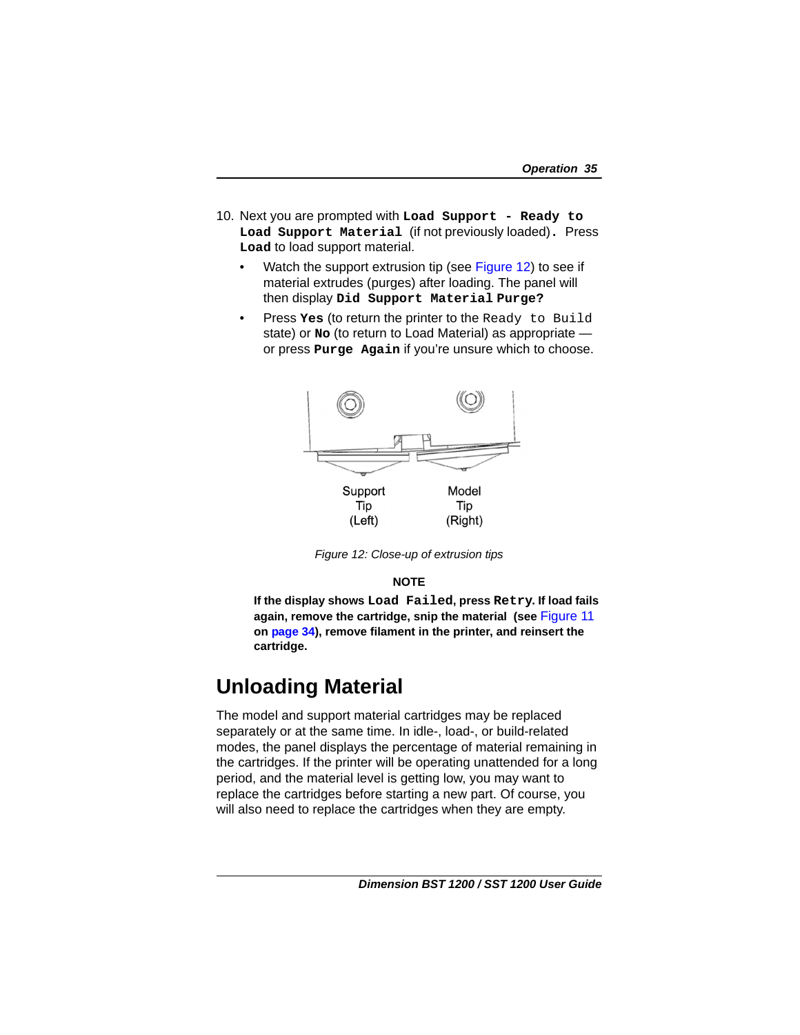10. Next you are prompted with **`Load Support - Ready to Load Support Material`** (if not previously loaded). Press **`Load`** to load support material.

    - Watch the support extrusion tip (see Figure 12) to see if material extrudes (purges) after loading. The panel will then display **`Did Support Material Purge?`**
    - Press **`Yes`** (to return the printer to the `Ready to Build` state) or **`No`** (to return to Load Material) as appropriate — or press **`Purge Again`** if you're unsure which to choose.

Support Tip (Left)

Model Tip (Right)

*Figure 12: Close-up of extrusion tips*

**NOTE**

**If the display shows `Load Failed`, press `Retry`. If load fails again, remove the cartridge, snip the material (see Figure 11 on page 34), remove filament in the printer, and reinsert the cartridge.**

# Unloading Material

The model and support material cartridges may be replaced separately or at the same time. In idle-, load-, or build-related modes, the panel displays the percentage of material remaining in the cartridges. If the printer will be operating unattended for a long period, and the material level is getting low, you may want to replace the cartridges before starting a new part. Of course, you will also need to replace the cartridges when they are empty.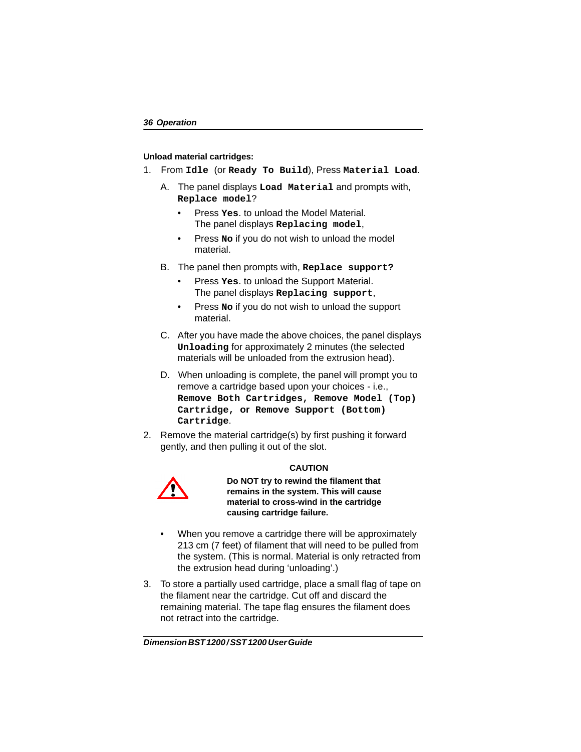**Unload material cartridges:**

1. From **`Idle`** (or **`Ready To Build`**), Press **`Material Load`**.

   A. The panel displays **`Load Material`** and prompts with, **`Replace model`**?

   - Press **`Yes`**. to unload the Model Material. The panel displays **`Replacing model`**,
   - Press **`No`** if you do not wish to unload the model material.

   B. The panel then prompts with, **`Replace support?`**

   - Press **`Yes`**. to unload the Support Material. The panel displays **`Replacing support`**,
   - Press **`No`** if you do not wish to unload the support material.

   C. After you have made the above choices, the panel displays **`Unloading`** for approximately 2 minutes (the selected materials will be unloaded from the extrusion head).

   D. When unloading is complete, the panel will prompt you to remove a cartridge based upon your choices - i.e., **`Remove Both Cartridges, Remove Model (Top) Cartridge, or Remove Support (Bottom) Cartridge`**.

2. Remove the material cartridge(s) by first pushing it forward gently, and then pulling it out of the slot.

**CAUTION**

**Do NOT try to rewind the filament that remains in the system. This will cause material to cross-wind in the cartridge causing cartridge failure.**

- When you remove a cartridge there will be approximately 213 cm (7 feet) of filament that will need to be pulled from the system. (This is normal. Material is only retracted from the extrusion head during 'unloading'.)

3. To store a partially used cartridge, place a small flag of tape on the filament near the cartridge. Cut off and discard the remaining material. The tape flag ensures the filament does not retract into the cartridge.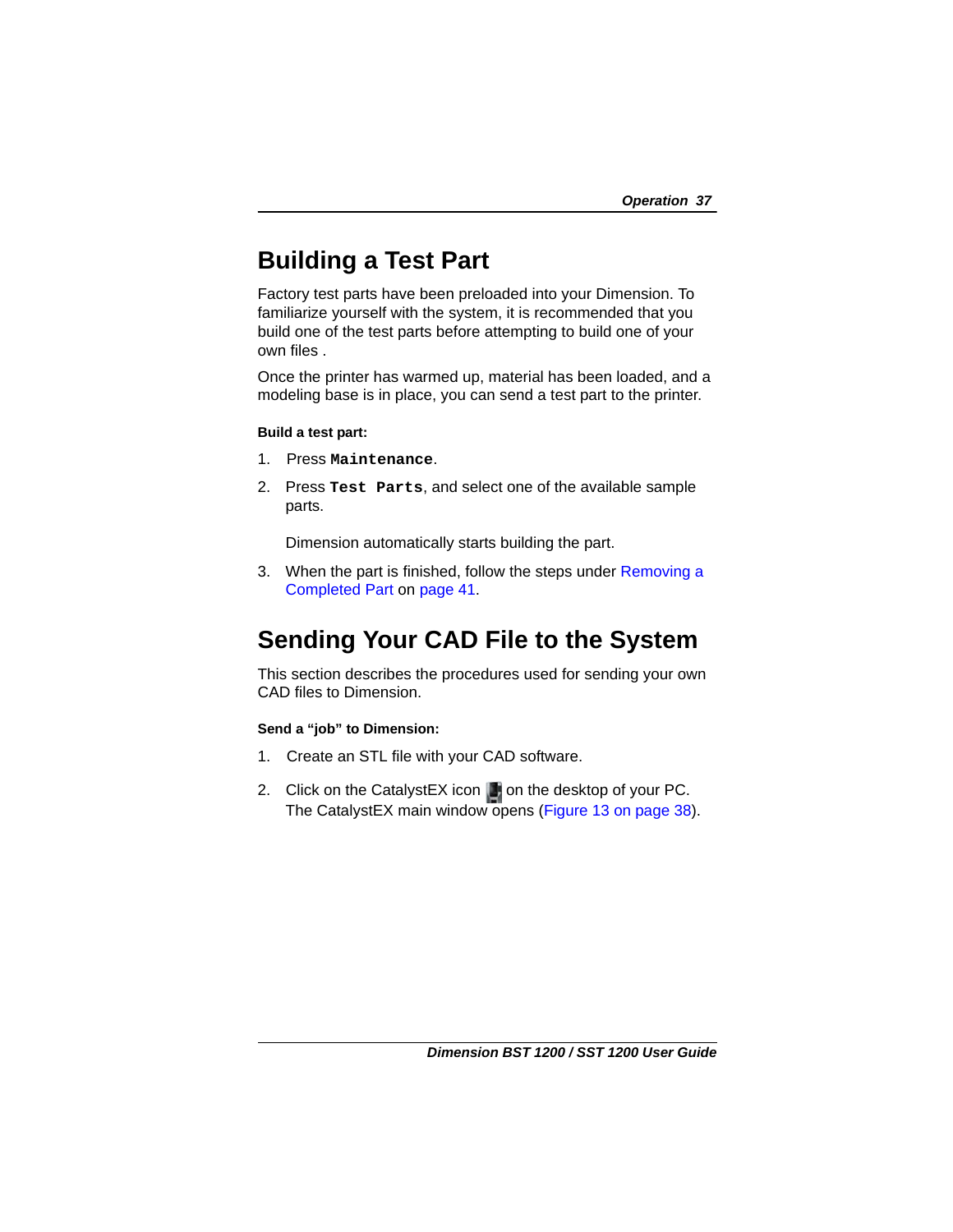## Building a Test Part

Factory test parts have been preloaded into your Dimension. To familiarize yourself with the system, it is recommended that you build one of the test parts before attempting to build one of your own files .

Once the printer has warmed up, material has been loaded, and a modeling base is in place, you can send a test part to the printer.

**Build a test part:**

1. Press **`Maintenance`**.
2. Press **`Test Parts`**, and select one of the available sample parts.

   Dimension automatically starts building the part.

3. When the part is finished, follow the steps under Removing a Completed Part on page 41.

## Sending Your CAD File to the System

This section describes the procedures used for sending your own CAD files to Dimension.

**Send a "job" to Dimension:**

1. Create an STL file with your CAD software.
2. Click on the CatalystEX icon on the desktop of your PC. The CatalystEX main window opens (Figure 13 on page 38).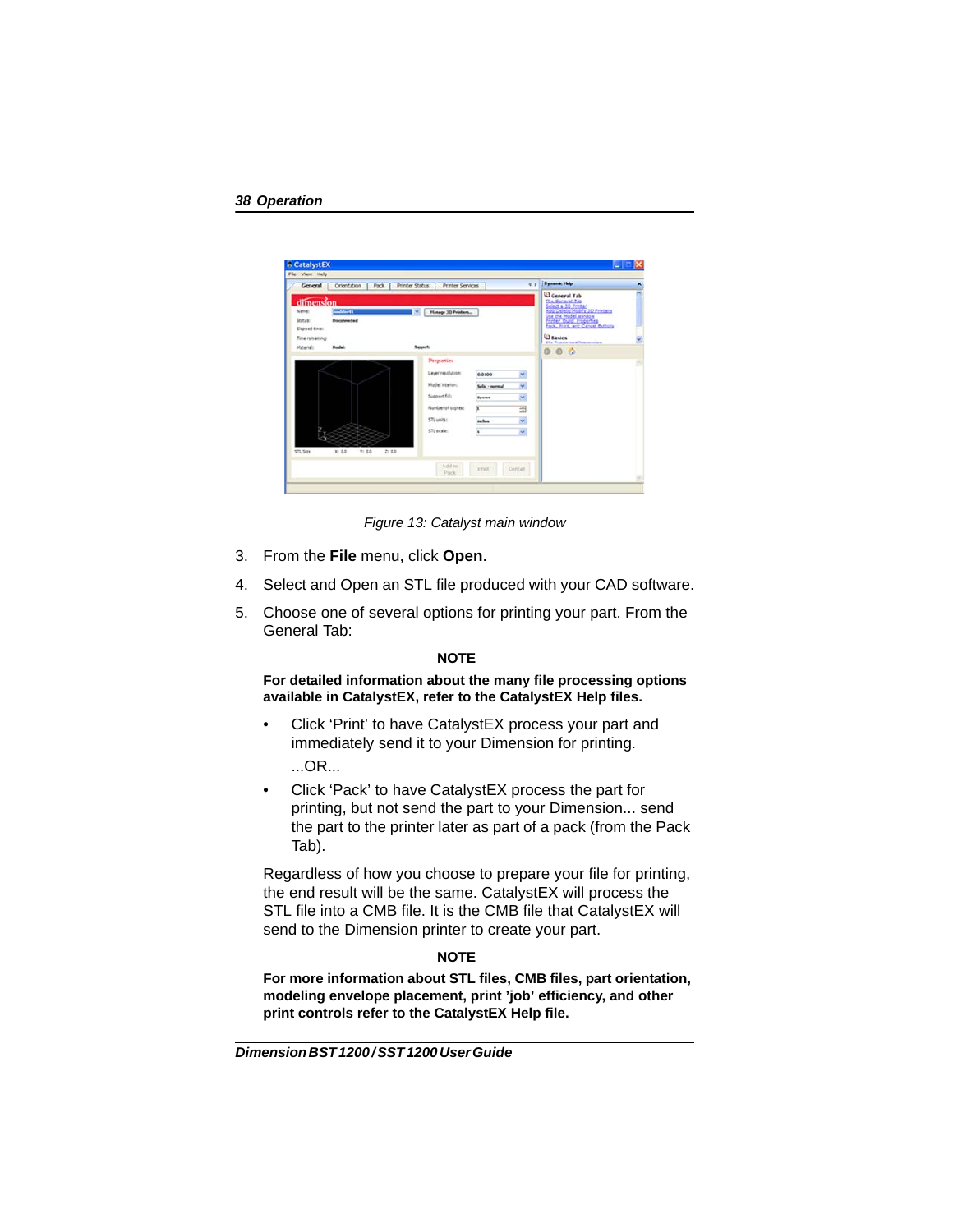Figure 13: Catalyst main window

3. From the **File** menu, click **Open**.
4. Select and Open an STL file produced with your CAD software.
5. Choose one of several options for printing your part. From the General Tab:

**NOTE**

**For detailed information about the many file processing options available in CatalystEX, refer to the CatalystEX Help files.**

- Click 'Print' to have CatalystEX process your part and immediately send it to your Dimension for printing.

  ...OR...

- Click 'Pack' to have CatalystEX process the part for printing, but not send the part to your Dimension... send the part to the printer later as part of a pack (from the Pack Tab).

Regardless of how you choose to prepare your file for printing, the end result will be the same. CatalystEX will process the STL file into a CMB file. It is the CMB file that CatalystEX will send to the Dimension printer to create your part.

**NOTE**

**For more information about STL files, CMB files, part orientation, modeling envelope placement, print 'job' efficiency, and other print controls refer to the CatalystEX Help file.**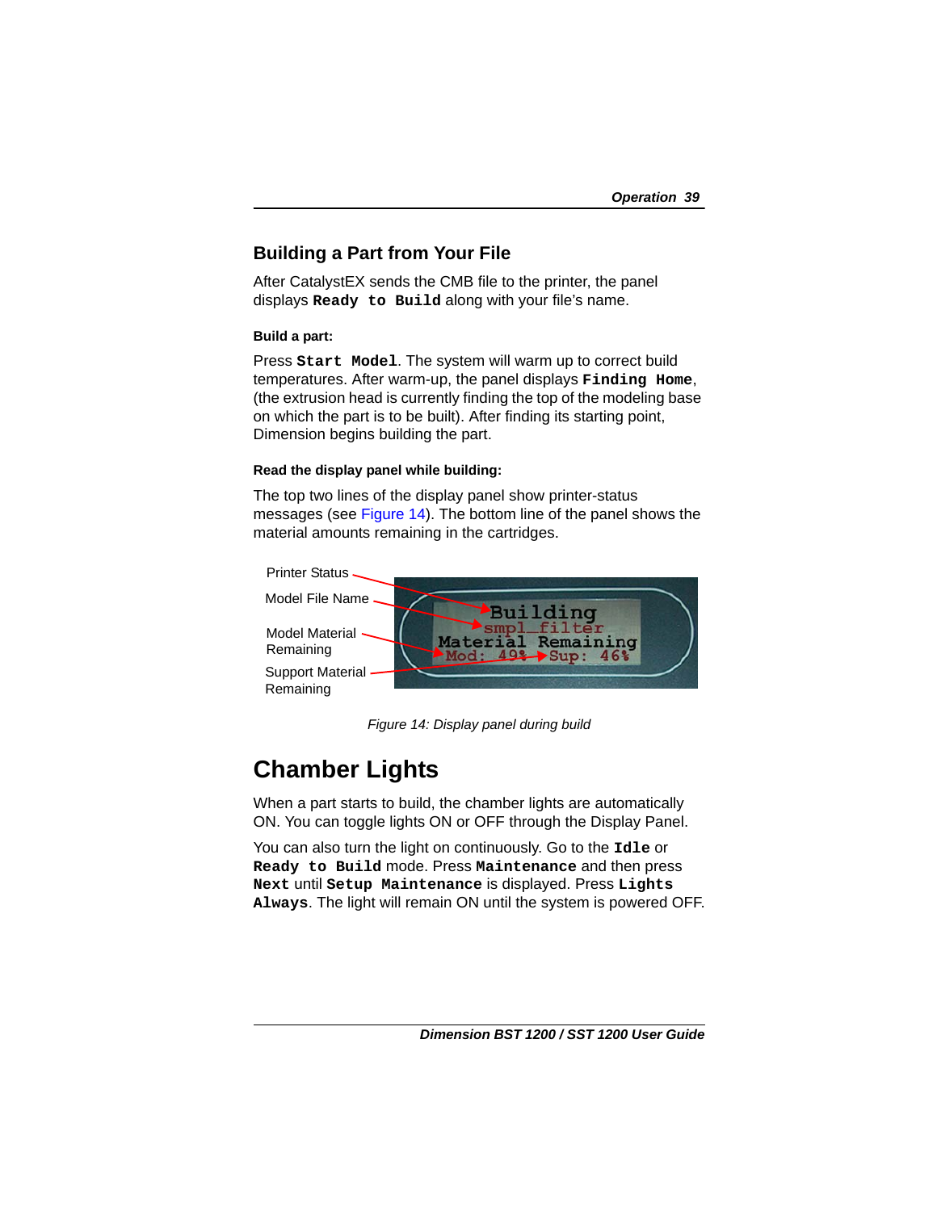## Building a Part from Your File

After CatalystEX sends the CMB file to the printer, the panel displays **`Ready to Build`** along with your file's name.

#### Build a part:

Press **`Start Model`**. The system will warm up to correct build temperatures. After warm-up, the panel displays **`Finding Home`**, (the extrusion head is currently finding the top of the modeling base on which the part is to be built). After finding its starting point, Dimension begins building the part.

#### Read the display panel while building:

The top two lines of the display panel show printer-status messages (see Figure 14). The bottom line of the panel shows the material amounts remaining in the cartridges.

Printer Status

Model File Name

Model Material Remaining

Support Material Remaining

*Figure 14: Display panel during build*

# Chamber Lights

When a part starts to build, the chamber lights are automatically ON. You can toggle lights ON or OFF through the Display Panel.

You can also turn the light on continuously. Go to the **`Idle`** or **`Ready to Build`** mode. Press **`Maintenance`** and then press **`Next`** until **`Setup Maintenance`** is displayed. Press **`Lights Always`**. The light will remain ON until the system is powered OFF.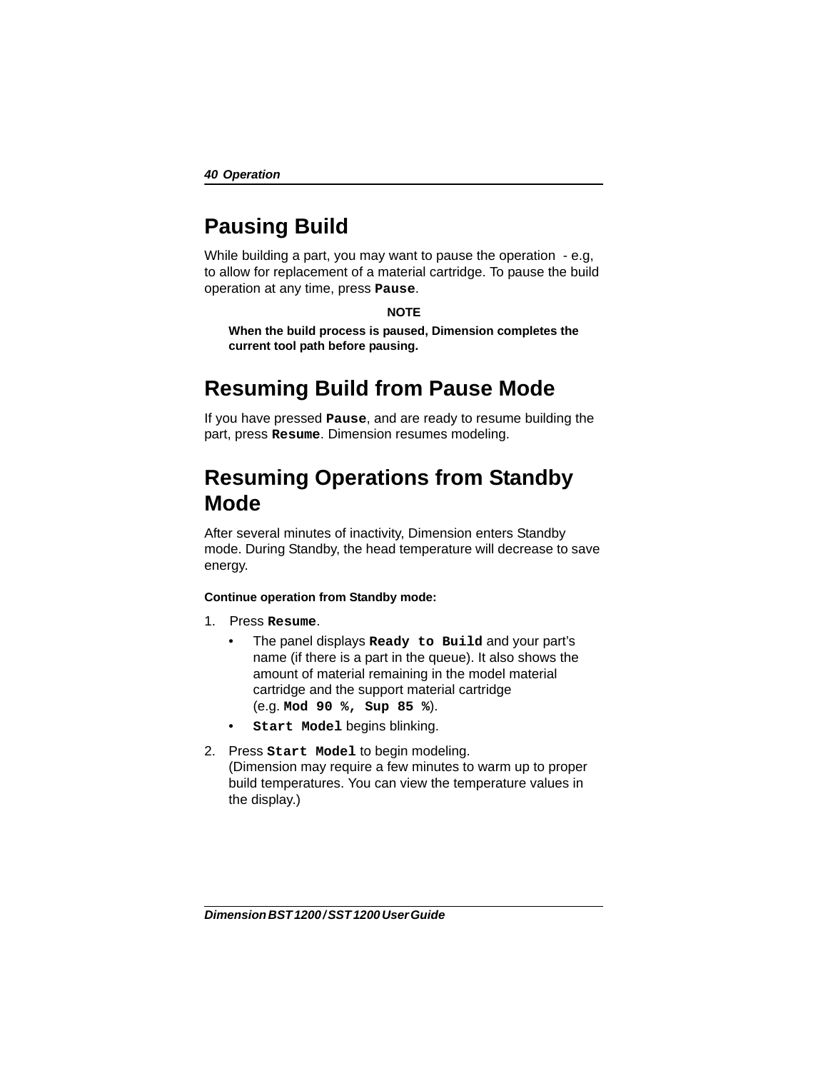# Pausing Build

While building a part, you may want to pause the operation  - e.g, to allow for replacement of a material cartridge. To pause the build operation at any time, press **`Pause`**.

**NOTE**

**When the build process is paused, Dimension completes the current tool path before pausing.**

# Resuming Build from Pause Mode

If you have pressed **`Pause`**, and are ready to resume building the part, press **`Resume`**. Dimension resumes modeling.

# Resuming Operations from Standby Mode

After several minutes of inactivity, Dimension enters Standby mode. During Standby, the head temperature will decrease to save energy.

**Continue operation from Standby mode:**

1. Press **`Resume`**.
   - The panel displays **`Ready to Build`** and your part's name (if there is a part in the queue). It also shows the amount of material remaining in the model material cartridge and the support material cartridge (e.g. **`Mod 90 %, Sup 85 %`**).
   - **`Start Model`** begins blinking.
2. Press **`Start Model`** to begin modeling.
   (Dimension may require a few minutes to warm up to proper build temperatures. You can view the temperature values in the display.)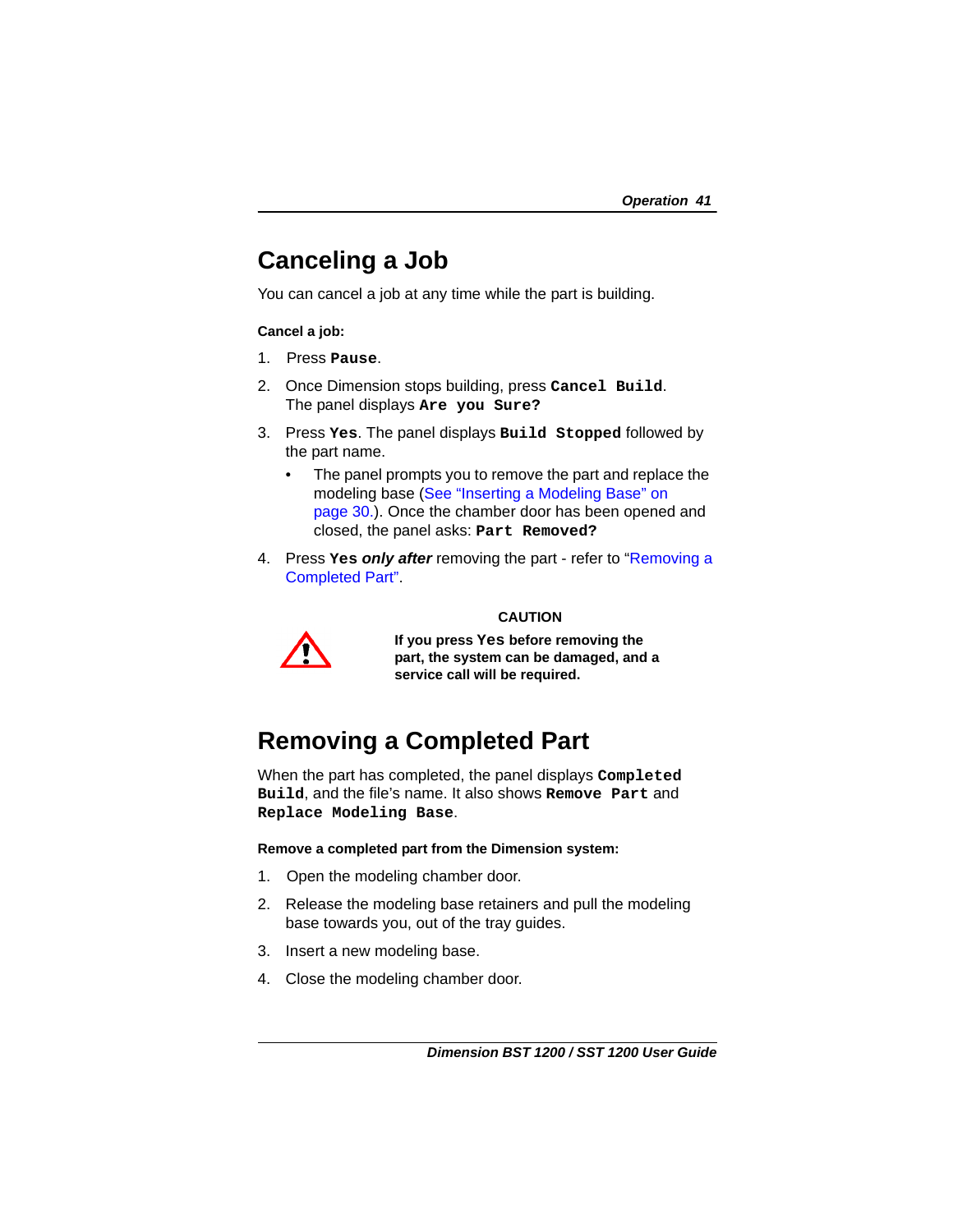# Canceling a Job

You can cancel a job at any time while the part is building.

**Cancel a job:**

1. Press **`Pause`**.
2. Once Dimension stops building, press **`Cancel Build`**. The panel displays **`Are you Sure?`**
3. Press **`Yes`**. The panel displays **`Build Stopped`** followed by the part name.
   - The panel prompts you to remove the part and replace the modeling base (See "Inserting a Modeling Base" on page 30.). Once the chamber door has been opened and closed, the panel asks: **`Part Removed?`**
4. Press **`Yes`** ***only after*** removing the part - refer to "Removing a Completed Part".

**CAUTION**

**If you press `Yes` before removing the part, the system can be damaged, and a service call will be required.**

# Removing a Completed Part

When the part has completed, the panel displays **`Completed Build`**, and the file's name. It also shows **`Remove Part`** and **`Replace Modeling Base`**.

**Remove a completed part from the Dimension system:**

1. Open the modeling chamber door.
2. Release the modeling base retainers and pull the modeling base towards you, out of the tray guides.
3. Insert a new modeling base.
4. Close the modeling chamber door.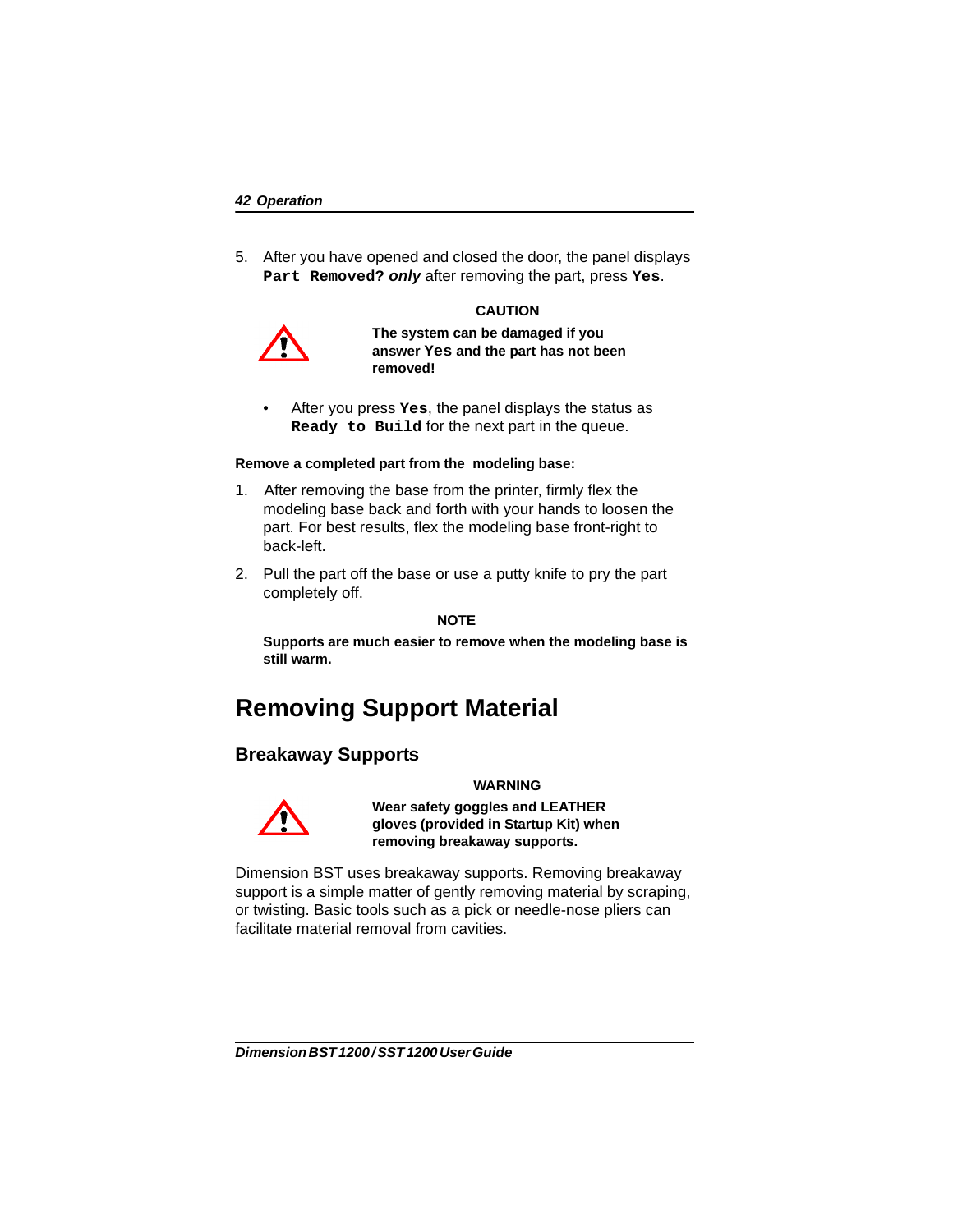5. After you have opened and closed the door, the panel displays `Part Removed?` ***only*** after removing the part, press **`Yes`**.

**CAUTION**

**The system can be damaged if you answer `Yes` and the part has not been removed!**

- After you press **`Yes`**, the panel displays the status as **`Ready to Build`** for the next part in the queue.

**Remove a completed part from the modeling base:**

1. After removing the base from the printer, firmly flex the modeling base back and forth with your hands to loosen the part. For best results, flex the modeling base front-right to back-left.

2. Pull the part off the base or use a putty knife to pry the part completely off.

**NOTE**

**Supports are much easier to remove when the modeling base is still warm.**

# Removing Support Material

## Breakaway Supports

**WARNING**

**Wear safety goggles and LEATHER gloves (provided in Startup Kit) when removing breakaway supports.**

Dimension BST uses breakaway supports. Removing breakaway support is a simple matter of gently removing material by scraping, or twisting. Basic tools such as a pick or needle-nose pliers can facilitate material removal from cavities.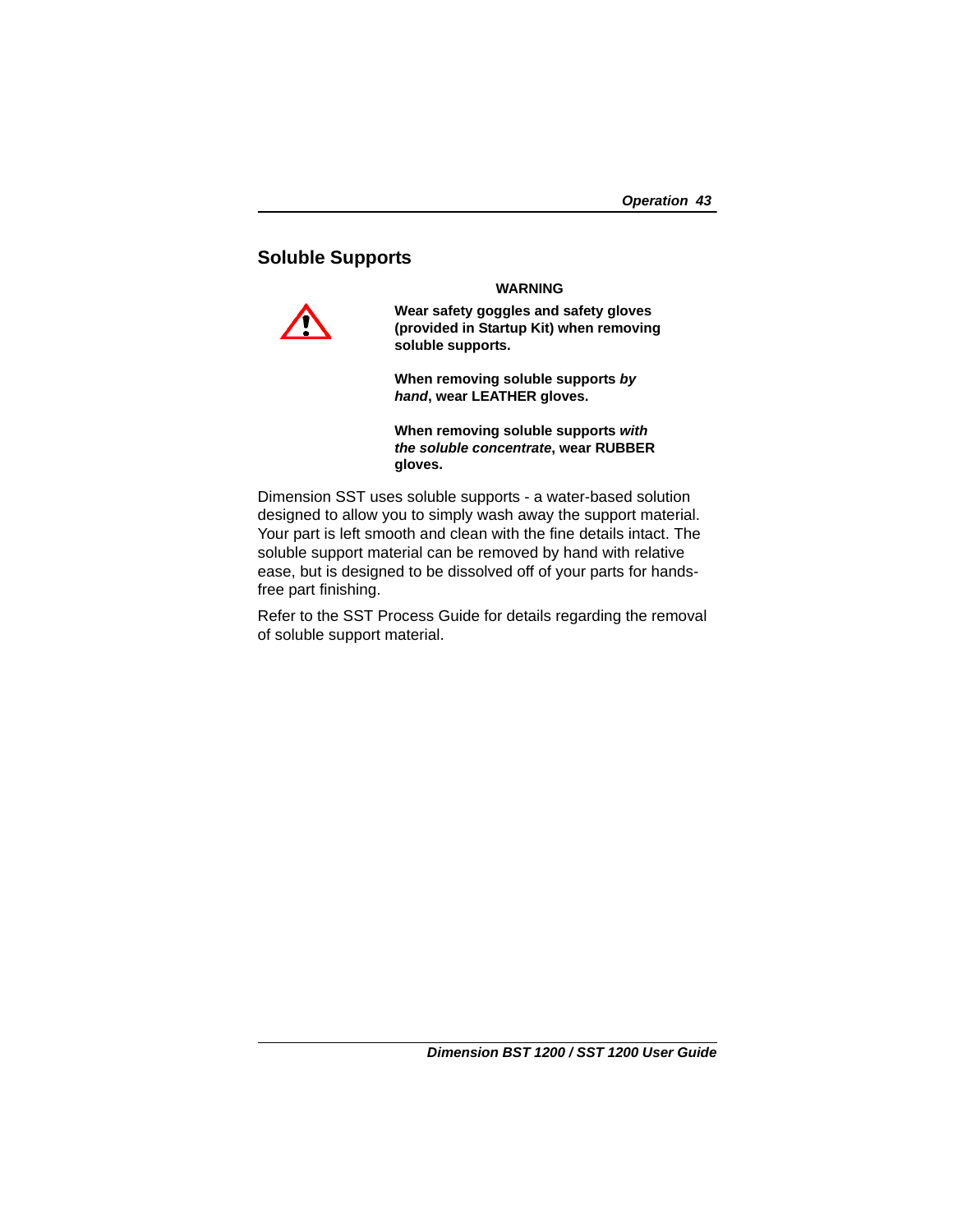## Soluble Supports

**WARNING**

**Wear safety goggles and safety gloves (provided in Startup Kit) when removing soluble supports.**

**When removing soluble supports *by hand*, wear LEATHER gloves.**

**When removing soluble supports *with the soluble concentrate*, wear RUBBER gloves.**

Dimension SST uses soluble supports - a water-based solution designed to allow you to simply wash away the support material. Your part is left smooth and clean with the fine details intact. The soluble support material can be removed by hand with relative ease, but is designed to be dissolved off of your parts for hands-free part finishing.

Refer to the SST Process Guide for details regarding the removal of soluble support material.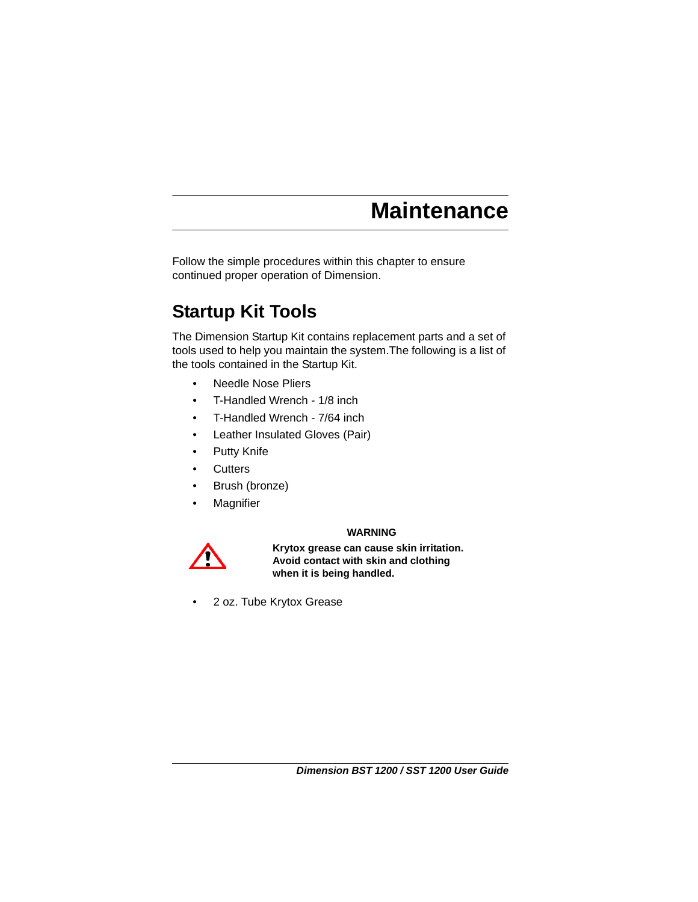# Maintenance

Follow the simple procedures within this chapter to ensure continued proper operation of Dimension.

## Startup Kit Tools

The Dimension Startup Kit contains replacement parts and a set of tools used to help you maintain the system.The following is a list of the tools contained in the Startup Kit.

- Needle Nose Pliers
- T-Handled Wrench - 1/8 inch
- T-Handled Wrench - 7/64 inch
- Leather Insulated Gloves (Pair)
- Putty Knife
- Cutters
- Brush (bronze)
- Magnifier

**WARNING**

**Krytox grease can cause skin irritation. Avoid contact with skin and clothing when it is being handled.**

- 2 oz. Tube Krytox Grease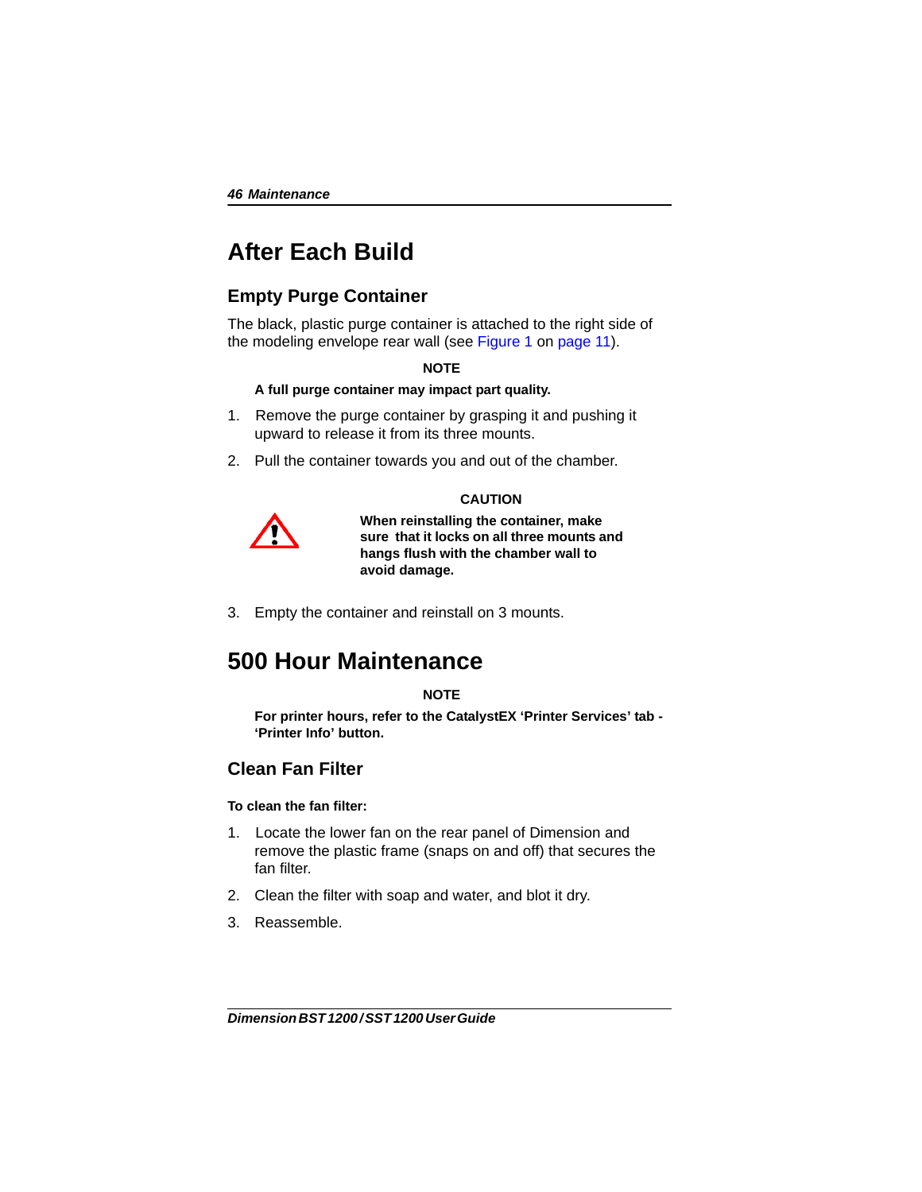# After Each Build

## Empty Purge Container

The black, plastic purge container is attached to the right side of the modeling envelope rear wall (see Figure 1 on page 11).

**NOTE**

**A full purge container may impact part quality.**

1. Remove the purge container by grasping it and pushing it upward to release it from its three mounts.
2. Pull the container towards you and out of the chamber.

**CAUTION**

**When reinstalling the container, make sure that it locks on all three mounts and hangs flush with the chamber wall to avoid damage.**

3. Empty the container and reinstall on 3 mounts.

# 500 Hour Maintenance

**NOTE**

**For printer hours, refer to the CatalystEX 'Printer Services' tab - 'Printer Info' button.**

## Clean Fan Filter

**To clean the fan filter:**

1. Locate the lower fan on the rear panel of Dimension and remove the plastic frame (snaps on and off) that secures the fan filter.
2. Clean the filter with soap and water, and blot it dry.
3. Reassemble.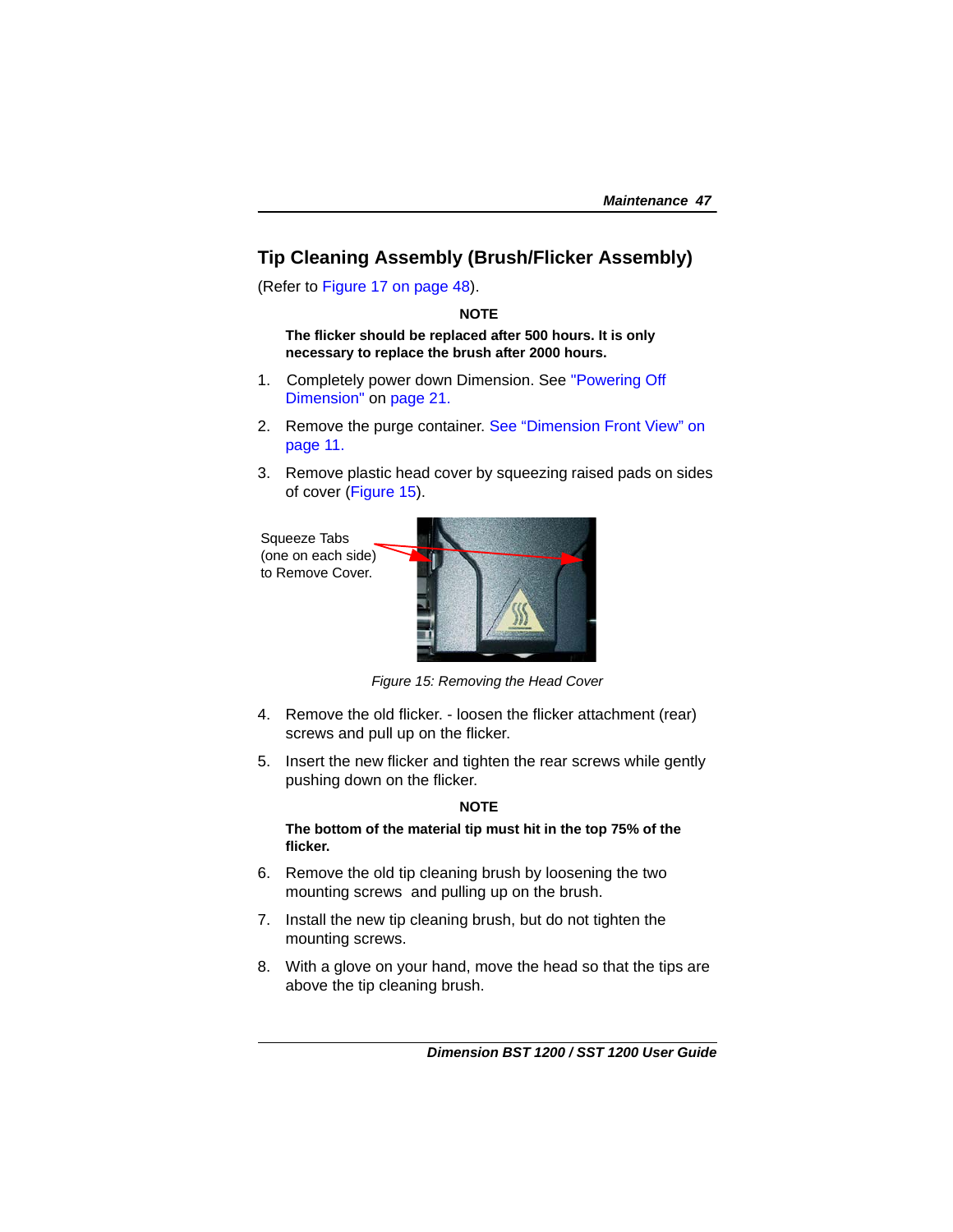## Tip Cleaning Assembly (Brush/Flicker Assembly)

(Refer to Figure 17 on page 48).

**NOTE**

**The flicker should be replaced after 500 hours. It is only necessary to replace the brush after 2000 hours.**

1. Completely power down Dimension. See "Powering Off Dimension" on page 21.
2. Remove the purge container. See "Dimension Front View" on page 11.
3. Remove plastic head cover by squeezing raised pads on sides of cover (Figure 15).

Squeeze Tabs (one on each side) to Remove Cover.

*Figure 15: Removing the Head Cover*

4. Remove the old flicker. - loosen the flicker attachment (rear) screws and pull up on the flicker.
5. Insert the new flicker and tighten the rear screws while gently pushing down on the flicker.

**NOTE**

**The bottom of the material tip must hit in the top 75% of the flicker.**

6. Remove the old tip cleaning brush by loosening the two mounting screws and pulling up on the brush.
7. Install the new tip cleaning brush, but do not tighten the mounting screws.
8. With a glove on your hand, move the head so that the tips are above the tip cleaning brush.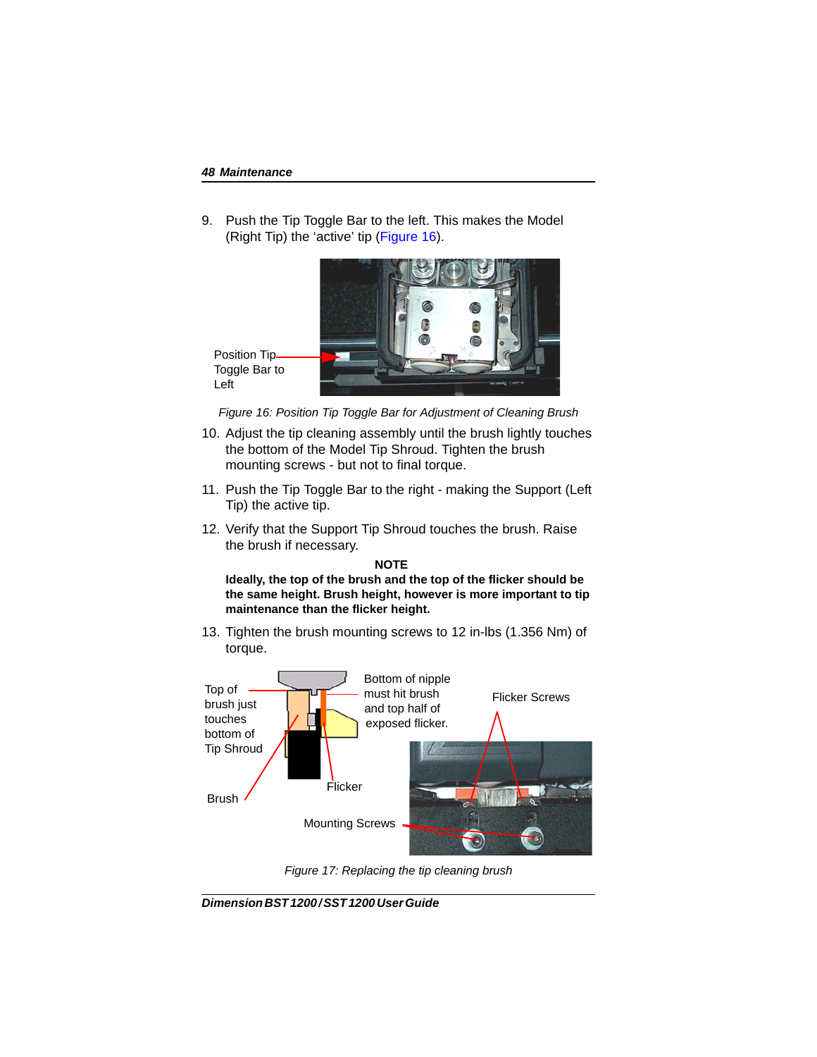9. Push the Tip Toggle Bar to the left. This makes the Model (Right Tip) the 'active' tip (Figure 16).

Position Tip Toggle Bar to Left

*Figure 16: Position Tip Toggle Bar for Adjustment of Cleaning Brush*

10. Adjust the tip cleaning assembly until the brush lightly touches the bottom of the Model Tip Shroud. Tighten the brush mounting screws - but not to final torque.

11. Push the Tip Toggle Bar to the right - making the Support (Left Tip) the active tip.

12. Verify that the Support Tip Shroud touches the brush. Raise the brush if necessary.

**NOTE**

**Ideally, the top of the brush and the top of the flicker should be the same height. Brush height, however is more important to tip maintenance than the flicker height.**

13. Tighten the brush mounting screws to 12 in-lbs (1.356 Nm) of torque.

Top of brush just touches bottom of Tip Shroud

Bottom of nipple must hit brush and top half of exposed flicker.

Flicker Screws

Brush

Flicker

Mounting Screws

*Figure 17: Replacing the tip cleaning brush*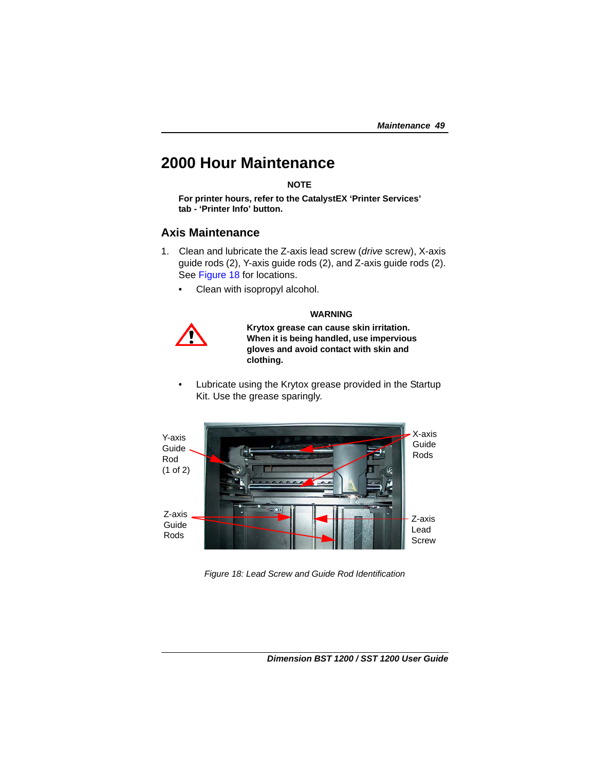# 2000 Hour Maintenance

**NOTE**

**For printer hours, refer to the CatalystEX 'Printer Services' tab - 'Printer Info' button.**

## Axis Maintenance

1. Clean and lubricate the Z-axis lead screw (*drive* screw), X-axis guide rods (2), Y-axis guide rods (2), and Z-axis guide rods (2). See Figure 18 for locations.
   - Clean with isopropyl alcohol.

   **WARNING**

   **Krytox grease can cause skin irritation. When it is being handled, use impervious gloves and avoid contact with skin and clothing.**

   - Lubricate using the Krytox grease provided in the Startup Kit. Use the grease sparingly.

Y-axis Guide Rod (1 of 2)

X-axis Guide Rods

Z-axis Guide Rods

Z-axis Lead Screw

*Figure 18: Lead Screw and Guide Rod Identification*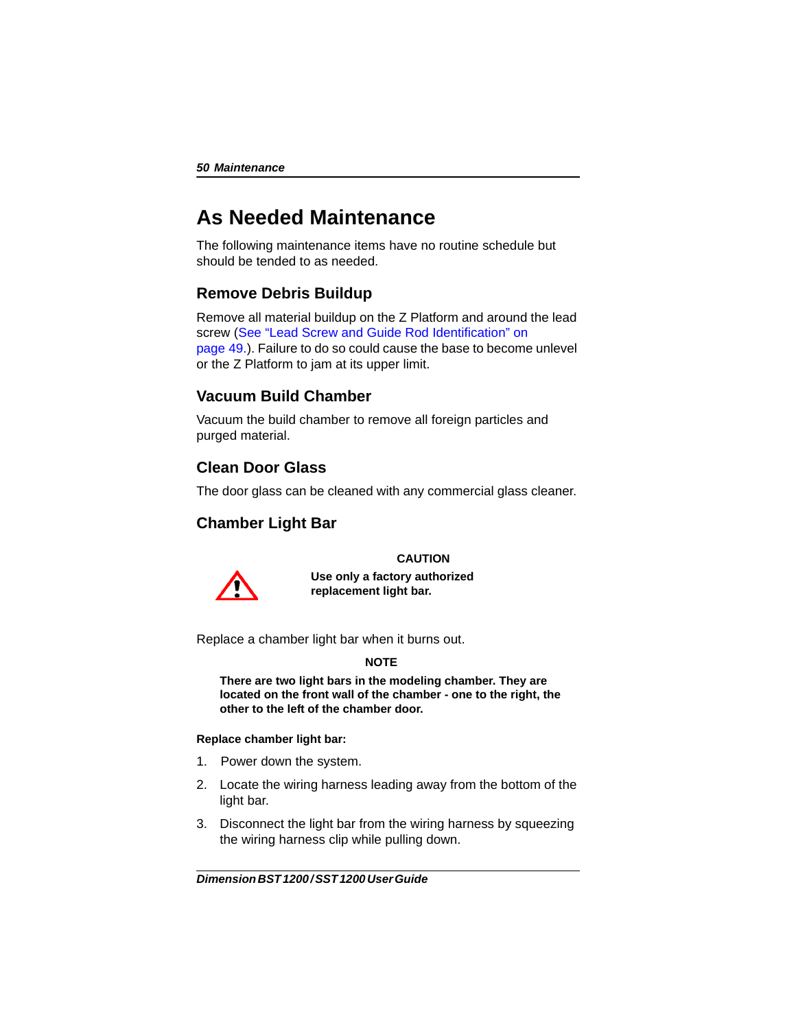# As Needed Maintenance

The following maintenance items have no routine schedule but should be tended to as needed.

## Remove Debris Buildup

Remove all material buildup on the Z Platform and around the lead screw (See "Lead Screw and Guide Rod Identification" on page 49.). Failure to do so could cause the base to become unlevel or the Z Platform to jam at its upper limit.

## Vacuum Build Chamber

Vacuum the build chamber to remove all foreign particles and purged material.

## Clean Door Glass

The door glass can be cleaned with any commercial glass cleaner.

## Chamber Light Bar

**CAUTION**

**Use only a factory authorized replacement light bar.**

Replace a chamber light bar when it burns out.

**NOTE**

**There are two light bars in the modeling chamber. They are located on the front wall of the chamber - one to the right, the other to the left of the chamber door.**

**Replace chamber light bar:**

1. Power down the system.
2. Locate the wiring harness leading away from the bottom of the light bar.
3. Disconnect the light bar from the wiring harness by squeezing the wiring harness clip while pulling down.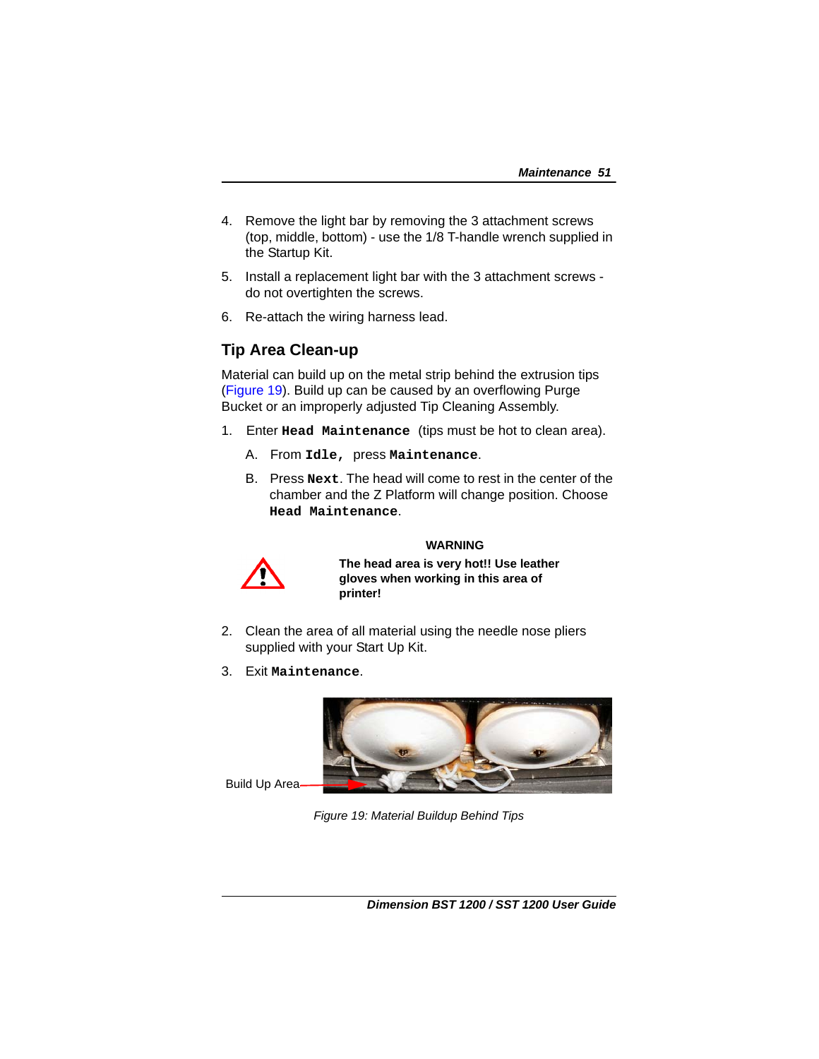4. Remove the light bar by removing the 3 attachment screws (top, middle, bottom) - use the 1/8 T-handle wrench supplied in the Startup Kit.
5. Install a replacement light bar with the 3 attachment screws - do not overtighten the screws.
6. Re-attach the wiring harness lead.

## Tip Area Clean-up

Material can build up on the metal strip behind the extrusion tips (Figure 19). Build up can be caused by an overflowing Purge Bucket or an improperly adjusted Tip Cleaning Assembly.

1. Enter **`Head Maintenance`** (tips must be hot to clean area).
   - A. From **`Idle,`** press **`Maintenance`**.
   - B. Press **`Next`**. The head will come to rest in the center of the chamber and the Z Platform will change position. Choose **`Head Maintenance`**.

**WARNING**

**The head area is very hot!! Use leather gloves when working in this area of printer!**

2. Clean the area of all material using the needle nose pliers supplied with your Start Up Kit.
3. Exit **`Maintenance`**.

Build Up Area

*Figure 19: Material Buildup Behind Tips*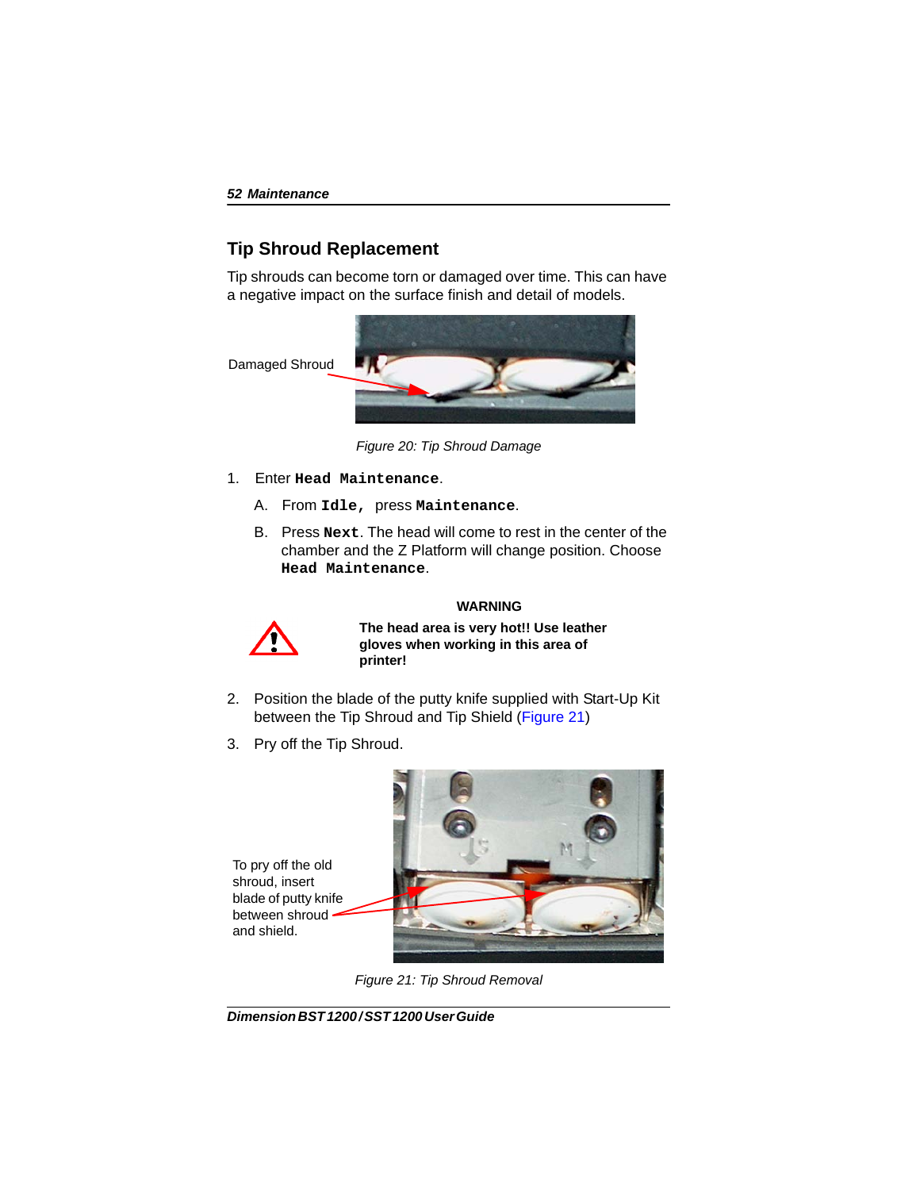## Tip Shroud Replacement

Tip shrouds can become torn or damaged over time. This can have a negative impact on the surface finish and detail of models.

Damaged Shroud

*Figure 20: Tip Shroud Damage*

1. Enter **`Head Maintenance`**.
   - A. From **`Idle,`** press **`Maintenance`**.
   - B. Press **`Next`**. The head will come to rest in the center of the chamber and the Z Platform will change position. Choose **`Head Maintenance`**.

**WARNING**

**The head area is very hot!! Use leather gloves when working in this area of printer!**

2. Position the blade of the putty knife supplied with Start-Up Kit between the Tip Shroud and Tip Shield (Figure 21)
3. Pry off the Tip Shroud.

To pry off the old shroud, insert blade of putty knife between shroud and shield.

*Figure 21: Tip Shroud Removal*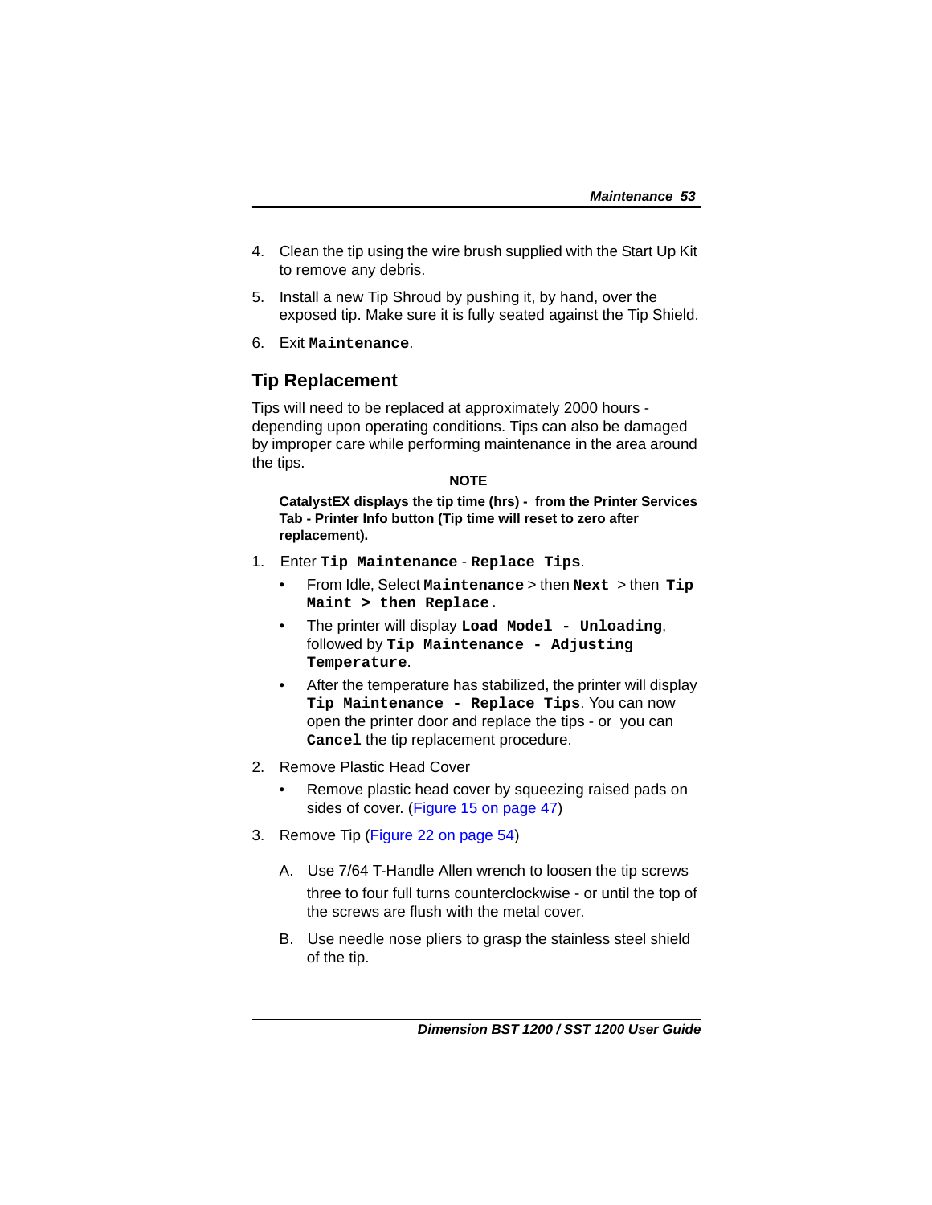4. Clean the tip using the wire brush supplied with the Start Up Kit to remove any debris.

5. Install a new Tip Shroud by pushing it, by hand, over the exposed tip. Make sure it is fully seated against the Tip Shield.

6. Exit `Maintenance`.

## Tip Replacement

Tips will need to be replaced at approximately 2000 hours - depending upon operating conditions. Tips can also be damaged by improper care while performing maintenance in the area around the tips.

**NOTE**

**CatalystEX displays the tip time (hrs) - from the Printer Services Tab - Printer Info button (Tip time will reset to zero after replacement).**

1. Enter `Tip Maintenance` - `Replace Tips`.
   - From Idle, Select `Maintenance` > then `Next` > then `Tip Maint > then Replace.`
   - The printer will display `Load Model - Unloading`, followed by `Tip Maintenance - Adjusting Temperature`.
   - After the temperature has stabilized, the printer will display `Tip Maintenance - Replace Tips`. You can now open the printer door and replace the tips - or you can `Cancel` the tip replacement procedure.

2. Remove Plastic Head Cover
   - Remove plastic head cover by squeezing raised pads on sides of cover. (Figure 15 on page 47)

3. Remove Tip (Figure 22 on page 54)

   A. Use 7/64 T-Handle Allen wrench to loosen the tip screws three to four full turns counterclockwise - or until the top of the screws are flush with the metal cover.

   B. Use needle nose pliers to grasp the stainless steel shield of the tip.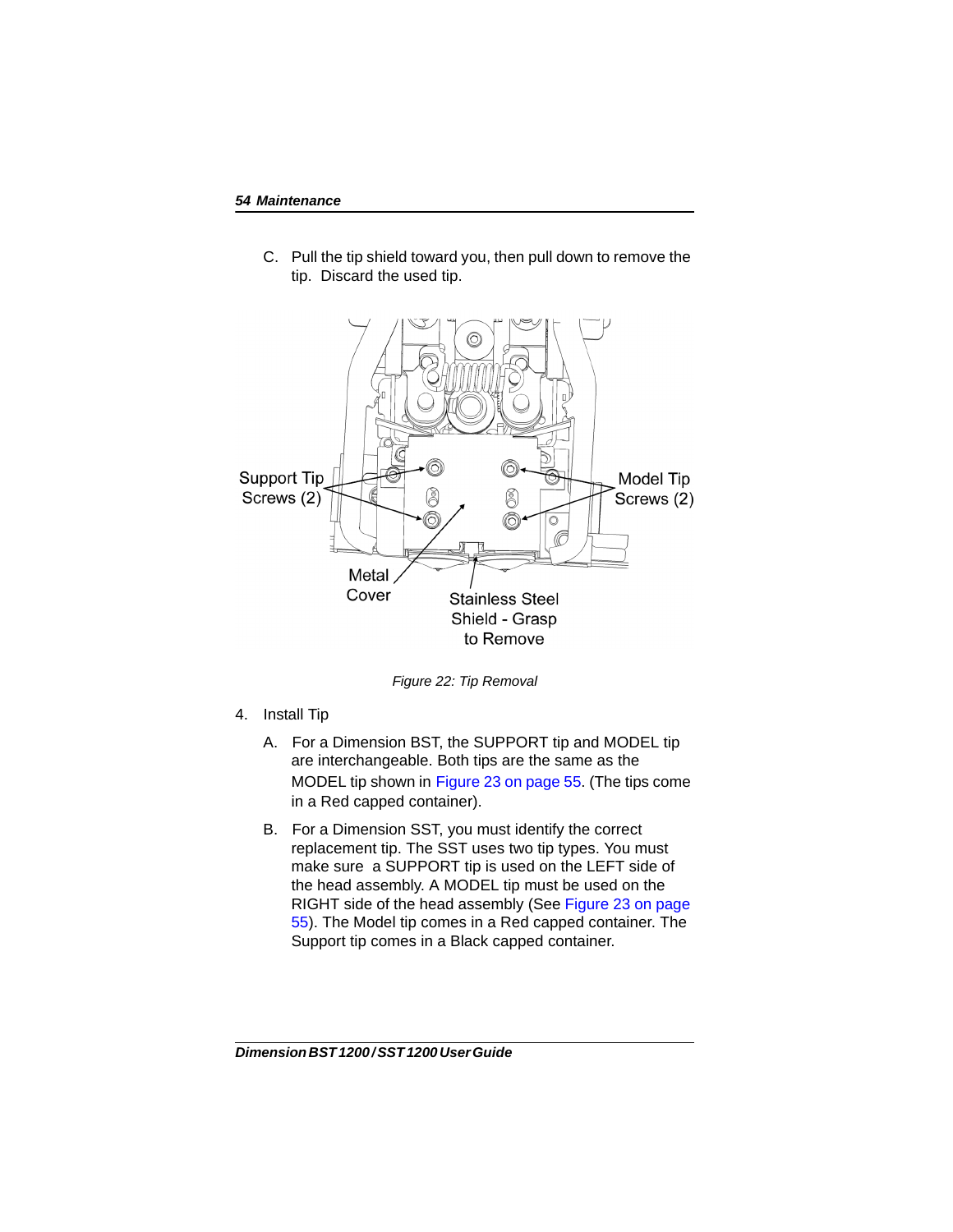C. Pull the tip shield toward you, then pull down to remove the tip. Discard the used tip.

Support Tip Screws (2)

Model Tip Screws (2)

Metal Cover

Stainless Steel Shield - Grasp to Remove

*Figure 22: Tip Removal*

4. Install Tip

   A. For a Dimension BST, the SUPPORT tip and MODEL tip are interchangeable. Both tips are the same as the MODEL tip shown in Figure 23 on page 55. (The tips come in a Red capped container).

   B. For a Dimension SST, you must identify the correct replacement tip. The SST uses two tip types. You must make sure a SUPPORT tip is used on the LEFT side of the head assembly. A MODEL tip must be used on the RIGHT side of the head assembly (See Figure 23 on page 55). The Model tip comes in a Red capped container. The Support tip comes in a Black capped container.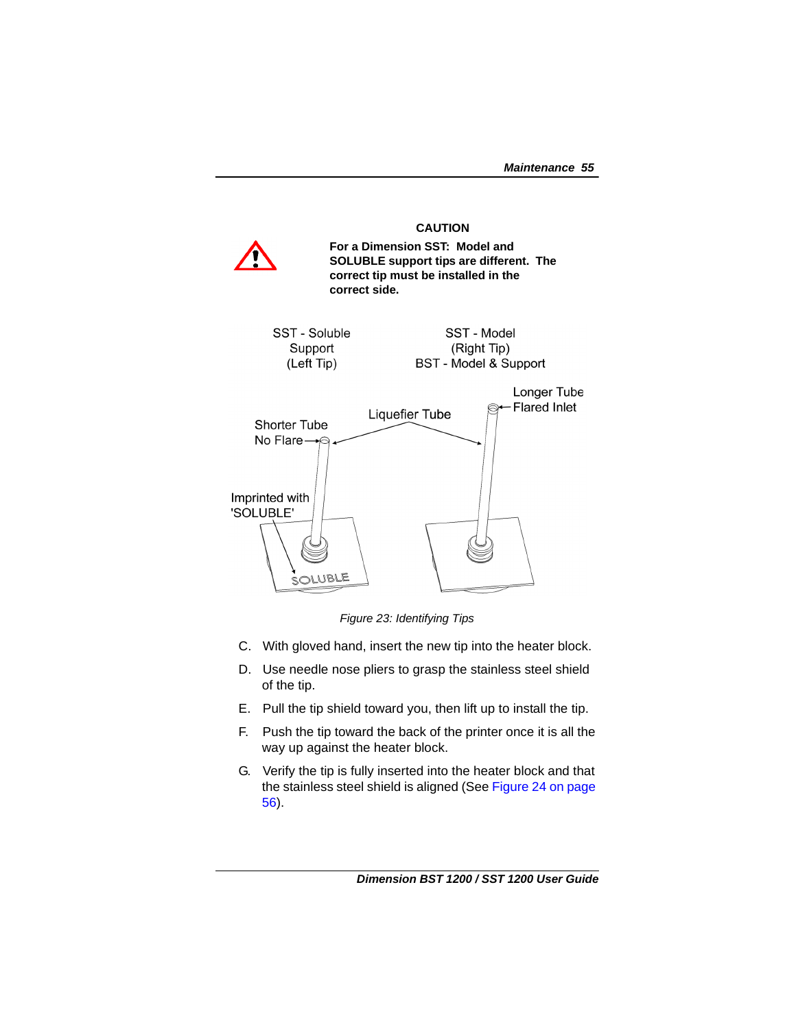**CAUTION**

**For a Dimension SST: Model and SOLUBLE support tips are different. The correct tip must be installed in the correct side.**

SST - Soluble Support (Left Tip)

SST - Model (Right Tip)
BST - Model & Support

Longer Tube Flared Inlet

Liquefier Tube

Shorter Tube No Flare

Imprinted with 'SOLUBLE'

SOLUBLE

*Figure 23: Identifying Tips*

C. With gloved hand, insert the new tip into the heater block.

D. Use needle nose pliers to grasp the stainless steel shield of the tip.

E. Pull the tip shield toward you, then lift up to install the tip.

F. Push the tip toward the back of the printer once it is all the way up against the heater block.

G. Verify the tip is fully inserted into the heater block and that the stainless steel shield is aligned (See Figure 24 on page 56).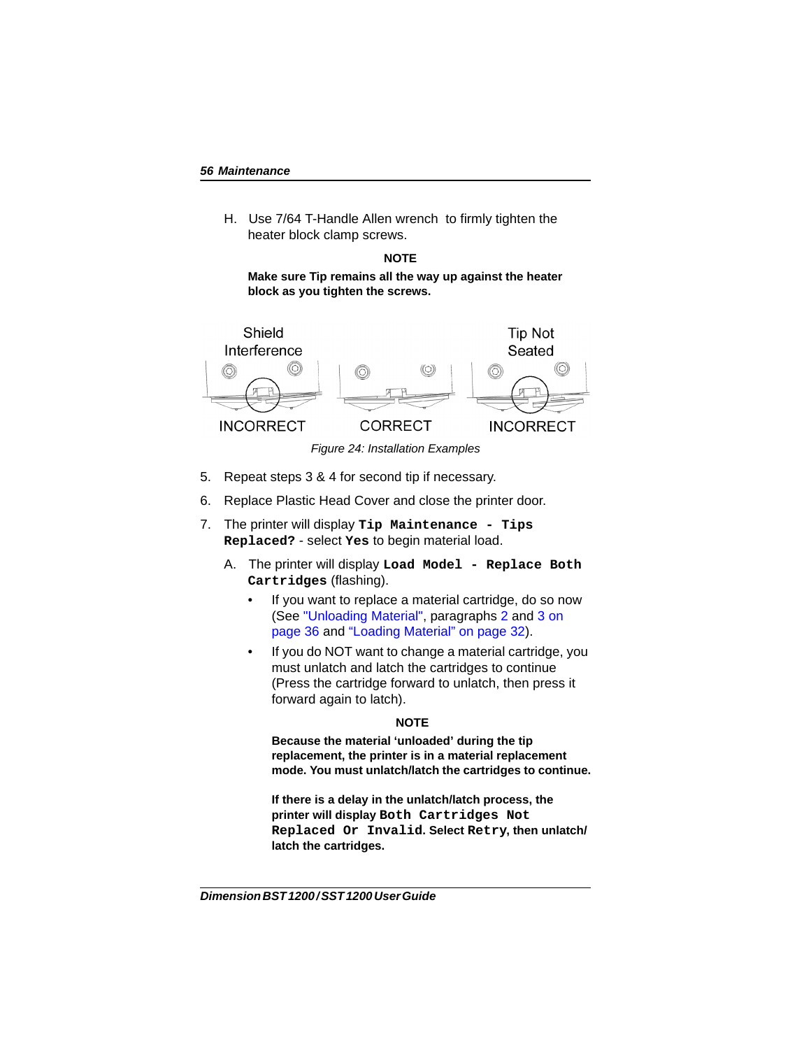H. Use 7/64 T-Handle Allen wrench to firmly tighten the heater block clamp screws.

**NOTE**

**Make sure Tip remains all the way up against the heater block as you tighten the screws.**

Shield Interference — INCORRECT | CORRECT | Tip Not Seated — INCORRECT

*Figure 24: Installation Examples*

5. Repeat steps 3 & 4 for second tip if necessary.
6. Replace Plastic Head Cover and close the printer door.
7. The printer will display **`Tip Maintenance - Tips Replaced?`** - select **`Yes`** to begin material load.

   A. The printer will display **`Load Model - Replace Both Cartridges`** (flashing).

   - If you want to replace a material cartridge, do so now (See "Unloading Material", paragraphs 2 and 3 on page 36 and "Loading Material" on page 32).
   - If you do NOT want to change a material cartridge, you must unlatch and latch the cartridges to continue (Press the cartridge forward to unlatch, then press it forward again to latch).

   **NOTE**

   **Because the material 'unloaded' during the tip replacement, the printer is in a material replacement mode. You must unlatch/latch the cartridges to continue.**

   **If there is a delay in the unlatch/latch process, the printer will display `Both Cartridges Not Replaced Or Invalid`. Select `Retry`, then unlatch/latch the cartridges.**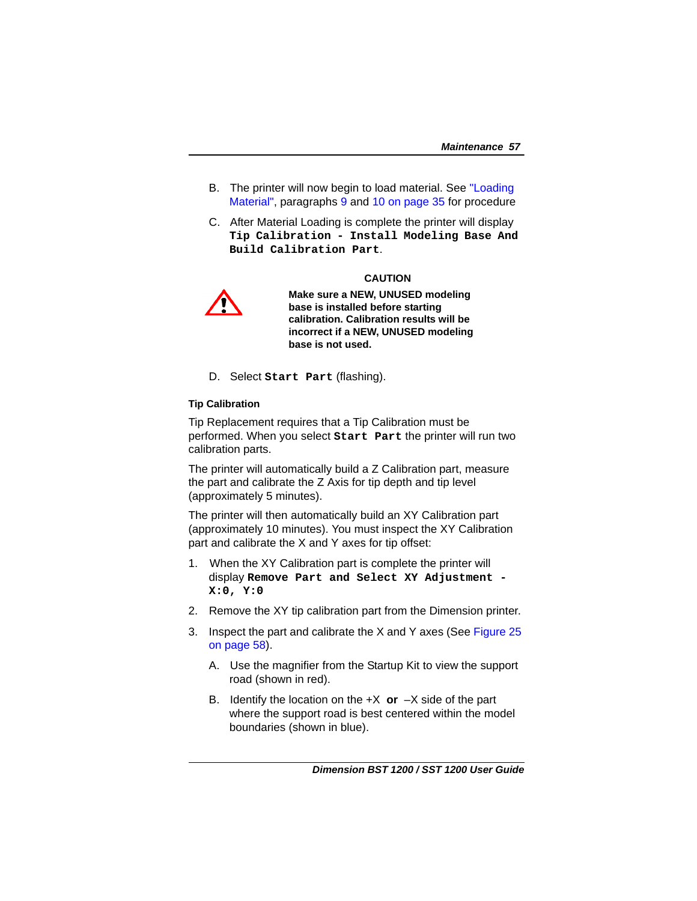B. The printer will now begin to load material. See "Loading Material", paragraphs 9 and 10 on page 35 for procedure

C. After Material Loading is complete the printer will display **`Tip Calibration - Install Modeling Base And Build Calibration Part`**.

**CAUTION**

**Make sure a NEW, UNUSED modeling base is installed before starting calibration. Calibration results will be incorrect if a NEW, UNUSED modeling base is not used.**

D. Select **`Start Part`** (flashing).

#### Tip Calibration

Tip Replacement requires that a Tip Calibration must be performed. When you select **`Start Part`** the printer will run two calibration parts.

The printer will automatically build a Z Calibration part, measure the part and calibrate the Z Axis for tip depth and tip level (approximately 5 minutes).

The printer will then automatically build an XY Calibration part (approximately 10 minutes). You must inspect the XY Calibration part and calibrate the X and Y axes for tip offset:

1. When the XY Calibration part is complete the printer will display **`Remove Part and Select XY Adjustment - X:0, Y:0`**
2. Remove the XY tip calibration part from the Dimension printer.
3. Inspect the part and calibrate the X and Y axes (See Figure 25 on page 58).

   A. Use the magnifier from the Startup Kit to view the support road (shown in red).

   B. Identify the location on the +X **or** –X side of the part where the support road is best centered within the model boundaries (shown in blue).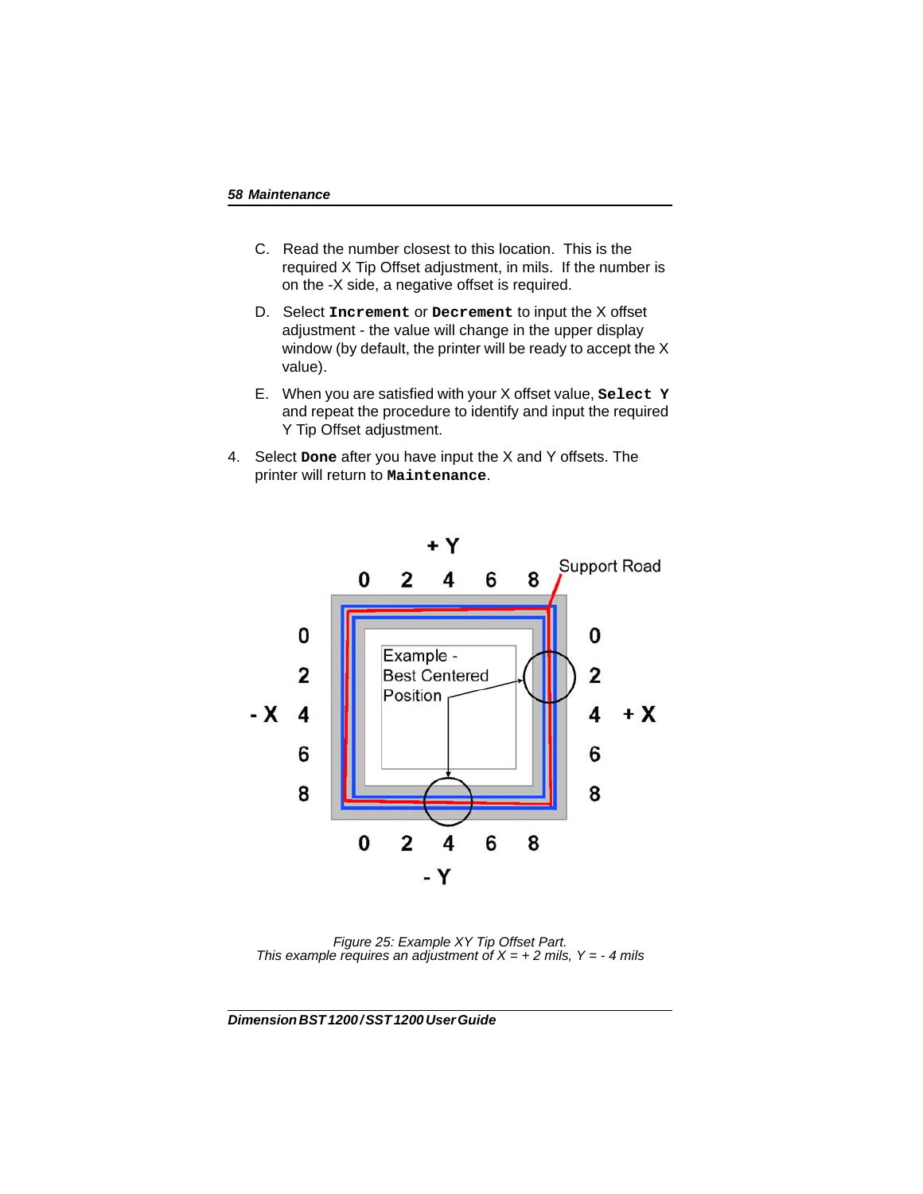C. Read the number closest to this location. This is the required X Tip Offset adjustment, in mils. If the number is on the -X side, a negative offset is required.

D. Select **`Increment`** or **`Decrement`** to input the X offset adjustment - the value will change in the upper display window (by default, the printer will be ready to accept the X value).

E. When you are satisfied with your X offset value, **`Select Y`** and repeat the procedure to identify and input the required Y Tip Offset adjustment.

4. Select **`Done`** after you have input the X and Y offsets. The printer will return to **`Maintenance`**.

*Figure 25: Example XY Tip Offset Part.*
*This example requires an adjustment of X = + 2 mils, Y = - 4 mils*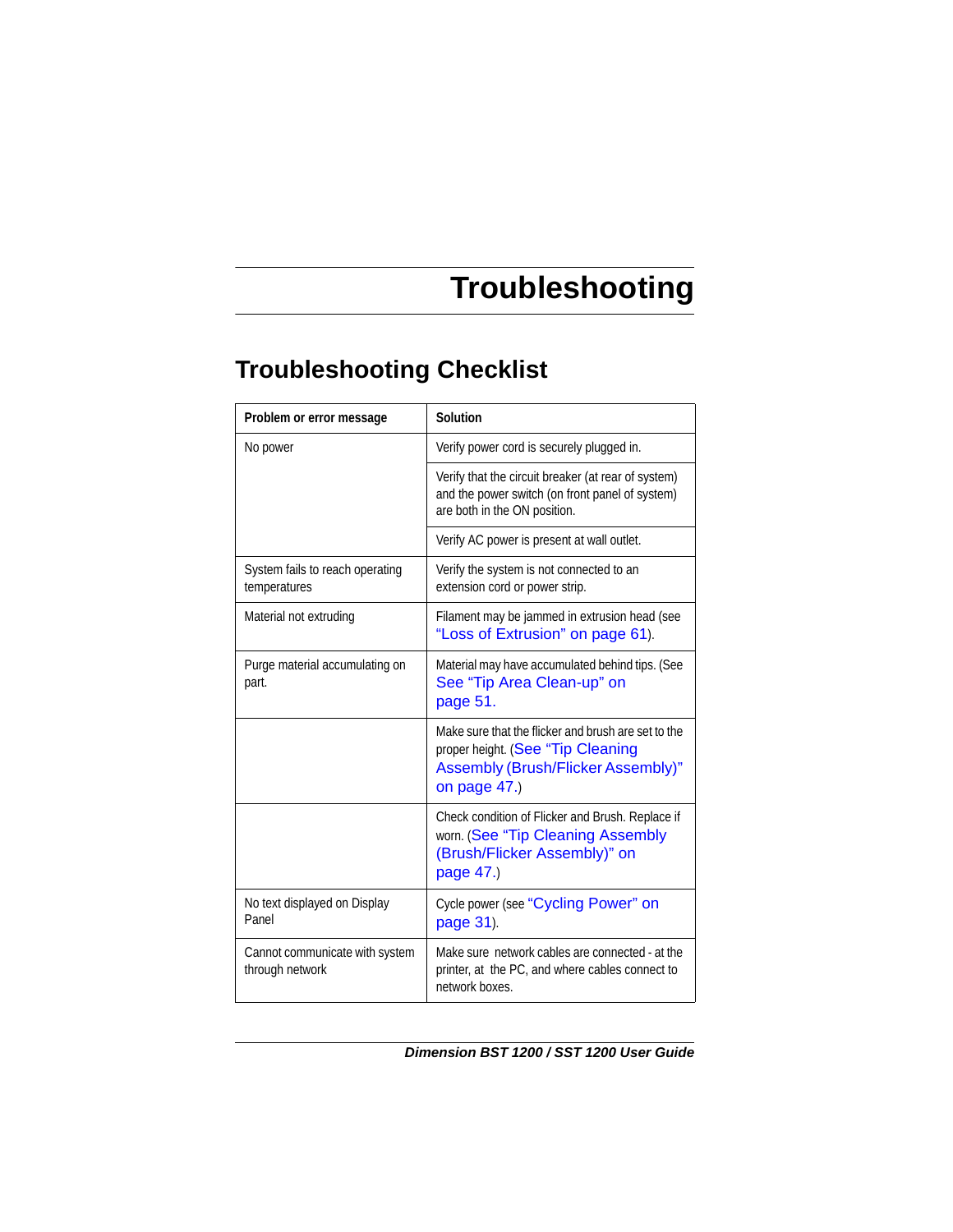# Troubleshooting

## Troubleshooting Checklist

| Problem or error message | Solution |
|---|---|
| No power | Verify power cord is securely plugged in. |
| | Verify that the circuit breaker (at rear of system) and the power switch (on front panel of system) are both in the ON position. |
| | Verify AC power is present at wall outlet. |
| System fails to reach operating temperatures | Verify the system is not connected to an extension cord or power strip. |
| Material not extruding | Filament may be jammed in extrusion head (see “Loss of Extrusion” on page 61). |
| Purge material accumulating on part. | Material may have accumulated behind tips. (See See “Tip Area Clean-up” on page 51. |
| | Make sure that the flicker and brush are set to the proper height. (See “Tip Cleaning Assembly (Brush/Flicker Assembly)” on page 47.) |
| | Check condition of Flicker and Brush. Replace if worn. (See “Tip Cleaning Assembly (Brush/Flicker Assembly)” on page 47.) |
| No text displayed on Display Panel | Cycle power (see “Cycling Power” on page 31). |
| Cannot communicate with system through network | Make sure network cables are connected - at the printer, at the PC, and where cables connect to network boxes. |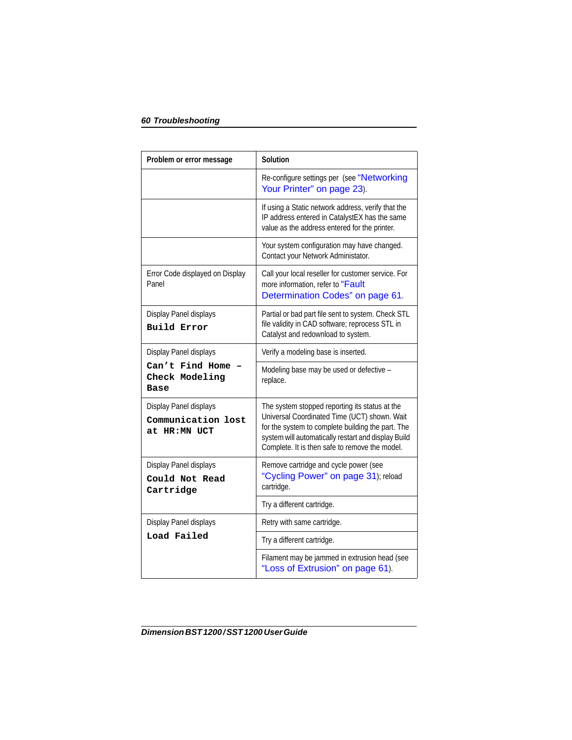| Problem or error message | Solution |
|---|---|
| | Re-configure settings per (see "Networking Your Printer" on page 23). |
| | If using a Static network address, verify that the IP address entered in CatalystEX has the same value as the address entered for the printer. |
| | Your system configuration may have changed. Contact your Network Administator. |
| Error Code displayed on Display Panel | Call your local reseller for customer service. For more information, refer to "Fault Determination Codes" on page 61. |
| Display Panel displays **Build Error** | Partial or bad part file sent to system. Check STL file validity in CAD software; reprocess STL in Catalyst and redownload to system. |
| Display Panel displays **Can't Find Home – Check Modeling Base** | Verify a modeling base is inserted. |
| | Modeling base may be used or defective – replace. |
| Display Panel displays **Communication lost at HR:MN UCT** | The system stopped reporting its status at the Universal Coordinated Time (UCT) shown. Wait for the system to complete building the part. The system will automatically restart and display Build Complete. It is then safe to remove the model. |
| Display Panel displays **Could Not Read Cartridge** | Remove cartridge and cycle power (see "Cycling Power" on page 31); reload cartridge. |
| | Try a different cartridge. |
| Display Panel displays **Load Failed** | Retry with same cartridge. |
| | Try a different cartridge. |
| | Filament may be jammed in extrusion head (see "Loss of Extrusion" on page 61). |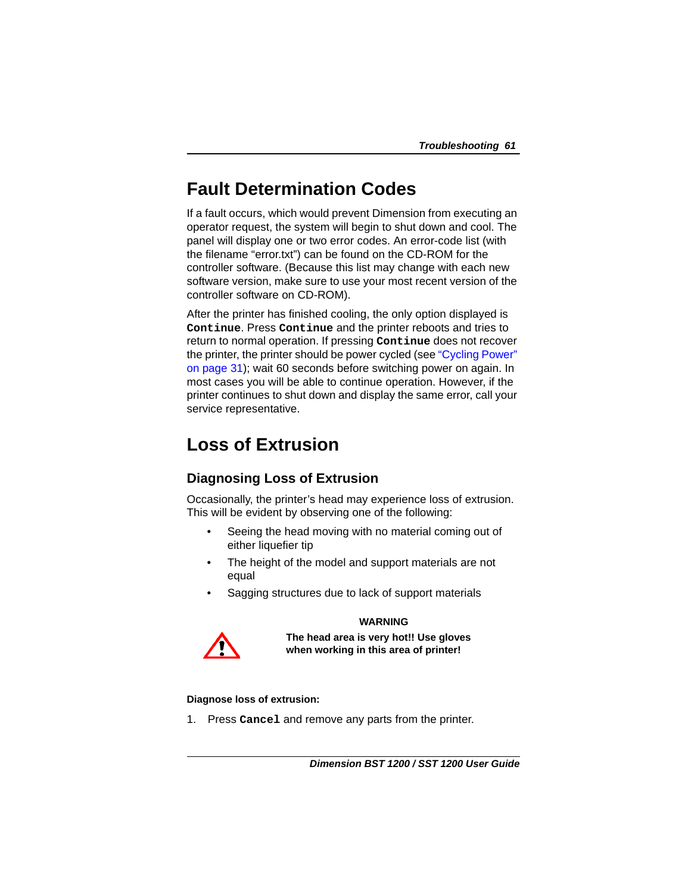# Fault Determination Codes

If a fault occurs, which would prevent Dimension from executing an operator request, the system will begin to shut down and cool. The panel will display one or two error codes. An error-code list (with the filename "error.txt") can be found on the CD-ROM for the controller software. (Because this list may change with each new software version, make sure to use your most recent version of the controller software on CD-ROM).

After the printer has finished cooling, the only option displayed is **`Continue`**. Press **`Continue`** and the printer reboots and tries to return to normal operation. If pressing **`Continue`** does not recover the printer, the printer should be power cycled (see "Cycling Power" on page 31); wait 60 seconds before switching power on again. In most cases you will be able to continue operation. However, if the printer continues to shut down and display the same error, call your service representative.

# Loss of Extrusion

## Diagnosing Loss of Extrusion

Occasionally, the printer's head may experience loss of extrusion. This will be evident by observing one of the following:

- Seeing the head moving with no material coming out of either liquefier tip
- The height of the model and support materials are not equal
- Sagging structures due to lack of support materials

**WARNING**

**The head area is very hot!! Use gloves when working in this area of printer!**

**Diagnose loss of extrusion:**

1. Press **`Cancel`** and remove any parts from the printer.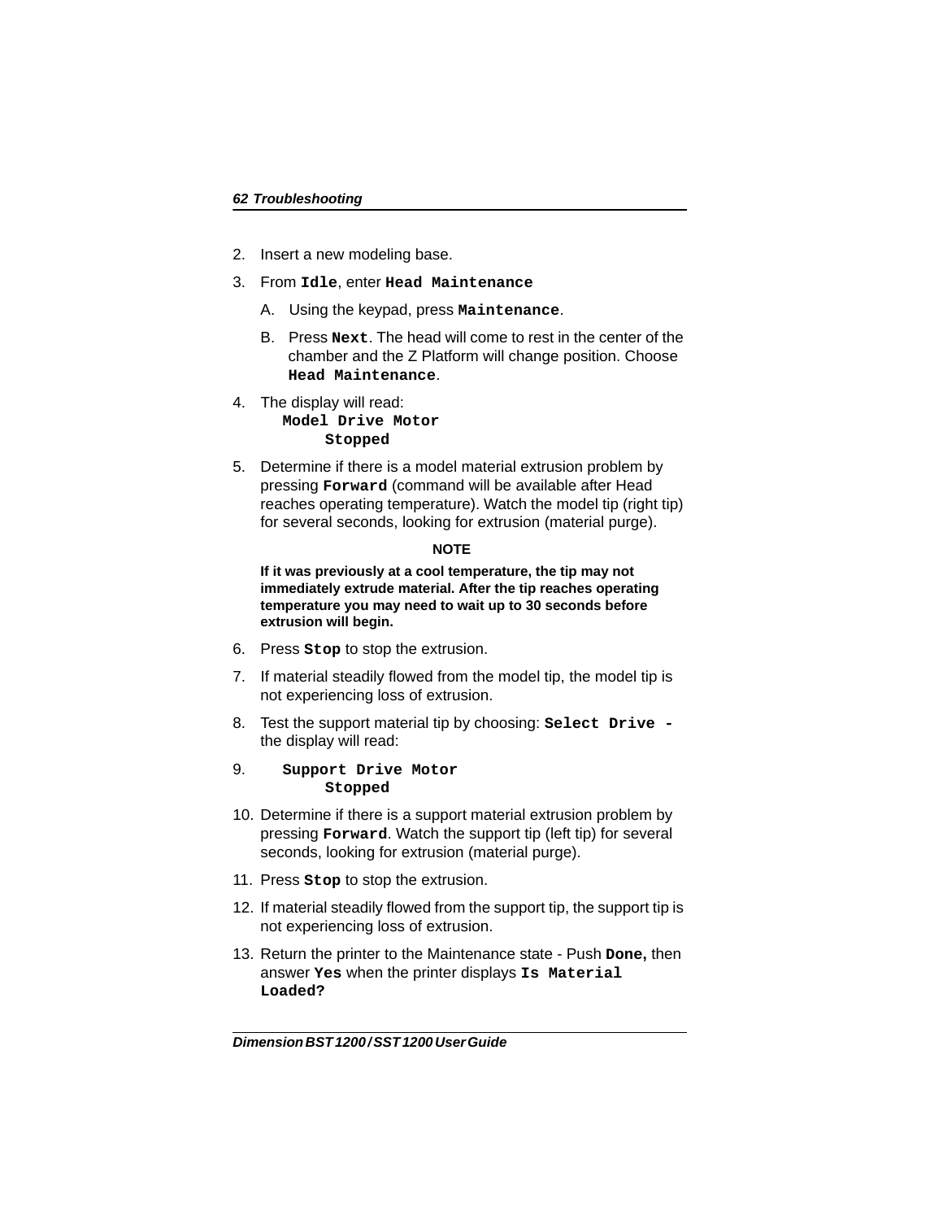2. Insert a new modeling base.

3. From **`Idle`**, enter **`Head Maintenance`**

   A. Using the keypad, press **`Maintenance`**.

   B. Press **`Next`**. The head will come to rest in the center of the chamber and the Z Platform will change position. Choose **`Head Maintenance`**.

4. The display will read:

   **`Model Drive Motor`**
   **`Stopped`**

5. Determine if there is a model material extrusion problem by pressing **`Forward`** (command will be available after Head reaches operating temperature). Watch the model tip (right tip) for several seconds, looking for extrusion (material purge).

**NOTE**

**If it was previously at a cool temperature, the tip may not immediately extrude material. After the tip reaches operating temperature you may need to wait up to 30 seconds before extrusion will begin.**

6. Press **`Stop`** to stop the extrusion.

7. If material steadily flowed from the model tip, the model tip is not experiencing loss of extrusion.

8. Test the support material tip by choosing: **`Select Drive -`** the display will read:

9. **`Support Drive Motor`**
   **`Stopped`**

10. Determine if there is a support material extrusion problem by pressing **`Forward`**. Watch the support tip (left tip) for several seconds, looking for extrusion (material purge).

11. Press **`Stop`** to stop the extrusion.

12. If material steadily flowed from the support tip, the support tip is not experiencing loss of extrusion.

13. Return the printer to the Maintenance state - Push **`Done,`** then answer **`Yes`** when the printer displays **`Is Material Loaded?`**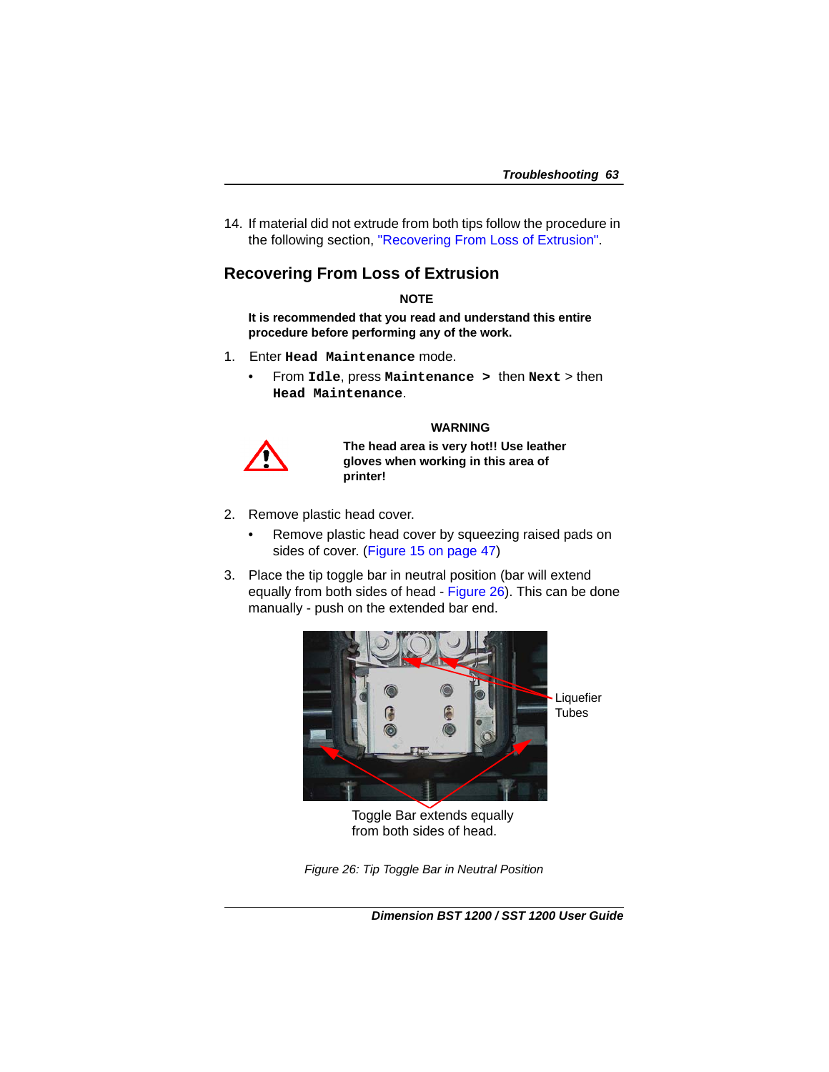14. If material did not extrude from both tips follow the procedure in the following section, "Recovering From Loss of Extrusion".

## Recovering From Loss of Extrusion

**NOTE**

**It is recommended that you read and understand this entire procedure before performing any of the work.**

1. Enter **Head Maintenance** mode.
   - From **Idle**, press **Maintenance >** then **Next** > then **Head Maintenance**.

**WARNING**

**The head area is very hot!! Use leather gloves when working in this area of printer!**

2. Remove plastic head cover.
   - Remove plastic head cover by squeezing raised pads on sides of cover. (Figure 15 on page 47)

3. Place the tip toggle bar in neutral position (bar will extend equally from both sides of head - Figure 26). This can be done manually - push on the extended bar end.

Liquefier Tubes

Toggle Bar extends equally from both sides of head.

*Figure 26: Tip Toggle Bar in Neutral Position*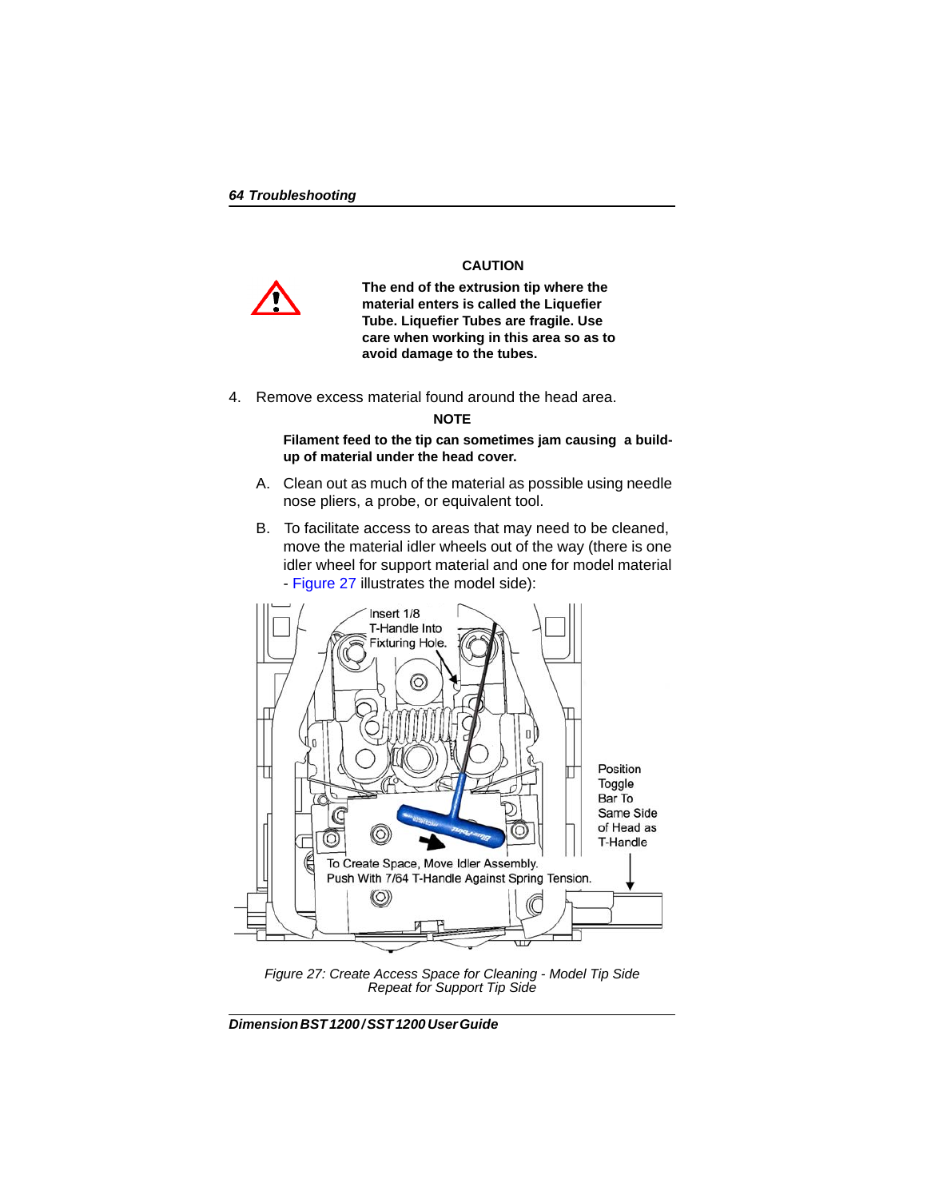**CAUTION**

**The end of the extrusion tip where the material enters is called the Liquefier Tube. Liquefier Tubes are fragile. Use care when working in this area so as to avoid damage to the tubes.**

4. Remove excess material found around the head area.

**NOTE**

**Filament feed to the tip can sometimes jam causing a build-up of material under the head cover.**

A. Clean out as much of the material as possible using needle nose pliers, a probe, or equivalent tool.

B. To facilitate access to areas that may need to be cleaned, move the material idler wheels out of the way (there is one idler wheel for support material and one for model material - Figure 27 illustrates the model side):

*Figure 27: Create Access Space for Cleaning - Model Tip Side Repeat for Support Tip Side*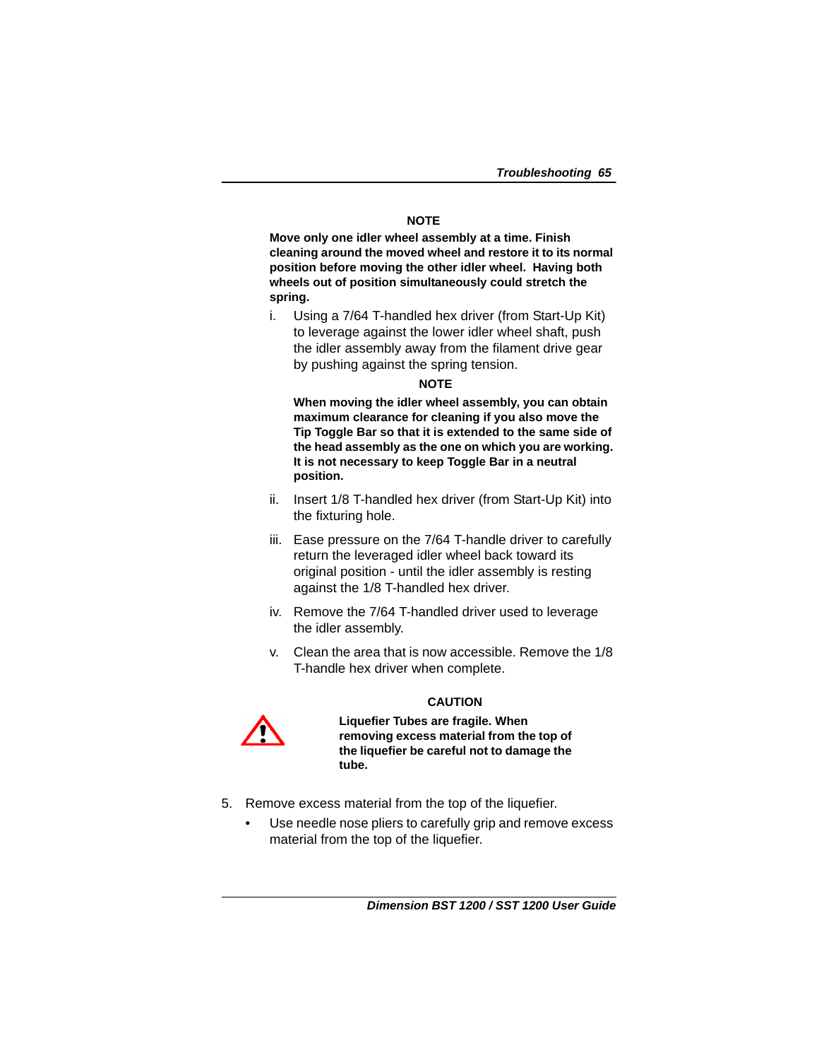**NOTE**

**Move only one idler wheel assembly at a time. Finish cleaning around the moved wheel and restore it to its normal position before moving the other idler wheel. Having both wheels out of position simultaneously could stretch the spring.**

i. Using a 7/64 T-handled hex driver (from Start-Up Kit) to leverage against the lower idler wheel shaft, push the idler assembly away from the filament drive gear by pushing against the spring tension.

**NOTE**

**When moving the idler wheel assembly, you can obtain maximum clearance for cleaning if you also move the Tip Toggle Bar so that it is extended to the same side of the head assembly as the one on which you are working. It is not necessary to keep Toggle Bar in a neutral position.**

ii. Insert 1/8 T-handled hex driver (from Start-Up Kit) into the fixturing hole.

iii. Ease pressure on the 7/64 T-handle driver to carefully return the leveraged idler wheel back toward its original position - until the idler assembly is resting against the 1/8 T-handled hex driver.

iv. Remove the 7/64 T-handled driver used to leverage the idler assembly.

v. Clean the area that is now accessible. Remove the 1/8 T-handle hex driver when complete.

**CAUTION**

**Liquefier Tubes are fragile. When removing excess material from the top of the liquefier be careful not to damage the tube.**

5. Remove excess material from the top of the liquefier.
   - Use needle nose pliers to carefully grip and remove excess material from the top of the liquefier.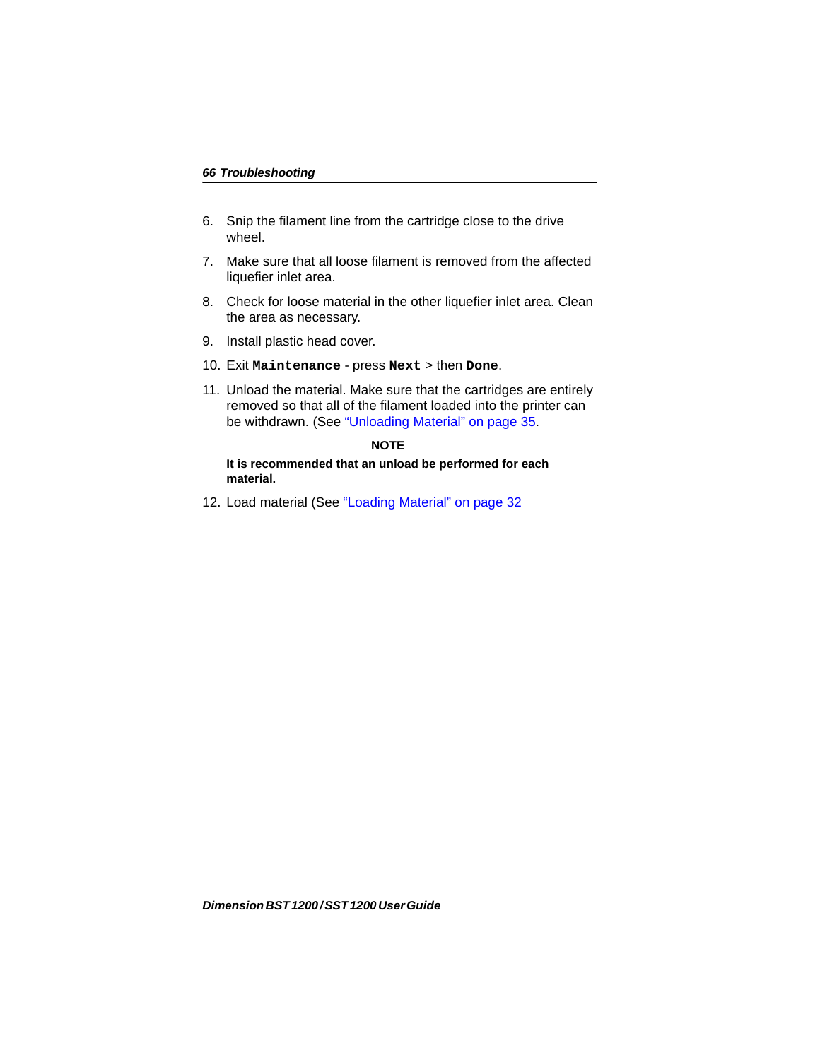6. Snip the filament line from the cartridge close to the drive wheel.
7. Make sure that all loose filament is removed from the affected liquefier inlet area.
8. Check for loose material in the other liquefier inlet area. Clean the area as necessary.
9. Install plastic head cover.
10. Exit **Maintenance** - press **Next** > then **Done**.
11. Unload the material. Make sure that the cartridges are entirely removed so that all of the filament loaded into the printer can be withdrawn. (See “Unloading Material” on page 35.

**NOTE**

**It is recommended that an unload be performed for each material.**

12. Load material (See “Loading Material” on page 32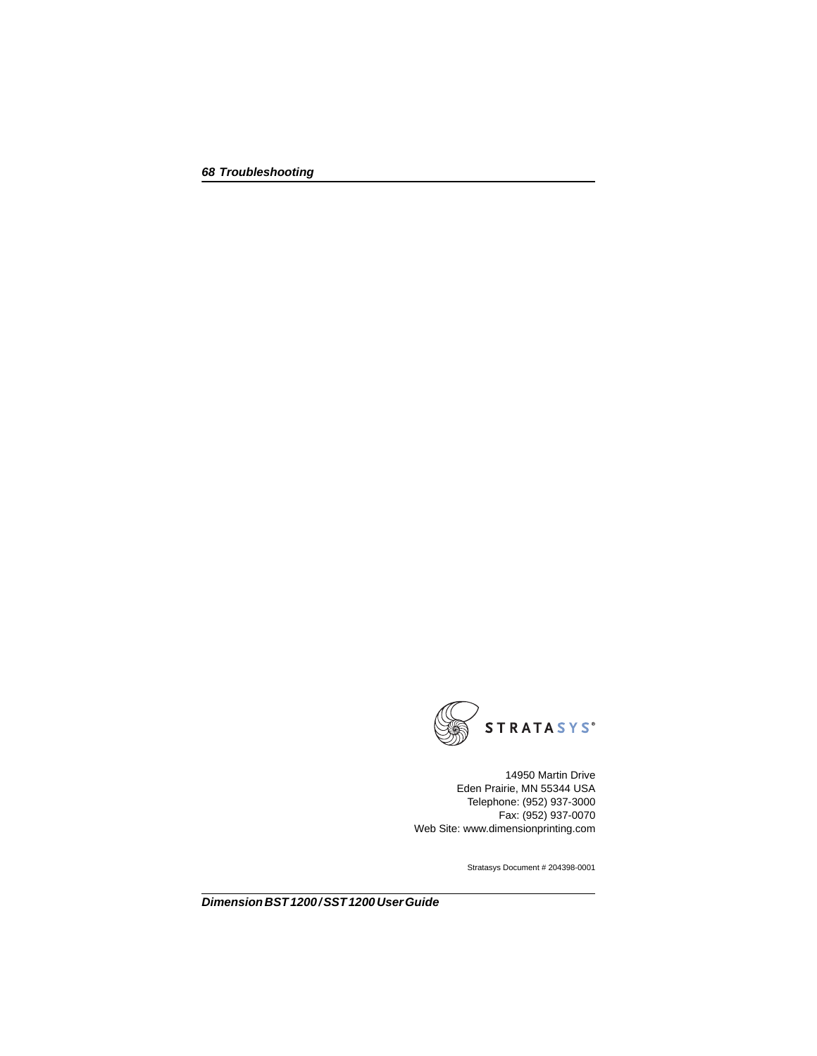STRATASYS®

14950 Martin Drive
Eden Prairie, MN 55344 USA
Telephone: (952) 937-3000
Fax: (952) 937-0070
Web Site: www.dimensionprinting.com

Stratasys Document # 204398-0001